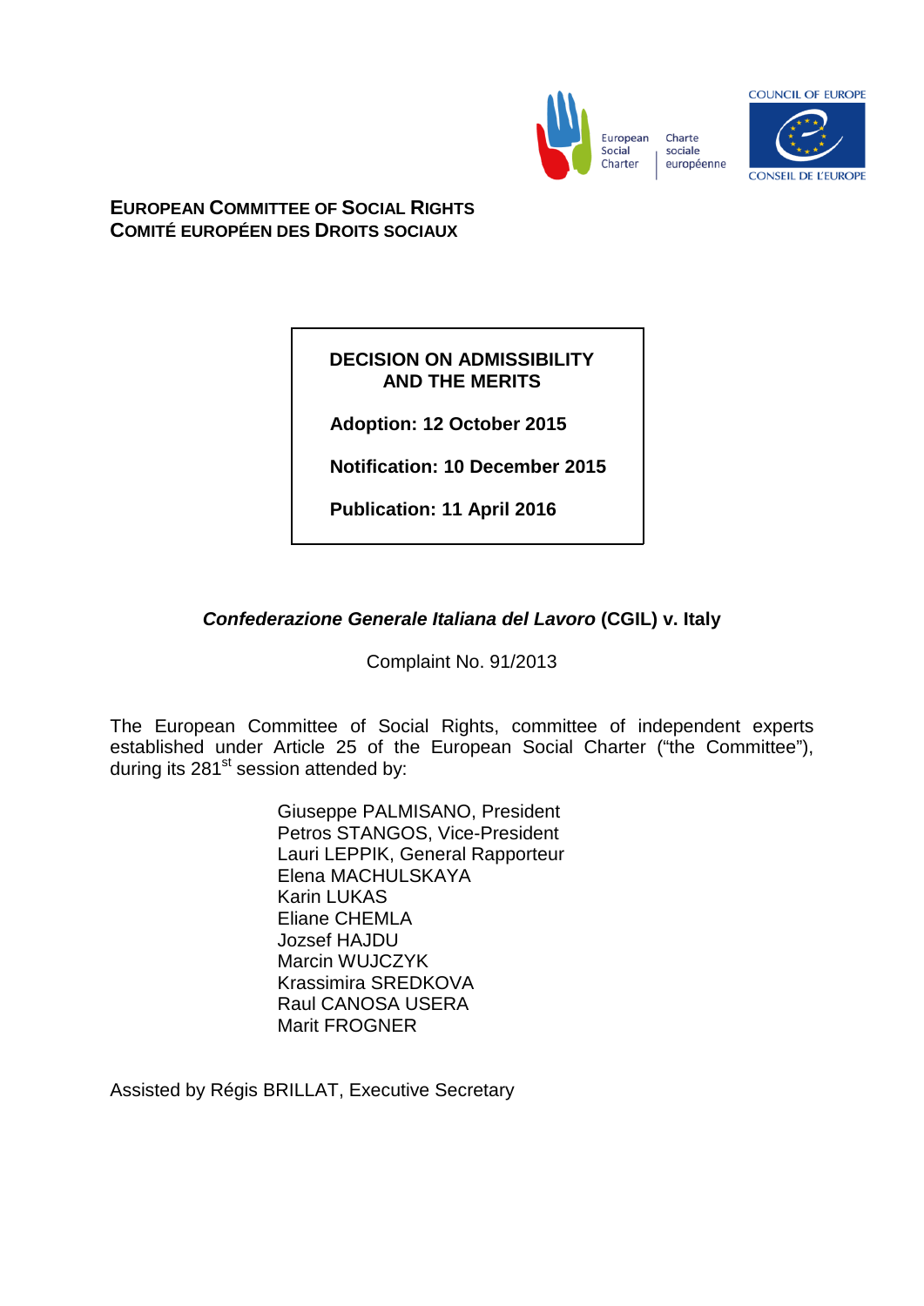European Social Charter | Charte sociale européenne

COUNCIL OF EUROPE

CONSEIL DE L'EUROPE

**EUROPEAN COMMITTEE OF SOCIAL RIGHTS**
**COMITÉ EUROPÉEN DES DROITS SOCIAUX**

**DECISION ON ADMISSIBILITY AND THE MERITS**

**Adoption: 12 October 2015**

**Notification: 10 December 2015**

**Publication: 11 April 2016**

# *Confederazione Generale Italiana del Lavoro* (CGIL) v. Italy

Complaint No. 91/2013

The European Committee of Social Rights, committee of independent experts established under Article 25 of the European Social Charter ("the Committee"), during its 281st session attended by:

Giuseppe PALMISANO, President
Petros STANGOS, Vice-President
Lauri LEPPIK, General Rapporteur
Elena MACHULSKAYA
Karin LUKAS
Eliane CHEMLA
Jozsef HAJDU
Marcin WUJCZYK
Krassimira SREDKOVA
Raul CANOSA USERA
Marit FROGNER

Assisted by Régis BRILLAT, Executive Secretary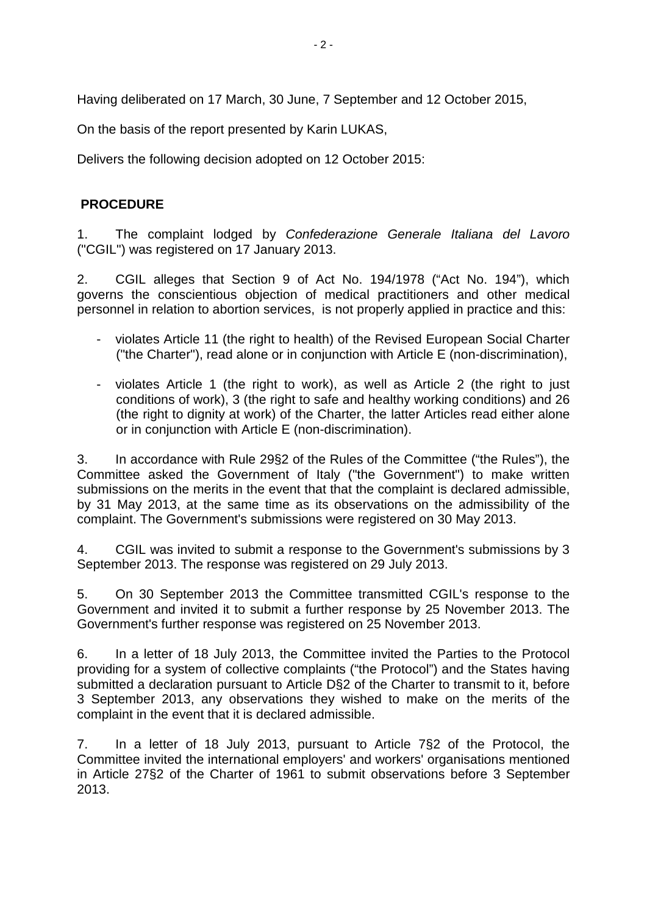Having deliberated on 17 March, 30 June, 7 September and 12 October 2015,

On the basis of the report presented by Karin LUKAS,

Delivers the following decision adopted on 12 October 2015:

## PROCEDURE

1. The complaint lodged by *Confederazione Generale Italiana del Lavoro* ("CGIL") was registered on 17 January 2013.

2. CGIL alleges that Section 9 of Act No. 194/1978 ("Act No. 194"), which governs the conscientious objection of medical practitioners and other medical personnel in relation to abortion services, is not properly applied in practice and this:

- violates Article 11 (the right to health) of the Revised European Social Charter ("the Charter"), read alone or in conjunction with Article E (non-discrimination),

- violates Article 1 (the right to work), as well as Article 2 (the right to just conditions of work), 3 (the right to safe and healthy working conditions) and 26 (the right to dignity at work) of the Charter, the latter Articles read either alone or in conjunction with Article E (non-discrimination).

3. In accordance with Rule 29§2 of the Rules of the Committee ("the Rules"), the Committee asked the Government of Italy ("the Government") to make written submissions on the merits in the event that that the complaint is declared admissible, by 31 May 2013, at the same time as its observations on the admissibility of the complaint. The Government's submissions were registered on 30 May 2013.

4. CGIL was invited to submit a response to the Government's submissions by 3 September 2013. The response was registered on 29 July 2013.

5. On 30 September 2013 the Committee transmitted CGIL's response to the Government and invited it to submit a further response by 25 November 2013. The Government's further response was registered on 25 November 2013.

6. In a letter of 18 July 2013, the Committee invited the Parties to the Protocol providing for a system of collective complaints ("the Protocol") and the States having submitted a declaration pursuant to Article D§2 of the Charter to transmit to it, before 3 September 2013, any observations they wished to make on the merits of the complaint in the event that it is declared admissible.

7. In a letter of 18 July 2013, pursuant to Article 7§2 of the Protocol, the Committee invited the international employers' and workers' organisations mentioned in Article 27§2 of the Charter of 1961 to submit observations before 3 September 2013.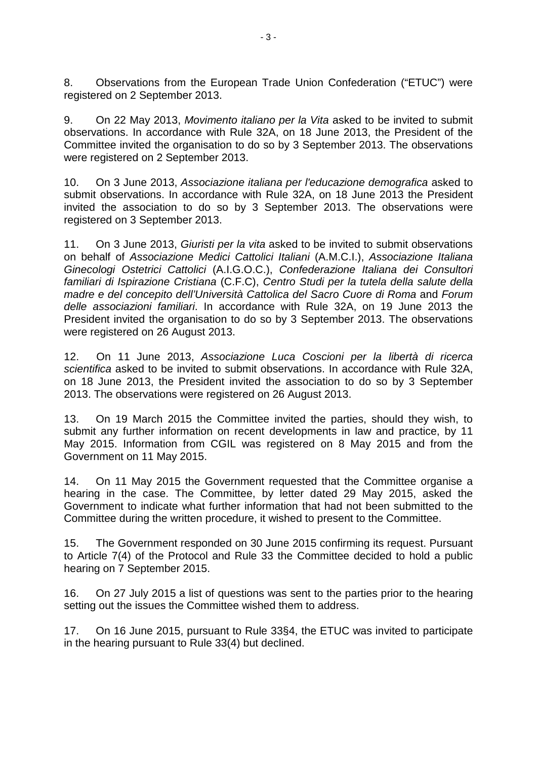8. Observations from the European Trade Union Confederation ("ETUC") were registered on 2 September 2013.

9. On 22 May 2013, *Movimento italiano per la Vita* asked to be invited to submit observations. In accordance with Rule 32A, on 18 June 2013, the President of the Committee invited the organisation to do so by 3 September 2013. The observations were registered on 2 September 2013.

10. On 3 June 2013, *Associazione italiana per l'educazione demografica* asked to submit observations. In accordance with Rule 32A, on 18 June 2013 the President invited the association to do so by 3 September 2013. The observations were registered on 3 September 2013.

11. On 3 June 2013, *Giuristi per la vita* asked to be invited to submit observations on behalf of *Associazione Medici Cattolici Italiani* (A.M.C.I.), *Associazione Italiana Ginecologi Ostetrici Cattolici* (A.I.G.O.C.), *Confederazione Italiana dei Consultori familiari di Ispirazione Cristiana* (C.F.C), *Centro Studi per la tutela della salute della madre e del concepito dell'Università Cattolica del Sacro Cuore di Roma* and *Forum delle associazioni familiari*. In accordance with Rule 32A, on 19 June 2013 the President invited the organisation to do so by 3 September 2013. The observations were registered on 26 August 2013.

12. On 11 June 2013, *Associazione Luca Coscioni per la libertà di ricerca scientifica* asked to be invited to submit observations. In accordance with Rule 32A, on 18 June 2013, the President invited the association to do so by 3 September 2013. The observations were registered on 26 August 2013.

13. On 19 March 2015 the Committee invited the parties, should they wish, to submit any further information on recent developments in law and practice, by 11 May 2015. Information from CGIL was registered on 8 May 2015 and from the Government on 11 May 2015.

14. On 11 May 2015 the Government requested that the Committee organise a hearing in the case. The Committee, by letter dated 29 May 2015, asked the Government to indicate what further information that had not been submitted to the Committee during the written procedure, it wished to present to the Committee.

15. The Government responded on 30 June 2015 confirming its request. Pursuant to Article 7(4) of the Protocol and Rule 33 the Committee decided to hold a public hearing on 7 September 2015.

16. On 27 July 2015 a list of questions was sent to the parties prior to the hearing setting out the issues the Committee wished them to address.

17. On 16 June 2015, pursuant to Rule 33§4, the ETUC was invited to participate in the hearing pursuant to Rule 33(4) but declined.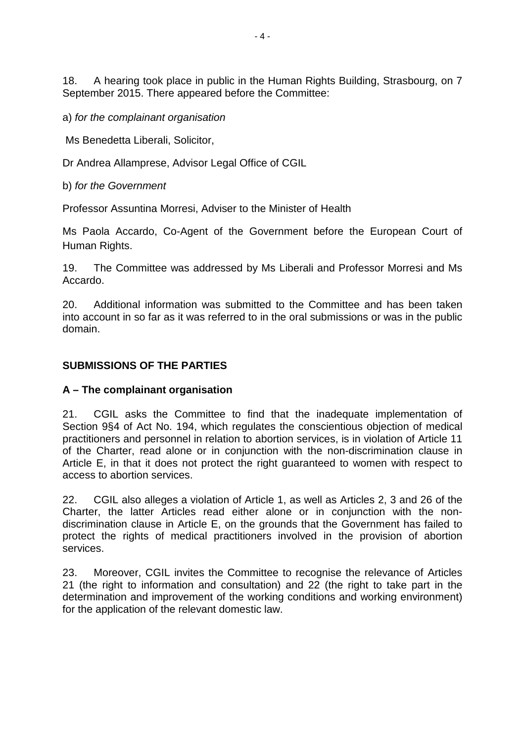18. A hearing took place in public in the Human Rights Building, Strasbourg, on 7 September 2015. There appeared before the Committee:

a) *for the complainant organisation*

Ms Benedetta Liberali, Solicitor,

Dr Andrea Allamprese, Advisor Legal Office of CGIL

b) *for the Government*

Professor Assuntina Morresi, Adviser to the Minister of Health

Ms Paola Accardo, Co-Agent of the Government before the European Court of Human Rights.

19. The Committee was addressed by Ms Liberali and Professor Morresi and Ms Accardo.

20. Additional information was submitted to the Committee and has been taken into account in so far as it was referred to in the oral submissions or was in the public domain.

## SUBMISSIONS OF THE PARTIES

### A – The complainant organisation

21. CGIL asks the Committee to find that the inadequate implementation of Section 9§4 of Act No. 194, which regulates the conscientious objection of medical practitioners and personnel in relation to abortion services, is in violation of Article 11 of the Charter, read alone or in conjunction with the non-discrimination clause in Article E, in that it does not protect the right guaranteed to women with respect to access to abortion services.

22. CGIL also alleges a violation of Article 1, as well as Articles 2, 3 and 26 of the Charter, the latter Articles read either alone or in conjunction with the non-discrimination clause in Article E, on the grounds that the Government has failed to protect the rights of medical practitioners involved in the provision of abortion services.

23. Moreover, CGIL invites the Committee to recognise the relevance of Articles 21 (the right to information and consultation) and 22 (the right to take part in the determination and improvement of the working conditions and working environment) for the application of the relevant domestic law.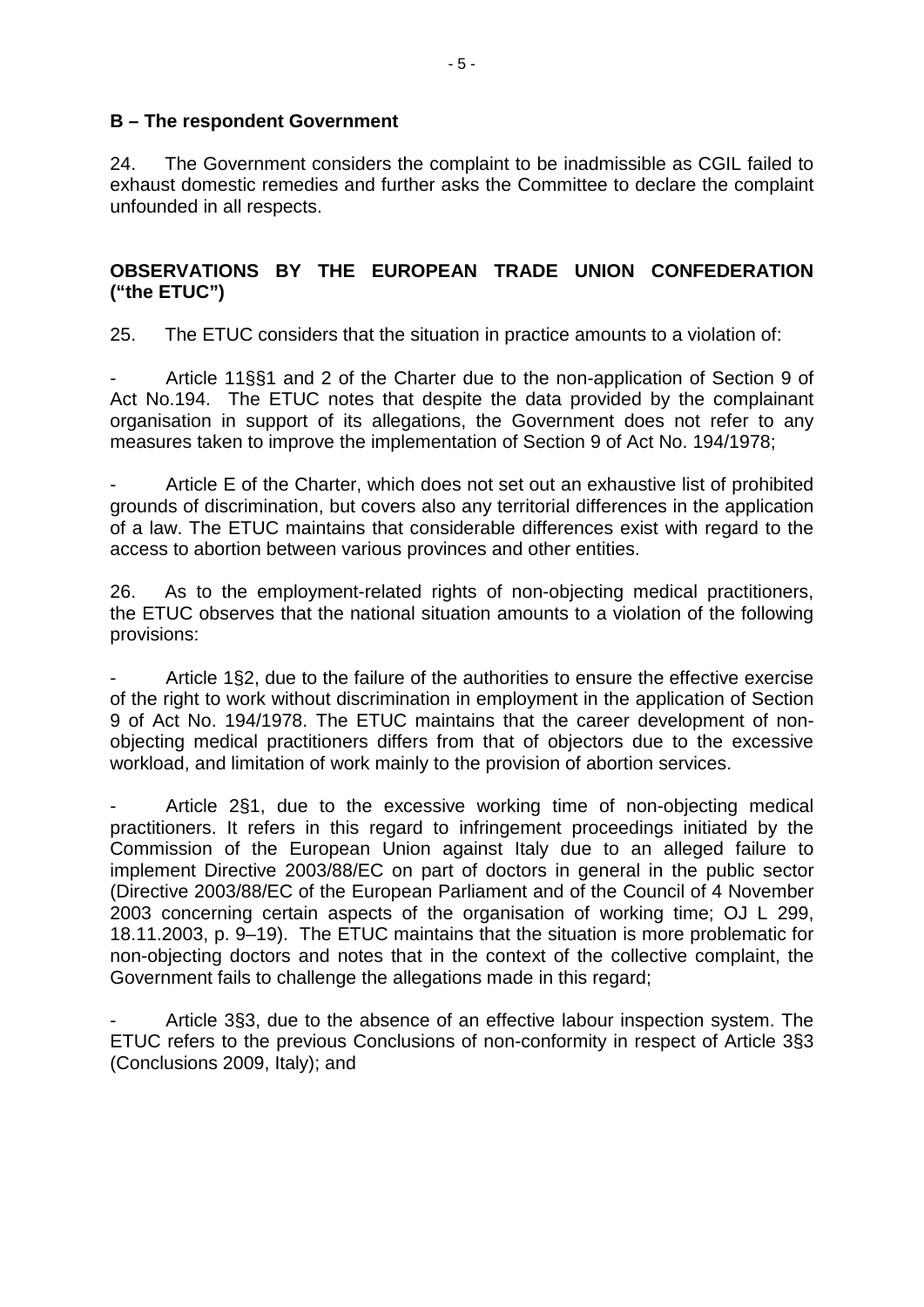**B – The respondent Government**

24. The Government considers the complaint to be inadmissible as CGIL failed to exhaust domestic remedies and further asks the Committee to declare the complaint unfounded in all respects.

**OBSERVATIONS BY THE EUROPEAN TRADE UNION CONFEDERATION ("the ETUC")**

25. The ETUC considers that the situation in practice amounts to a violation of:

- Article 11§§1 and 2 of the Charter due to the non-application of Section 9 of Act No.194. The ETUC notes that despite the data provided by the complainant organisation in support of its allegations, the Government does not refer to any measures taken to improve the implementation of Section 9 of Act No. 194/1978;

- Article E of the Charter, which does not set out an exhaustive list of prohibited grounds of discrimination, but covers also any territorial differences in the application of a law. The ETUC maintains that considerable differences exist with regard to the access to abortion between various provinces and other entities.

26. As to the employment-related rights of non-objecting medical practitioners, the ETUC observes that the national situation amounts to a violation of the following provisions:

- Article 1§2, due to the failure of the authorities to ensure the effective exercise of the right to work without discrimination in employment in the application of Section 9 of Act No. 194/1978. The ETUC maintains that the career development of non-objecting medical practitioners differs from that of objectors due to the excessive workload, and limitation of work mainly to the provision of abortion services.

- Article 2§1, due to the excessive working time of non-objecting medical practitioners. It refers in this regard to infringement proceedings initiated by the Commission of the European Union against Italy due to an alleged failure to implement Directive 2003/88/EC on part of doctors in general in the public sector (Directive 2003/88/EC of the European Parliament and of the Council of 4 November 2003 concerning certain aspects of the organisation of working time; OJ L 299, 18.11.2003, p. 9–19). The ETUC maintains that the situation is more problematic for non-objecting doctors and notes that in the context of the collective complaint, the Government fails to challenge the allegations made in this regard;

- Article 3§3, due to the absence of an effective labour inspection system. The ETUC refers to the previous Conclusions of non-conformity in respect of Article 3§3 (Conclusions 2009, Italy); and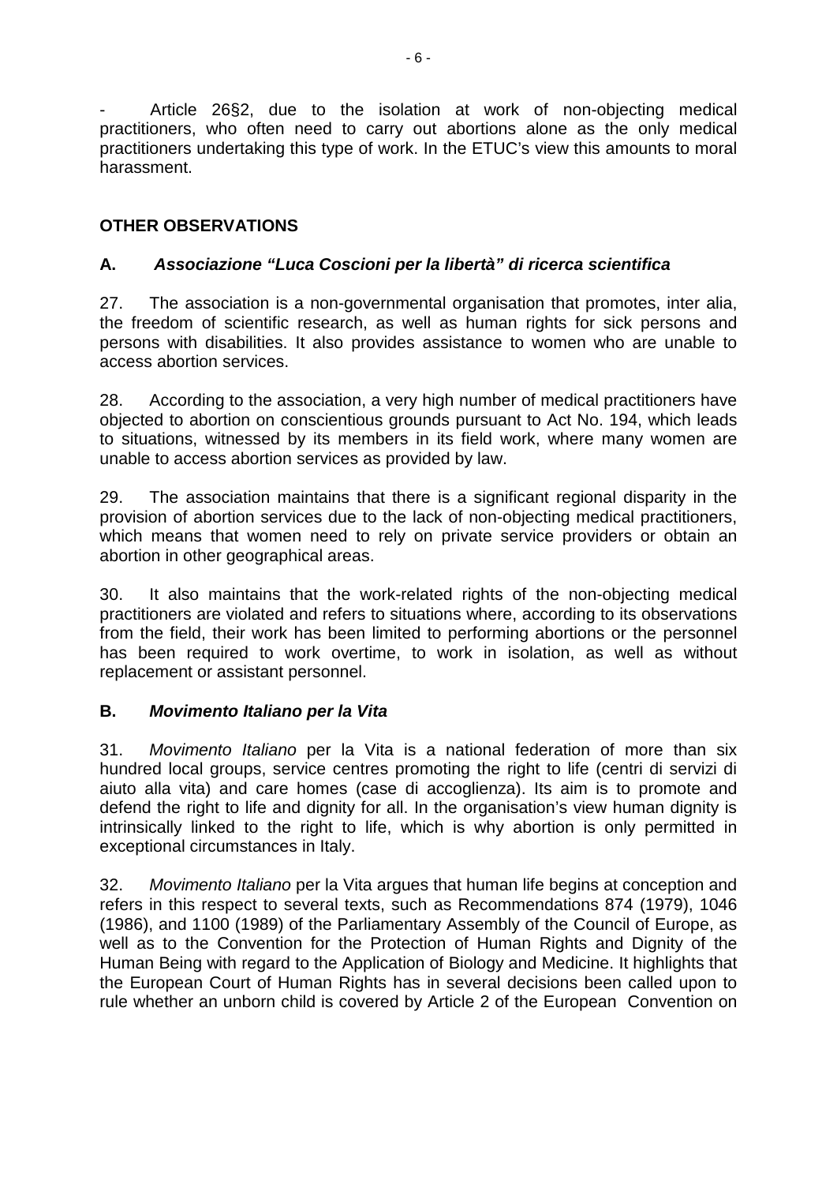- Article 26§2, due to the isolation at work of non-objecting medical practitioners, who often need to carry out abortions alone as the only medical practitioners undertaking this type of work. In the ETUC's view this amounts to moral harassment.

## OTHER OBSERVATIONS

### A. *Associazione "Luca Coscioni per la libertà" di ricerca scientifica*

27. The association is a non-governmental organisation that promotes, inter alia, the freedom of scientific research, as well as human rights for sick persons and persons with disabilities. It also provides assistance to women who are unable to access abortion services.

28. According to the association, a very high number of medical practitioners have objected to abortion on conscientious grounds pursuant to Act No. 194, which leads to situations, witnessed by its members in its field work, where many women are unable to access abortion services as provided by law.

29. The association maintains that there is a significant regional disparity in the provision of abortion services due to the lack of non-objecting medical practitioners, which means that women need to rely on private service providers or obtain an abortion in other geographical areas.

30. It also maintains that the work-related rights of the non-objecting medical practitioners are violated and refers to situations where, according to its observations from the field, their work has been limited to performing abortions or the personnel has been required to work overtime, to work in isolation, as well as without replacement or assistant personnel.

### B. *Movimento Italiano per la Vita*

31. *Movimento Italiano* per la Vita is a national federation of more than six hundred local groups, service centres promoting the right to life (centri di servizi di aiuto alla vita) and care homes (case di accoglienza). Its aim is to promote and defend the right to life and dignity for all. In the organisation's view human dignity is intrinsically linked to the right to life, which is why abortion is only permitted in exceptional circumstances in Italy.

32. *Movimento Italiano* per la Vita argues that human life begins at conception and refers in this respect to several texts, such as Recommendations 874 (1979), 1046 (1986), and 1100 (1989) of the Parliamentary Assembly of the Council of Europe, as well as to the Convention for the Protection of Human Rights and Dignity of the Human Being with regard to the Application of Biology and Medicine. It highlights that the European Court of Human Rights has in several decisions been called upon to rule whether an unborn child is covered by Article 2 of the European Convention on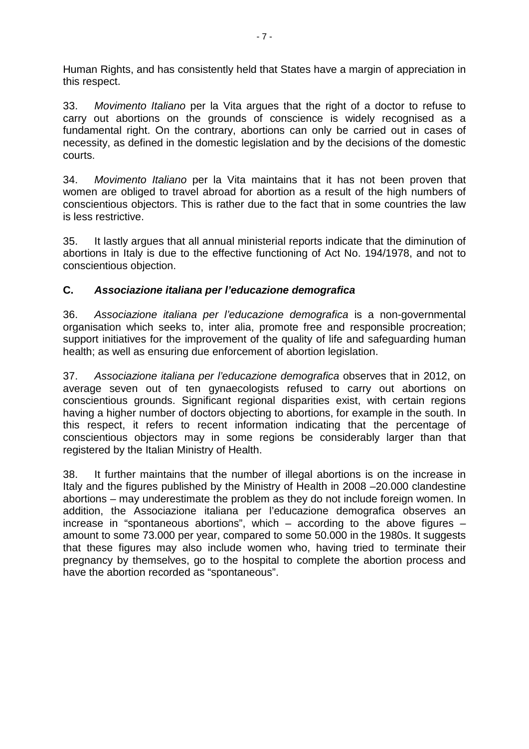Human Rights, and has consistently held that States have a margin of appreciation in this respect.

33. *Movimento Italiano* per la Vita argues that the right of a doctor to refuse to carry out abortions on the grounds of conscience is widely recognised as a fundamental right. On the contrary, abortions can only be carried out in cases of necessity, as defined in the domestic legislation and by the decisions of the domestic courts.

34. *Movimento Italiano* per la Vita maintains that it has not been proven that women are obliged to travel abroad for abortion as a result of the high numbers of conscientious objectors. This is rather due to the fact that in some countries the law is less restrictive.

35. It lastly argues that all annual ministerial reports indicate that the diminution of abortions in Italy is due to the effective functioning of Act No. 194/1978, and not to conscientious objection.

### C. *Associazione italiana per l'educazione demografica*

36. *Associazione italiana per l'educazione demografica* is a non-governmental organisation which seeks to, inter alia, promote free and responsible procreation; support initiatives for the improvement of the quality of life and safeguarding human health; as well as ensuring due enforcement of abortion legislation.

37. *Associazione italiana per l'educazione demografica* observes that in 2012, on average seven out of ten gynaecologists refused to carry out abortions on conscientious grounds. Significant regional disparities exist, with certain regions having a higher number of doctors objecting to abortions, for example in the south. In this respect, it refers to recent information indicating that the percentage of conscientious objectors may in some regions be considerably larger than that registered by the Italian Ministry of Health.

38. It further maintains that the number of illegal abortions is on the increase in Italy and the figures published by the Ministry of Health in 2008 –20.000 clandestine abortions – may underestimate the problem as they do not include foreign women. In addition, the Associazione italiana per l'educazione demografica observes an increase in "spontaneous abortions", which – according to the above figures – amount to some 73.000 per year, compared to some 50.000 in the 1980s. It suggests that these figures may also include women who, having tried to terminate their pregnancy by themselves, go to the hospital to complete the abortion process and have the abortion recorded as "spontaneous".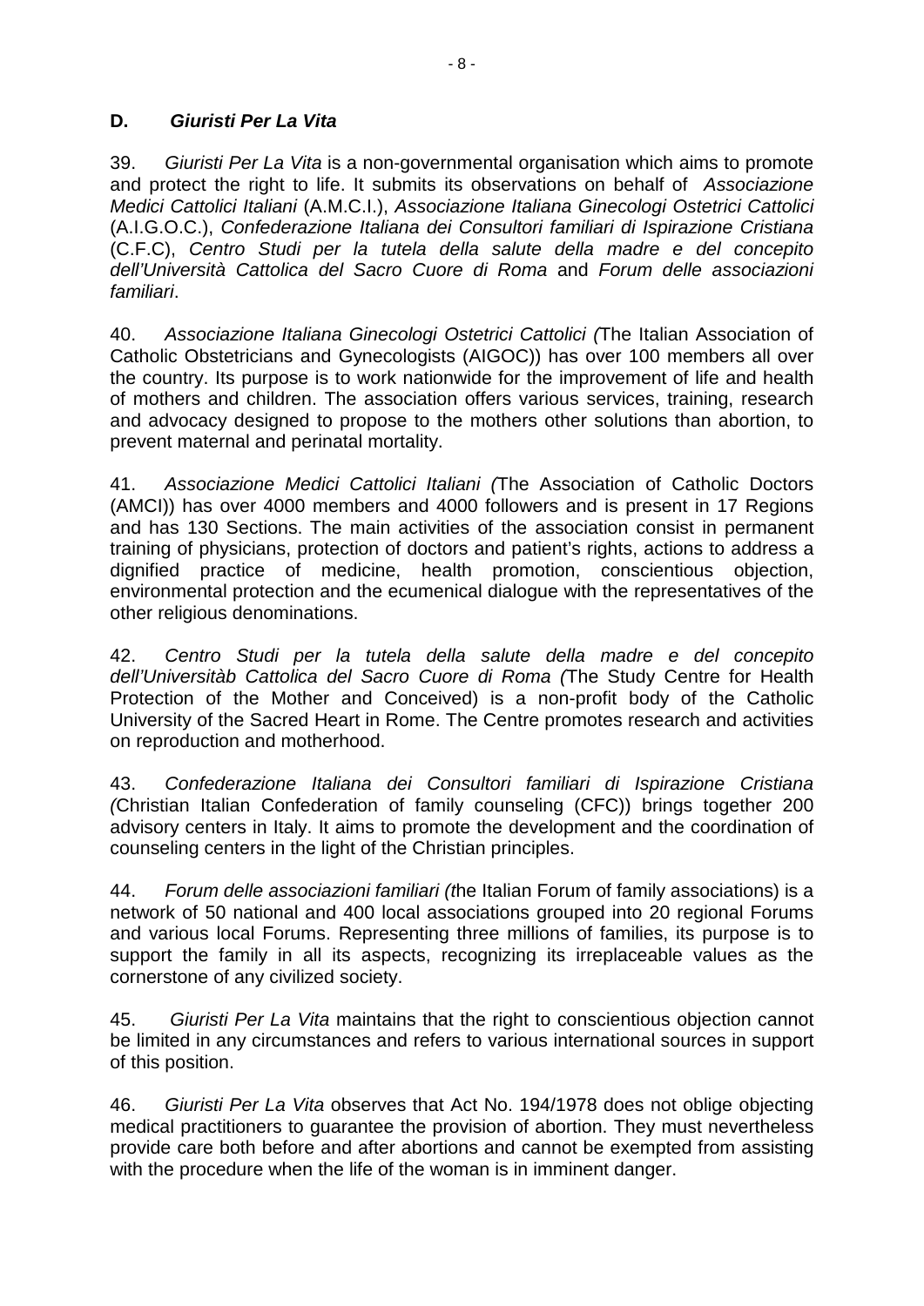## D. *Giuristi Per La Vita*

39. *Giuristi Per La Vita* is a non-governmental organisation which aims to promote and protect the right to life. It submits its observations on behalf of *Associazione Medici Cattolici Italiani* (A.M.C.I.), *Associazione Italiana Ginecologi Ostetrici Cattolici* (A.I.G.O.C.), *Confederazione Italiana dei Consultori familiari di Ispirazione Cristiana* (C.F.C), *Centro Studi per la tutela della salute della madre e del concepito dell'Università Cattolica del Sacro Cuore di Roma* and *Forum delle associazioni familiari*.

40. *Associazione Italiana Ginecologi Ostetrici Cattolici (*The Italian Association of Catholic Obstetricians and Gynecologists (AIGOC)) has over 100 members all over the country. Its purpose is to work nationwide for the improvement of life and health of mothers and children. The association offers various services, training, research and advocacy designed to propose to the mothers other solutions than abortion, to prevent maternal and perinatal mortality.

41. *Associazione Medici Cattolici Italiani (*The Association of Catholic Doctors (AMCI)) has over 4000 members and 4000 followers and is present in 17 Regions and has 130 Sections. The main activities of the association consist in permanent training of physicians, protection of doctors and patient's rights, actions to address a dignified practice of medicine, health promotion, conscientious objection, environmental protection and the ecumenical dialogue with the representatives of the other religious denominations.

42. *Centro Studi per la tutela della salute della madre e del concepito dell'Universitàb Cattolica del Sacro Cuore di Roma (*The Study Centre for Health Protection of the Mother and Conceived) is a non-profit body of the Catholic University of the Sacred Heart in Rome. The Centre promotes research and activities on reproduction and motherhood.

43. *Confederazione Italiana dei Consultori familiari di Ispirazione Cristiana (*Christian Italian Confederation of family counseling (CFC)) brings together 200 advisory centers in Italy. It aims to promote the development and the coordination of counseling centers in the light of the Christian principles.

44. *Forum delle associazioni familiari (t*he Italian Forum of family associations) is a network of 50 national and 400 local associations grouped into 20 regional Forums and various local Forums. Representing three millions of families, its purpose is to support the family in all its aspects, recognizing its irreplaceable values as the cornerstone of any civilized society.

45. *Giuristi Per La Vita* maintains that the right to conscientious objection cannot be limited in any circumstances and refers to various international sources in support of this position.

46. *Giuristi Per La Vita* observes that Act No. 194/1978 does not oblige objecting medical practitioners to guarantee the provision of abortion. They must nevertheless provide care both before and after abortions and cannot be exempted from assisting with the procedure when the life of the woman is in imminent danger.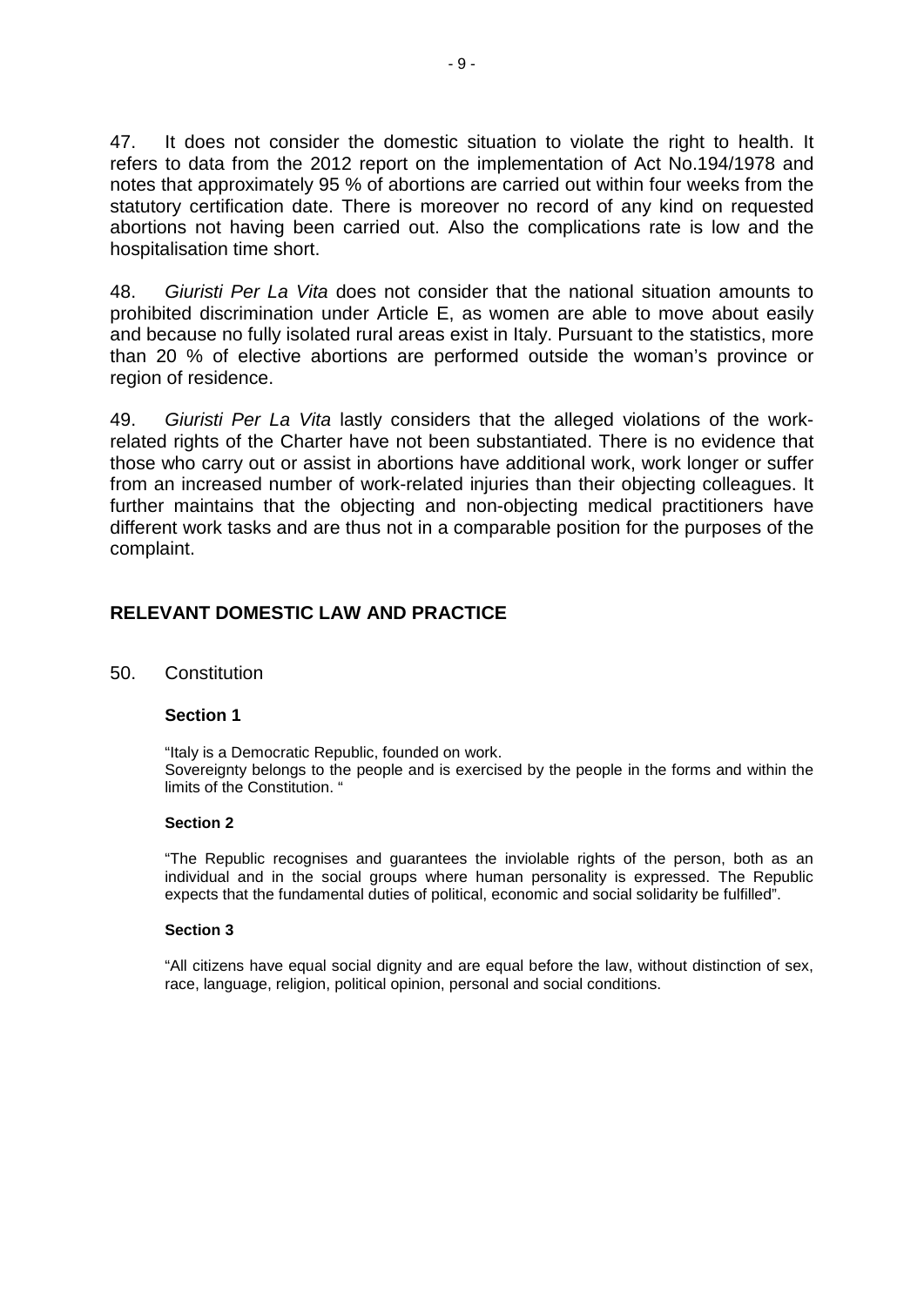47. It does not consider the domestic situation to violate the right to health. It refers to data from the 2012 report on the implementation of Act No.194/1978 and notes that approximately 95 % of abortions are carried out within four weeks from the statutory certification date. There is moreover no record of any kind on requested abortions not having been carried out. Also the complications rate is low and the hospitalisation time short.

48. *Giuristi Per La Vita* does not consider that the national situation amounts to prohibited discrimination under Article E, as women are able to move about easily and because no fully isolated rural areas exist in Italy. Pursuant to the statistics, more than 20 % of elective abortions are performed outside the woman's province or region of residence.

49. *Giuristi Per La Vita* lastly considers that the alleged violations of the work-related rights of the Charter have not been substantiated. There is no evidence that those who carry out or assist in abortions have additional work, work longer or suffer from an increased number of work-related injuries than their objecting colleagues. It further maintains that the objecting and non-objecting medical practitioners have different work tasks and are thus not in a comparable position for the purposes of the complaint.

## RELEVANT DOMESTIC LAW AND PRACTICE

50. Constitution

**Section 1**

"Italy is a Democratic Republic, founded on work.
Sovereignty belongs to the people and is exercised by the people in the forms and within the limits of the Constitution. "

**Section 2**

"The Republic recognises and guarantees the inviolable rights of the person, both as an individual and in the social groups where human personality is expressed. The Republic expects that the fundamental duties of political, economic and social solidarity be fulfilled".

**Section 3**

"All citizens have equal social dignity and are equal before the law, without distinction of sex, race, language, religion, political opinion, personal and social conditions.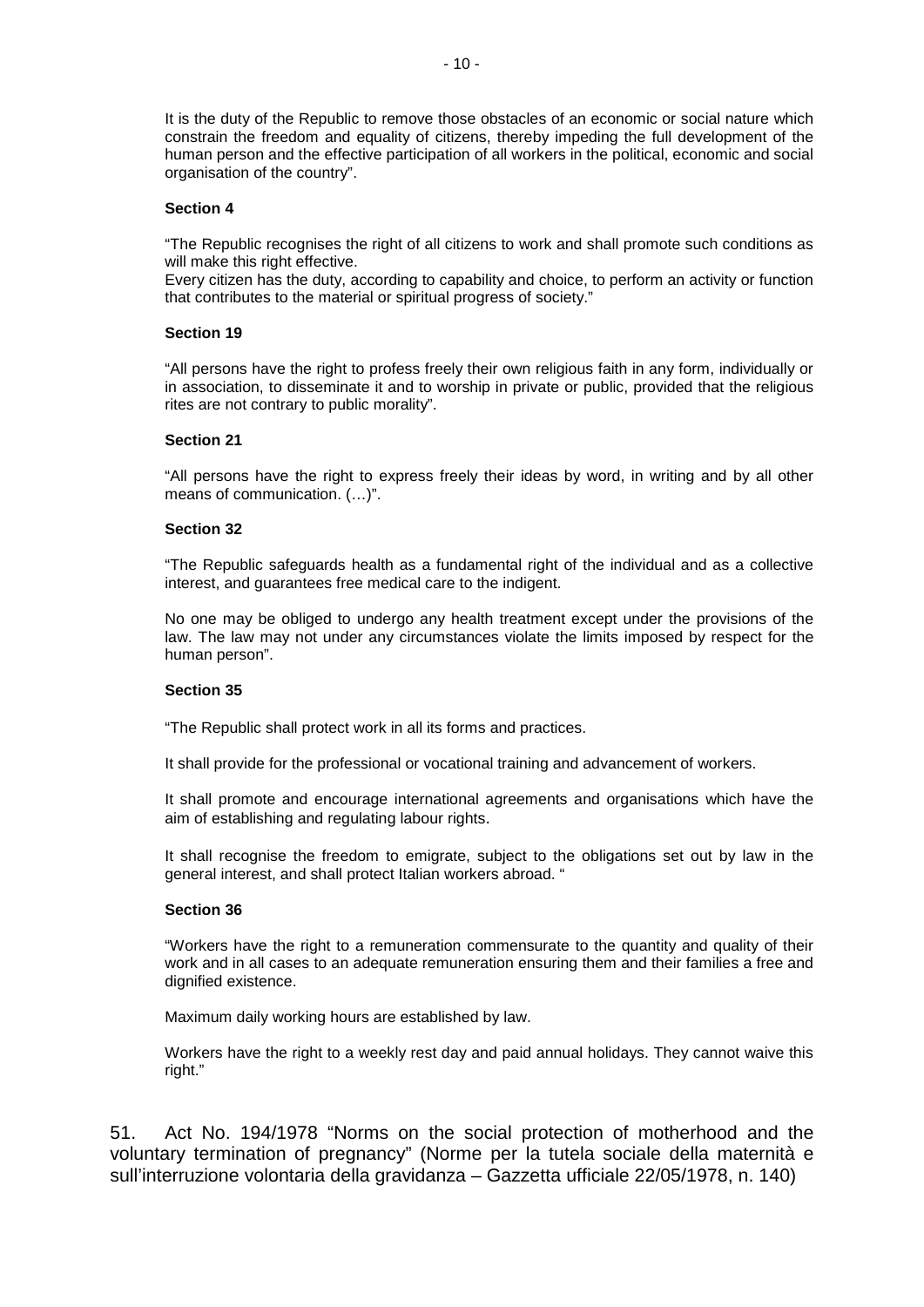It is the duty of the Republic to remove those obstacles of an economic or social nature which constrain the freedom and equality of citizens, thereby impeding the full development of the human person and the effective participation of all workers in the political, economic and social organisation of the country".

**Section 4**

"The Republic recognises the right of all citizens to work and shall promote such conditions as will make this right effective.
Every citizen has the duty, according to capability and choice, to perform an activity or function that contributes to the material or spiritual progress of society."

**Section 19**

"All persons have the right to profess freely their own religious faith in any form, individually or in association, to disseminate it and to worship in private or public, provided that the religious rites are not contrary to public morality".

**Section 21**

"All persons have the right to express freely their ideas by word, in writing and by all other means of communication. (…)".

**Section 32**

"The Republic safeguards health as a fundamental right of the individual and as a collective interest, and guarantees free medical care to the indigent.

No one may be obliged to undergo any health treatment except under the provisions of the law. The law may not under any circumstances violate the limits imposed by respect for the human person".

**Section 35**

"The Republic shall protect work in all its forms and practices.

It shall provide for the professional or vocational training and advancement of workers.

It shall promote and encourage international agreements and organisations which have the aim of establishing and regulating labour rights.

It shall recognise the freedom to emigrate, subject to the obligations set out by law in the general interest, and shall protect Italian workers abroad. "

**Section 36**

"Workers have the right to a remuneration commensurate to the quantity and quality of their work and in all cases to an adequate remuneration ensuring them and their families a free and dignified existence.

Maximum daily working hours are established by law.

Workers have the right to a weekly rest day and paid annual holidays. They cannot waive this right."

51. Act No. 194/1978 "Norms on the social protection of motherhood and the voluntary termination of pregnancy" (Norme per la tutela sociale della maternità e sull'interruzione volontaria della gravidanza – Gazzetta ufficiale 22/05/1978, n. 140)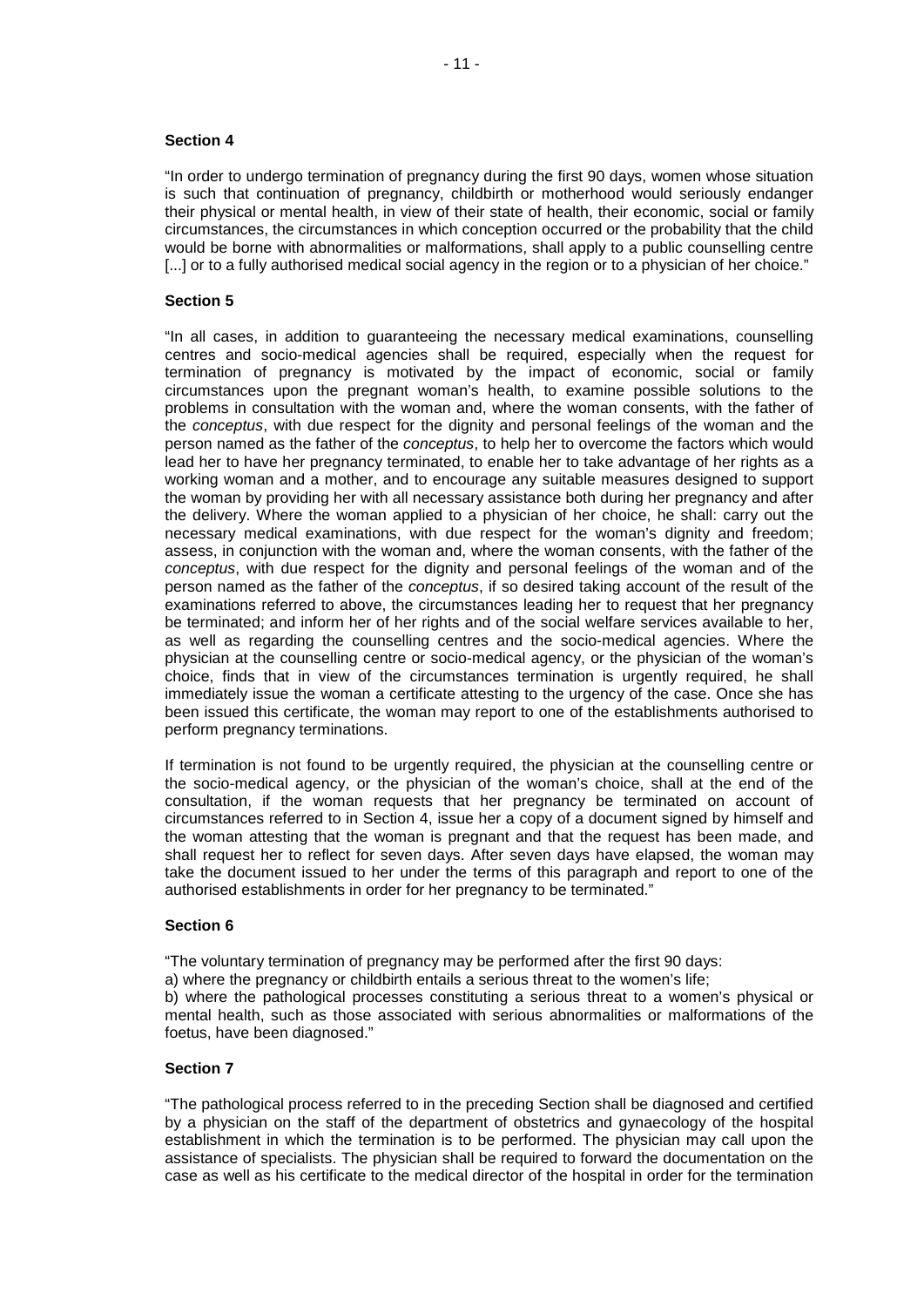**Section 4**

"In order to undergo termination of pregnancy during the first 90 days, women whose situation is such that continuation of pregnancy, childbirth or motherhood would seriously endanger their physical or mental health, in view of their state of health, their economic, social or family circumstances, the circumstances in which conception occurred or the probability that the child would be borne with abnormalities or malformations, shall apply to a public counselling centre [...] or to a fully authorised medical social agency in the region or to a physician of her choice."

**Section 5**

"In all cases, in addition to guaranteeing the necessary medical examinations, counselling centres and socio-medical agencies shall be required, especially when the request for termination of pregnancy is motivated by the impact of economic, social or family circumstances upon the pregnant woman's health, to examine possible solutions to the problems in consultation with the woman and, where the woman consents, with the father of the *conceptus*, with due respect for the dignity and personal feelings of the woman and the person named as the father of the *conceptus*, to help her to overcome the factors which would lead her to have her pregnancy terminated, to enable her to take advantage of her rights as a working woman and a mother, and to encourage any suitable measures designed to support the woman by providing her with all necessary assistance both during her pregnancy and after the delivery. Where the woman applied to a physician of her choice, he shall: carry out the necessary medical examinations, with due respect for the woman's dignity and freedom; assess, in conjunction with the woman and, where the woman consents, with the father of the *conceptus*, with due respect for the dignity and personal feelings of the woman and of the person named as the father of the *conceptus*, if so desired taking account of the result of the examinations referred to above, the circumstances leading her to request that her pregnancy be terminated; and inform her of her rights and of the social welfare services available to her, as well as regarding the counselling centres and the socio-medical agencies. Where the physician at the counselling centre or socio-medical agency, or the physician of the woman's choice, finds that in view of the circumstances termination is urgently required, he shall immediately issue the woman a certificate attesting to the urgency of the case. Once she has been issued this certificate, the woman may report to one of the establishments authorised to perform pregnancy terminations.

If termination is not found to be urgently required, the physician at the counselling centre or the socio-medical agency, or the physician of the woman's choice, shall at the end of the consultation, if the woman requests that her pregnancy be terminated on account of circumstances referred to in Section 4, issue her a copy of a document signed by himself and the woman attesting that the woman is pregnant and that the request has been made, and shall request her to reflect for seven days. After seven days have elapsed, the woman may take the document issued to her under the terms of this paragraph and report to one of the authorised establishments in order for her pregnancy to be terminated."

**Section 6**

"The voluntary termination of pregnancy may be performed after the first 90 days:
a) where the pregnancy or childbirth entails a serious threat to the women's life;
b) where the pathological processes constituting a serious threat to a women's physical or mental health, such as those associated with serious abnormalities or malformations of the foetus, have been diagnosed."

**Section 7**

"The pathological process referred to in the preceding Section shall be diagnosed and certified by a physician on the staff of the department of obstetrics and gynaecology of the hospital establishment in which the termination is to be performed. The physician may call upon the assistance of specialists. The physician shall be required to forward the documentation on the case as well as his certificate to the medical director of the hospital in order for the termination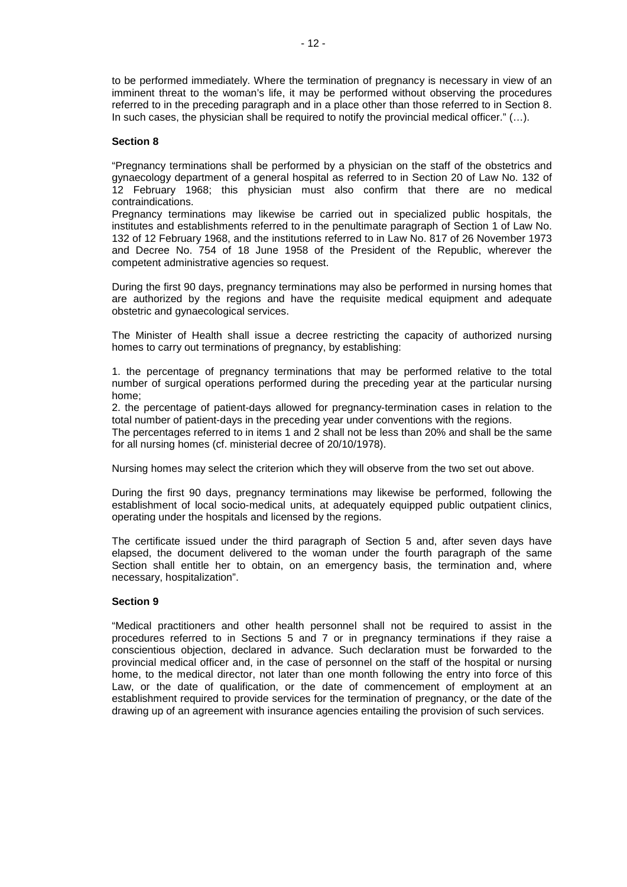to be performed immediately. Where the termination of pregnancy is necessary in view of an imminent threat to the woman's life, it may be performed without observing the procedures referred to in the preceding paragraph and in a place other than those referred to in Section 8. In such cases, the physician shall be required to notify the provincial medical officer." (…).

**Section 8**

"Pregnancy terminations shall be performed by a physician on the staff of the obstetrics and gynaecology department of a general hospital as referred to in Section 20 of Law No. 132 of 12 February 1968; this physician must also confirm that there are no medical contraindications.
Pregnancy terminations may likewise be carried out in specialized public hospitals, the institutes and establishments referred to in the penultimate paragraph of Section 1 of Law No. 132 of 12 February 1968, and the institutions referred to in Law No. 817 of 26 November 1973 and Decree No. 754 of 18 June 1958 of the President of the Republic, wherever the competent administrative agencies so request.

During the first 90 days, pregnancy terminations may also be performed in nursing homes that are authorized by the regions and have the requisite medical equipment and adequate obstetric and gynaecological services.

The Minister of Health shall issue a decree restricting the capacity of authorized nursing homes to carry out terminations of pregnancy, by establishing:

1. the percentage of pregnancy terminations that may be performed relative to the total number of surgical operations performed during the preceding year at the particular nursing home;
2. the percentage of patient-days allowed for pregnancy-termination cases in relation to the total number of patient-days in the preceding year under conventions with the regions.
The percentages referred to in items 1 and 2 shall not be less than 20% and shall be the same for all nursing homes (cf. ministerial decree of 20/10/1978).

Nursing homes may select the criterion which they will observe from the two set out above.

During the first 90 days, pregnancy terminations may likewise be performed, following the establishment of local socio-medical units, at adequately equipped public outpatient clinics, operating under the hospitals and licensed by the regions.

The certificate issued under the third paragraph of Section 5 and, after seven days have elapsed, the document delivered to the woman under the fourth paragraph of the same Section shall entitle her to obtain, on an emergency basis, the termination and, where necessary, hospitalization".

**Section 9**

"Medical practitioners and other health personnel shall not be required to assist in the procedures referred to in Sections 5 and 7 or in pregnancy terminations if they raise a conscientious objection, declared in advance. Such declaration must be forwarded to the provincial medical officer and, in the case of personnel on the staff of the hospital or nursing home, to the medical director, not later than one month following the entry into force of this Law, or the date of qualification, or the date of commencement of employment at an establishment required to provide services for the termination of pregnancy, or the date of the drawing up of an agreement with insurance agencies entailing the provision of such services.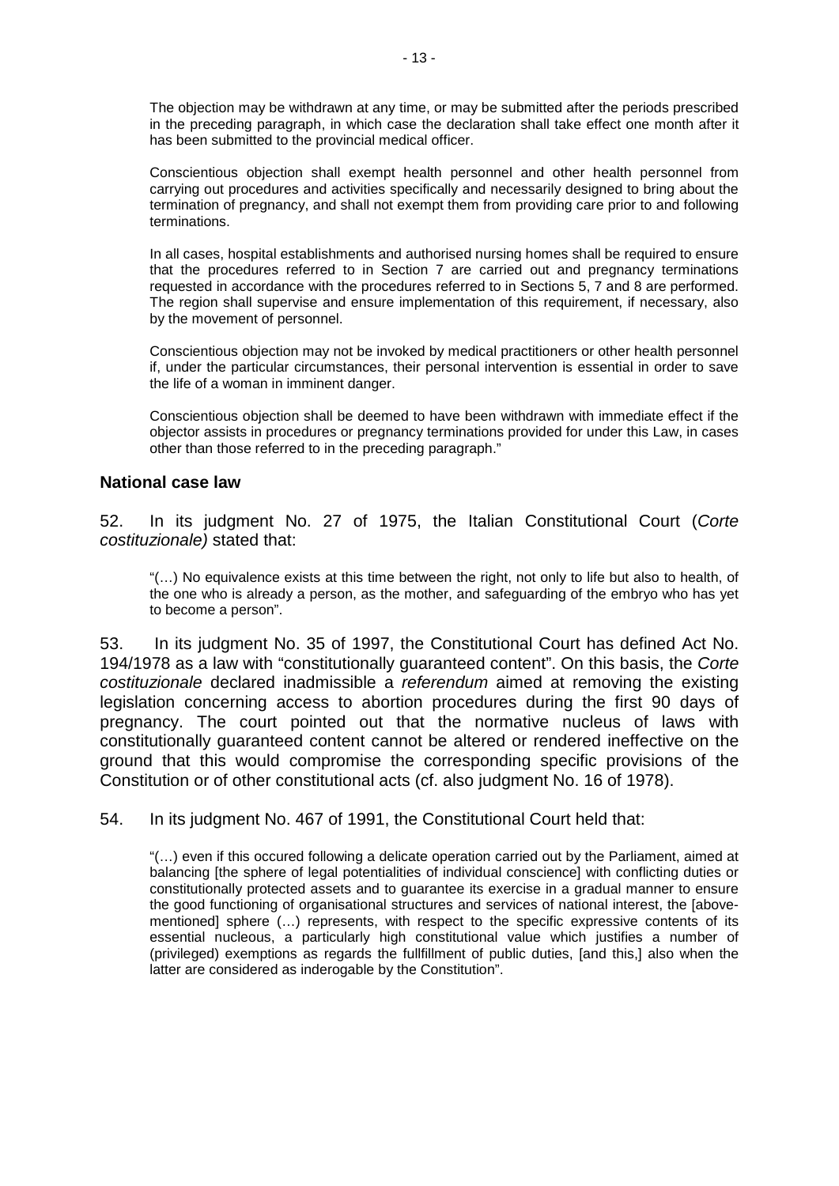The objection may be withdrawn at any time, or may be submitted after the periods prescribed in the preceding paragraph, in which case the declaration shall take effect one month after it has been submitted to the provincial medical officer.

Conscientious objection shall exempt health personnel and other health personnel from carrying out procedures and activities specifically and necessarily designed to bring about the termination of pregnancy, and shall not exempt them from providing care prior to and following terminations.

In all cases, hospital establishments and authorised nursing homes shall be required to ensure that the procedures referred to in Section 7 are carried out and pregnancy terminations requested in accordance with the procedures referred to in Sections 5, 7 and 8 are performed. The region shall supervise and ensure implementation of this requirement, if necessary, also by the movement of personnel.

Conscientious objection may not be invoked by medical practitioners or other health personnel if, under the particular circumstances, their personal intervention is essential in order to save the life of a woman in imminent danger.

Conscientious objection shall be deemed to have been withdrawn with immediate effect if the objector assists in procedures or pregnancy terminations provided for under this Law, in cases other than those referred to in the preceding paragraph."

### National case law

52. In its judgment No. 27 of 1975, the Italian Constitutional Court (*Corte costituzionale)* stated that:

> "(…) No equivalence exists at this time between the right, not only to life but also to health, of the one who is already a person, as the mother, and safeguarding of the embryo who has yet to become a person".

53. In its judgment No. 35 of 1997, the Constitutional Court has defined Act No. 194/1978 as a law with "constitutionally guaranteed content". On this basis, the *Corte costituzionale* declared inadmissible a *referendum* aimed at removing the existing legislation concerning access to abortion procedures during the first 90 days of pregnancy. The court pointed out that the normative nucleus of laws with constitutionally guaranteed content cannot be altered or rendered ineffective on the ground that this would compromise the corresponding specific provisions of the Constitution or of other constitutional acts (cf. also judgment No. 16 of 1978).

54. In its judgment No. 467 of 1991, the Constitutional Court held that:

> "(…) even if this occured following a delicate operation carried out by the Parliament, aimed at balancing [the sphere of legal potentialities of individual conscience] with conflicting duties or constitutionally protected assets and to guarantee its exercise in a gradual manner to ensure the good functioning of organisational structures and services of national interest, the [above-mentioned] sphere (…) represents, with respect to the specific expressive contents of its essential nucleous, a particularly high constitutional value which justifies a number of (privileged) exemptions as regards the fullfillment of public duties, [and this,] also when the latter are considered as inderogable by the Constitution".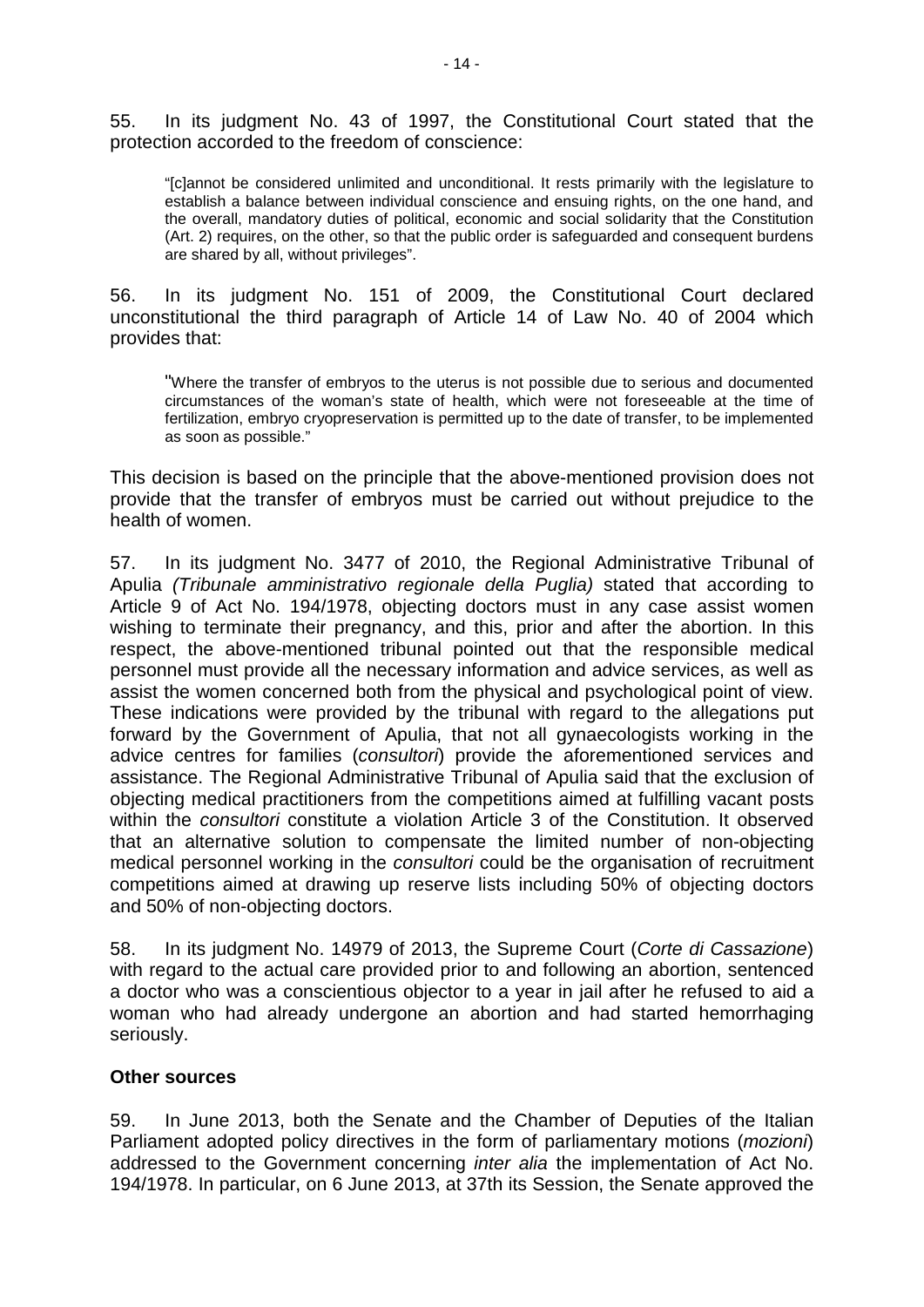55. In its judgment No. 43 of 1997, the Constitutional Court stated that the protection accorded to the freedom of conscience:

> "[c]annot be considered unlimited and unconditional. It rests primarily with the legislature to establish a balance between individual conscience and ensuing rights, on the one hand, and the overall, mandatory duties of political, economic and social solidarity that the Constitution (Art. 2) requires, on the other, so that the public order is safeguarded and consequent burdens are shared by all, without privileges".

56. In its judgment No. 151 of 2009, the Constitutional Court declared unconstitutional the third paragraph of Article 14 of Law No. 40 of 2004 which provides that:

> "Where the transfer of embryos to the uterus is not possible due to serious and documented circumstances of the woman's state of health, which were not foreseeable at the time of fertilization, embryo cryopreservation is permitted up to the date of transfer, to be implemented as soon as possible."

This decision is based on the principle that the above-mentioned provision does not provide that the transfer of embryos must be carried out without prejudice to the health of women.

57. In its judgment No. 3477 of 2010, the Regional Administrative Tribunal of Apulia *(Tribunale amministrativo regionale della Puglia)* stated that according to Article 9 of Act No. 194/1978, objecting doctors must in any case assist women wishing to terminate their pregnancy, and this, prior and after the abortion. In this respect, the above-mentioned tribunal pointed out that the responsible medical personnel must provide all the necessary information and advice services, as well as assist the women concerned both from the physical and psychological point of view. These indications were provided by the tribunal with regard to the allegations put forward by the Government of Apulia, that not all gynaecologists working in the advice centres for families (*consultori*) provide the aforementioned services and assistance. The Regional Administrative Tribunal of Apulia said that the exclusion of objecting medical practitioners from the competitions aimed at fulfilling vacant posts within the *consultori* constitute a violation Article 3 of the Constitution. It observed that an alternative solution to compensate the limited number of non-objecting medical personnel working in the *consultori* could be the organisation of recruitment competitions aimed at drawing up reserve lists including 50% of objecting doctors and 50% of non-objecting doctors.

58. In its judgment No. 14979 of 2013, the Supreme Court (*Corte di Cassazione*) with regard to the actual care provided prior to and following an abortion, sentenced a doctor who was a conscientious objector to a year in jail after he refused to aid a woman who had already undergone an abortion and had started hemorrhaging seriously.

**Other sources**

59. In June 2013, both the Senate and the Chamber of Deputies of the Italian Parliament adopted policy directives in the form of parliamentary motions (*mozioni*) addressed to the Government concerning *inter alia* the implementation of Act No. 194/1978. In particular, on 6 June 2013, at 37th its Session, the Senate approved the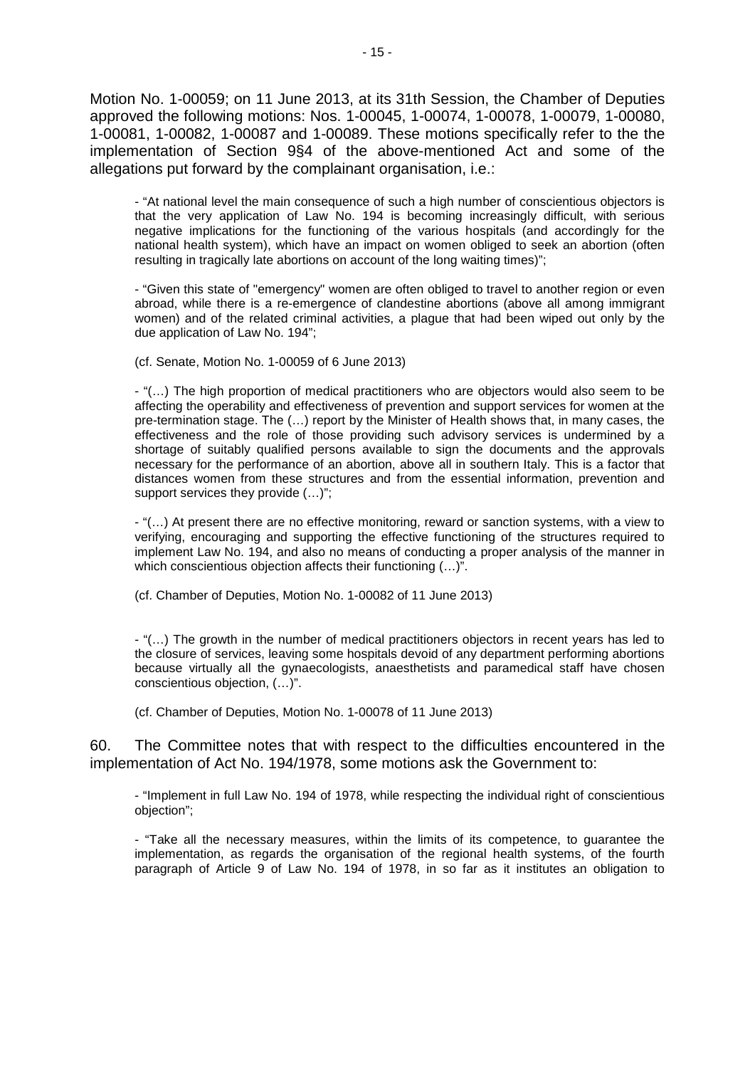Motion No. 1-00059; on 11 June 2013, at its 31th Session, the Chamber of Deputies approved the following motions: Nos. 1-00045, 1-00074, 1-00078, 1-00079, 1-00080, 1-00081, 1-00082, 1-00087 and 1-00089. These motions specifically refer to the the implementation of Section 9§4 of the above-mentioned Act and some of the allegations put forward by the complainant organisation, i.e.:

> - "At national level the main consequence of such a high number of conscientious objectors is that the very application of Law No. 194 is becoming increasingly difficult, with serious negative implications for the functioning of the various hospitals (and accordingly for the national health system), which have an impact on women obliged to seek an abortion (often resulting in tragically late abortions on account of the long waiting times)";
>
> - "Given this state of "emergency" women are often obliged to travel to another region or even abroad, while there is a re-emergence of clandestine abortions (above all among immigrant women) and of the related criminal activities, a plague that had been wiped out only by the due application of Law No. 194";
>
> (cf. Senate, Motion No. 1-00059 of 6 June 2013)
>
> - "(…) The high proportion of medical practitioners who are objectors would also seem to be affecting the operability and effectiveness of prevention and support services for women at the pre-termination stage. The (…) report by the Minister of Health shows that, in many cases, the effectiveness and the role of those providing such advisory services is undermined by a shortage of suitably qualified persons available to sign the documents and the approvals necessary for the performance of an abortion, above all in southern Italy. This is a factor that distances women from these structures and from the essential information, prevention and support services they provide (…)";
>
> - "(…) At present there are no effective monitoring, reward or sanction systems, with a view to verifying, encouraging and supporting the effective functioning of the structures required to implement Law No. 194, and also no means of conducting a proper analysis of the manner in which conscientious objection affects their functioning (…)".
>
> (cf. Chamber of Deputies, Motion No. 1-00082 of 11 June 2013)
>
> - "(…) The growth in the number of medical practitioners objectors in recent years has led to the closure of services, leaving some hospitals devoid of any department performing abortions because virtually all the gynaecologists, anaesthetists and paramedical staff have chosen conscientious objection, (…)".
>
> (cf. Chamber of Deputies, Motion No. 1-00078 of 11 June 2013)

60. The Committee notes that with respect to the difficulties encountered in the implementation of Act No. 194/1978, some motions ask the Government to:

> - "Implement in full Law No. 194 of 1978, while respecting the individual right of conscientious objection";
>
> - "Take all the necessary measures, within the limits of its competence, to guarantee the implementation, as regards the organisation of the regional health systems, of the fourth paragraph of Article 9 of Law No. 194 of 1978, in so far as it institutes an obligation to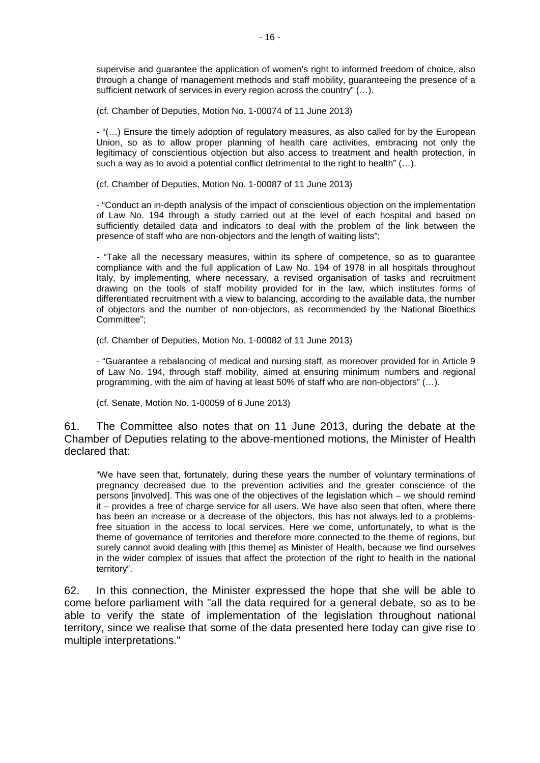supervise and guarantee the application of women's right to informed freedom of choice, also through a change of management methods and staff mobility, guaranteeing the presence of a sufficient network of services in every region across the country" (…).

(cf. Chamber of Deputies, Motion No. 1-00074 of 11 June 2013)

- "(…) Ensure the timely adoption of regulatory measures, as also called for by the European Union, so as to allow proper planning of health care activities, embracing not only the legitimacy of conscientious objection but also access to treatment and health protection, in such a way as to avoid a potential conflict detrimental to the right to health" (…).

(cf. Chamber of Deputies, Motion No. 1-00087 of 11 June 2013)

- "Conduct an in-depth analysis of the impact of conscientious objection on the implementation of Law No. 194 through a study carried out at the level of each hospital and based on sufficiently detailed data and indicators to deal with the problem of the link between the presence of staff who are non-objectors and the length of waiting lists";

- "Take all the necessary measures, within its sphere of competence, so as to guarantee compliance with and the full application of Law No. 194 of 1978 in all hospitals throughout Italy, by implementing, where necessary, a revised organisation of tasks and recruitment drawing on the tools of staff mobility provided for in the law, which institutes forms of differentiated recruitment with a view to balancing, according to the available data, the number of objectors and the number of non-objectors, as recommended by the National Bioethics Committee";

(cf. Chamber of Deputies, Motion No. 1-00082 of 11 June 2013)

- "Guarantee a rebalancing of medical and nursing staff, as moreover provided for in Article 9 of Law No. 194, through staff mobility, aimed at ensuring minimum numbers and regional programming, with the aim of having at least 50% of staff who are non-objectors" (…).

(cf. Senate, Motion No. 1-00059 of 6 June 2013)

61. The Committee also notes that on 11 June 2013, during the debate at the Chamber of Deputies relating to the above-mentioned motions, the Minister of Health declared that:

"We have seen that, fortunately, during these years the number of voluntary terminations of pregnancy decreased due to the prevention activities and the greater conscience of the persons [involved]. This was one of the objectives of the legislation which – we should remind it – provides a free of charge service for all users. We have also seen that often, where there has been an increase or a decrease of the objectors, this has not always led to a problems-free situation in the access to local services. Here we come, unfortunately, to what is the theme of governance of territories and therefore more connected to the theme of regions, but surely cannot avoid dealing with [this theme] as Minister of Health, because we find ourselves in the wider complex of issues that affect the protection of the right to health in the national territory".

62. In this connection, the Minister expressed the hope that she will be able to come before parliament with "all the data required for a general debate, so as to be able to verify the state of implementation of the legislation throughout national territory, since we realise that some of the data presented here today can give rise to multiple interpretations."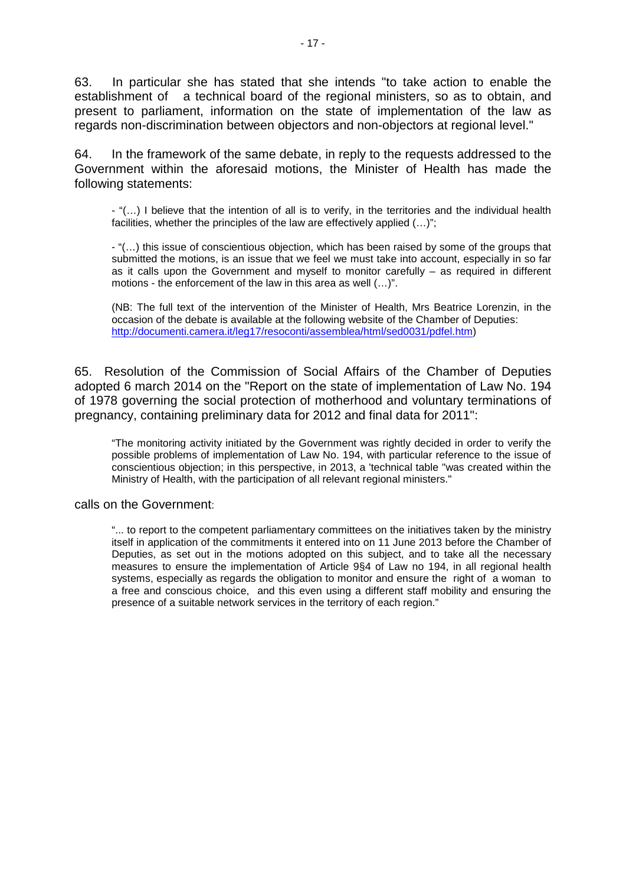63. In particular she has stated that she intends "to take action to enable the establishment of a technical board of the regional ministers, so as to obtain, and present to parliament, information on the state of implementation of the law as regards non-discrimination between objectors and non-objectors at regional level."

64. In the framework of the same debate, in reply to the requests addressed to the Government within the aforesaid motions, the Minister of Health has made the following statements:

> - "(…) I believe that the intention of all is to verify, in the territories and the individual health facilities, whether the principles of the law are effectively applied (…)";
>
> - "(…) this issue of conscientious objection, which has been raised by some of the groups that submitted the motions, is an issue that we feel we must take into account, especially in so far as it calls upon the Government and myself to monitor carefully – as required in different motions - the enforcement of the law in this area as well (…)".
>
> (NB: The full text of the intervention of the Minister of Health, Mrs Beatrice Lorenzin, in the occasion of the debate is available at the following website of the Chamber of Deputies: http://documenti.camera.it/leg17/resoconti/assemblea/html/sed0031/pdfel.htm)

65. Resolution of the Commission of Social Affairs of the Chamber of Deputies adopted 6 march 2014 on the "Report on the state of implementation of Law No. 194 of 1978 governing the social protection of motherhood and voluntary terminations of pregnancy, containing preliminary data for 2012 and final data for 2011":

> "The monitoring activity initiated by the Government was rightly decided in order to verify the possible problems of implementation of Law No. 194, with particular reference to the issue of conscientious objection; in this perspective, in 2013, a 'technical table "was created within the Ministry of Health, with the participation of all relevant regional ministers."

calls on the Government:

> "... to report to the competent parliamentary committees on the initiatives taken by the ministry itself in application of the commitments it entered into on 11 June 2013 before the Chamber of Deputies, as set out in the motions adopted on this subject, and to take all the necessary measures to ensure the implementation of Article 9§4 of Law no 194, in all regional health systems, especially as regards the obligation to monitor and ensure the right of a woman to a free and conscious choice, and this even using a different staff mobility and ensuring the presence of a suitable network services in the territory of each region."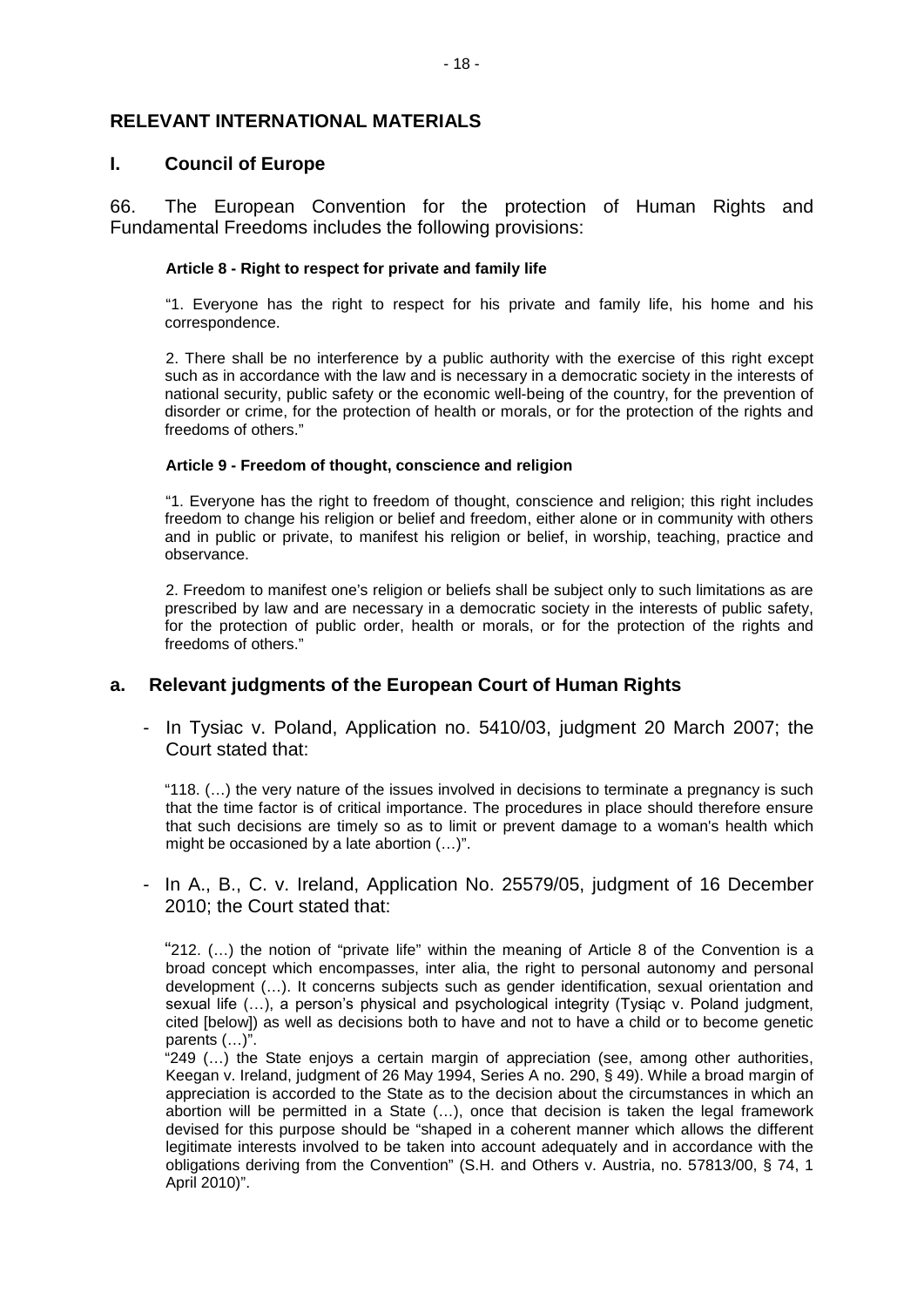## RELEVANT INTERNATIONAL MATERIALS

### I. Council of Europe

66. The European Convention for the protection of Human Rights and Fundamental Freedoms includes the following provisions:

> **Article 8 - Right to respect for private and family life**
>
> "1. Everyone has the right to respect for his private and family life, his home and his correspondence.
>
> 2. There shall be no interference by a public authority with the exercise of this right except such as in accordance with the law and is necessary in a democratic society in the interests of national security, public safety or the economic well-being of the country, for the prevention of disorder or crime, for the protection of health or morals, or for the protection of the rights and freedoms of others."
>
> **Article 9 - Freedom of thought, conscience and religion**
>
> "1. Everyone has the right to freedom of thought, conscience and religion; this right includes freedom to change his religion or belief and freedom, either alone or in community with others and in public or private, to manifest his religion or belief, in worship, teaching, practice and observance.
>
> 2. Freedom to manifest one's religion or beliefs shall be subject only to such limitations as are prescribed by law and are necessary in a democratic society in the interests of public safety, for the protection of public order, health or morals, or for the protection of the rights and freedoms of others."

### a. Relevant judgments of the European Court of Human Rights

- In Tysiac v. Poland, Application no. 5410/03, judgment 20 March 2007; the Court stated that:

> "118. (…) the very nature of the issues involved in decisions to terminate a pregnancy is such that the time factor is of critical importance. The procedures in place should therefore ensure that such decisions are timely so as to limit or prevent damage to a woman's health which might be occasioned by a late abortion (…)".

- In A., B., C. v. Ireland, Application No. 25579/05, judgment of 16 December 2010; the Court stated that:

> "212. (…) the notion of "private life" within the meaning of Article 8 of the Convention is a broad concept which encompasses, inter alia, the right to personal autonomy and personal development (…). It concerns subjects such as gender identification, sexual orientation and sexual life (…), a person's physical and psychological integrity (Tysiąc v. Poland judgment, cited [below]) as well as decisions both to have and not to have a child or to become genetic parents (…)".
>
> "249 (…) the State enjoys a certain margin of appreciation (see, among other authorities, Keegan v. Ireland, judgment of 26 May 1994, Series A no. 290, § 49). While a broad margin of appreciation is accorded to the State as to the decision about the circumstances in which an abortion will be permitted in a State (…), once that decision is taken the legal framework devised for this purpose should be "shaped in a coherent manner which allows the different legitimate interests involved to be taken into account adequately and in accordance with the obligations deriving from the Convention" (S.H. and Others v. Austria, no. 57813/00, § 74, 1 April 2010)".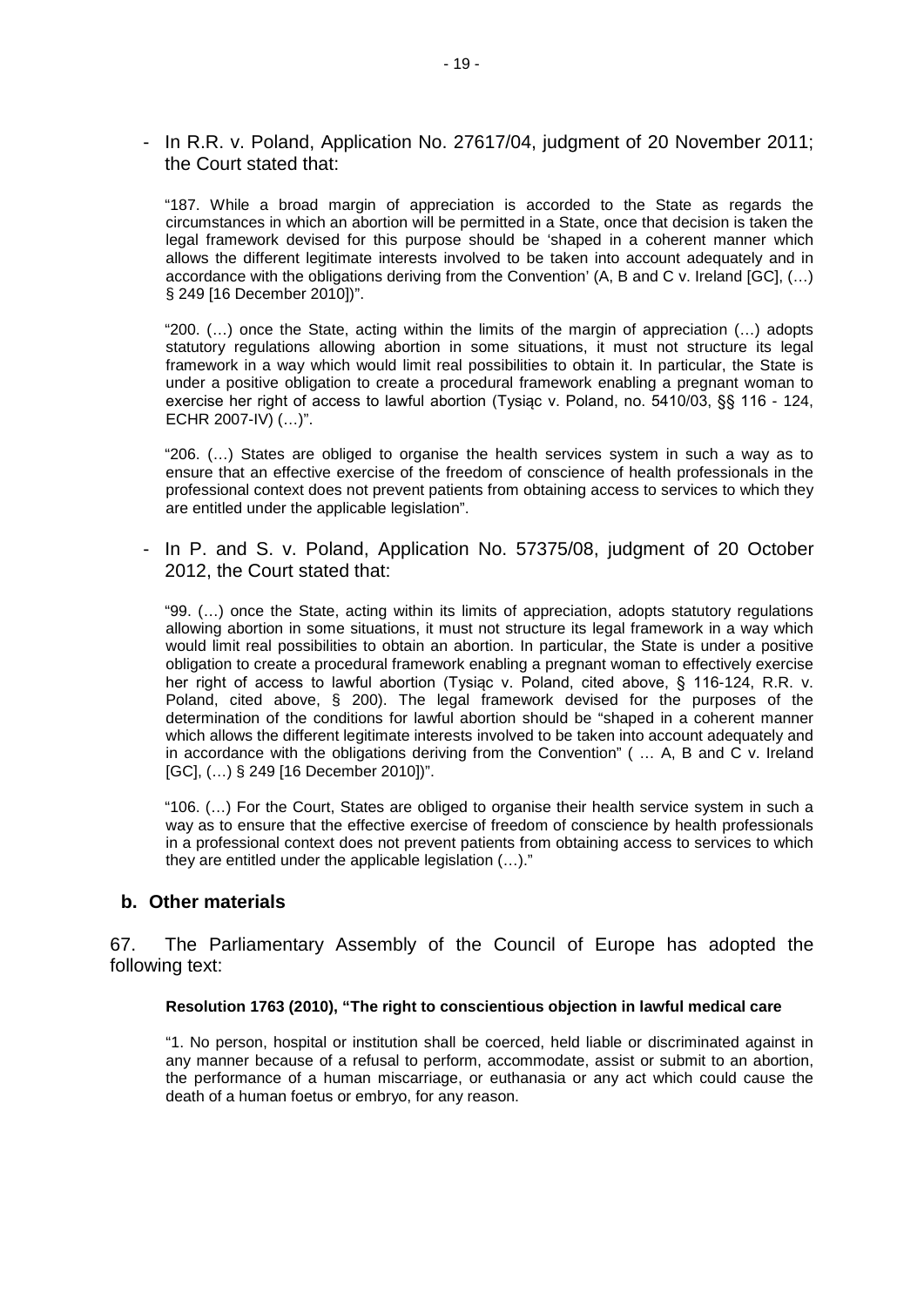- In R.R. v. Poland, Application No. 27617/04, judgment of 20 November 2011; the Court stated that:

> "187. While a broad margin of appreciation is accorded to the State as regards the circumstances in which an abortion will be permitted in a State, once that decision is taken the legal framework devised for this purpose should be 'shaped in a coherent manner which allows the different legitimate interests involved to be taken into account adequately and in accordance with the obligations deriving from the Convention' (A, B and C v. Ireland [GC], (…) § 249 [16 December 2010])".
>
> "200. (…) once the State, acting within the limits of the margin of appreciation (…) adopts statutory regulations allowing abortion in some situations, it must not structure its legal framework in a way which would limit real possibilities to obtain it. In particular, the State is under a positive obligation to create a procedural framework enabling a pregnant woman to exercise her right of access to lawful abortion (Tysiąc v. Poland, no. 5410/03, §§ 116 - 124, ECHR 2007-IV) (…)".
>
> "206. (…) States are obliged to organise the health services system in such a way as to ensure that an effective exercise of the freedom of conscience of health professionals in the professional context does not prevent patients from obtaining access to services to which they are entitled under the applicable legislation".

- In P. and S. v. Poland, Application No. 57375/08, judgment of 20 October 2012, the Court stated that:

> "99. (…) once the State, acting within its limits of appreciation, adopts statutory regulations allowing abortion in some situations, it must not structure its legal framework in a way which would limit real possibilities to obtain an abortion. In particular, the State is under a positive obligation to create a procedural framework enabling a pregnant woman to effectively exercise her right of access to lawful abortion (Tysiąc v. Poland, cited above, § 116-124, R.R. v. Poland, cited above, § 200). The legal framework devised for the purposes of the determination of the conditions for lawful abortion should be "shaped in a coherent manner which allows the different legitimate interests involved to be taken into account adequately and in accordance with the obligations deriving from the Convention" ( … A, B and C v. Ireland [GC], (…) § 249 [16 December 2010])".
>
> "106. (…) For the Court, States are obliged to organise their health service system in such a way as to ensure that the effective exercise of freedom of conscience by health professionals in a professional context does not prevent patients from obtaining access to services to which they are entitled under the applicable legislation (…)."

### b. Other materials

67. The Parliamentary Assembly of the Council of Europe has adopted the following text:

**Resolution 1763 (2010), "The right to conscientious objection in lawful medical care**

> "1. No person, hospital or institution shall be coerced, held liable or discriminated against in any manner because of a refusal to perform, accommodate, assist or submit to an abortion, the performance of a human miscarriage, or euthanasia or any act which could cause the death of a human foetus or embryo, for any reason.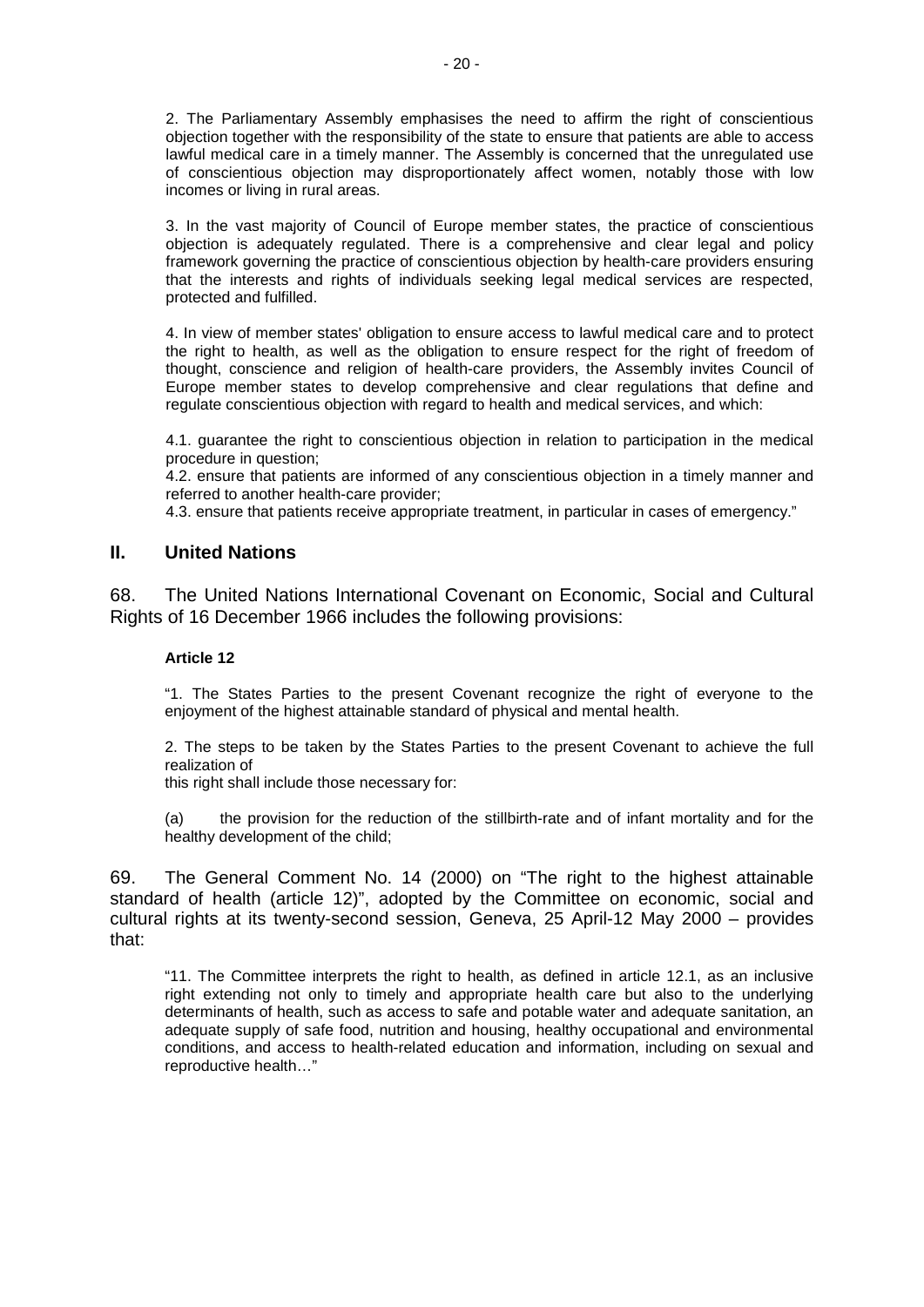> 2. The Parliamentary Assembly emphasises the need to affirm the right of conscientious objection together with the responsibility of the state to ensure that patients are able to access lawful medical care in a timely manner. The Assembly is concerned that the unregulated use of conscientious objection may disproportionately affect women, notably those with low incomes or living in rural areas.
>
> 3. In the vast majority of Council of Europe member states, the practice of conscientious objection is adequately regulated. There is a comprehensive and clear legal and policy framework governing the practice of conscientious objection by health-care providers ensuring that the interests and rights of individuals seeking legal medical services are respected, protected and fulfilled.
>
> 4. In view of member states' obligation to ensure access to lawful medical care and to protect the right to health, as well as the obligation to ensure respect for the right of freedom of thought, conscience and religion of health-care providers, the Assembly invites Council of Europe member states to develop comprehensive and clear regulations that define and regulate conscientious objection with regard to health and medical services, and which:
>
> 4.1. guarantee the right to conscientious objection in relation to participation in the medical procedure in question;
> 4.2. ensure that patients are informed of any conscientious objection in a timely manner and referred to another health-care provider;
> 4.3. ensure that patients receive appropriate treatment, in particular in cases of emergency."

## II. United Nations

68. The United Nations International Covenant on Economic, Social and Cultural Rights of 16 December 1966 includes the following provisions:

> **Article 12**
>
> "1. The States Parties to the present Covenant recognize the right of everyone to the enjoyment of the highest attainable standard of physical and mental health.
>
> 2. The steps to be taken by the States Parties to the present Covenant to achieve the full realization of
> this right shall include those necessary for:
>
> (a) the provision for the reduction of the stillbirth-rate and of infant mortality and for the healthy development of the child;

69. The General Comment No. 14 (2000) on "The right to the highest attainable standard of health (article 12)", adopted by the Committee on economic, social and cultural rights at its twenty-second session, Geneva, 25 April-12 May 2000 – provides that:

> "11. The Committee interprets the right to health, as defined in article 12.1, as an inclusive right extending not only to timely and appropriate health care but also to the underlying determinants of health, such as access to safe and potable water and adequate sanitation, an adequate supply of safe food, nutrition and housing, healthy occupational and environmental conditions, and access to health-related education and information, including on sexual and reproductive health…"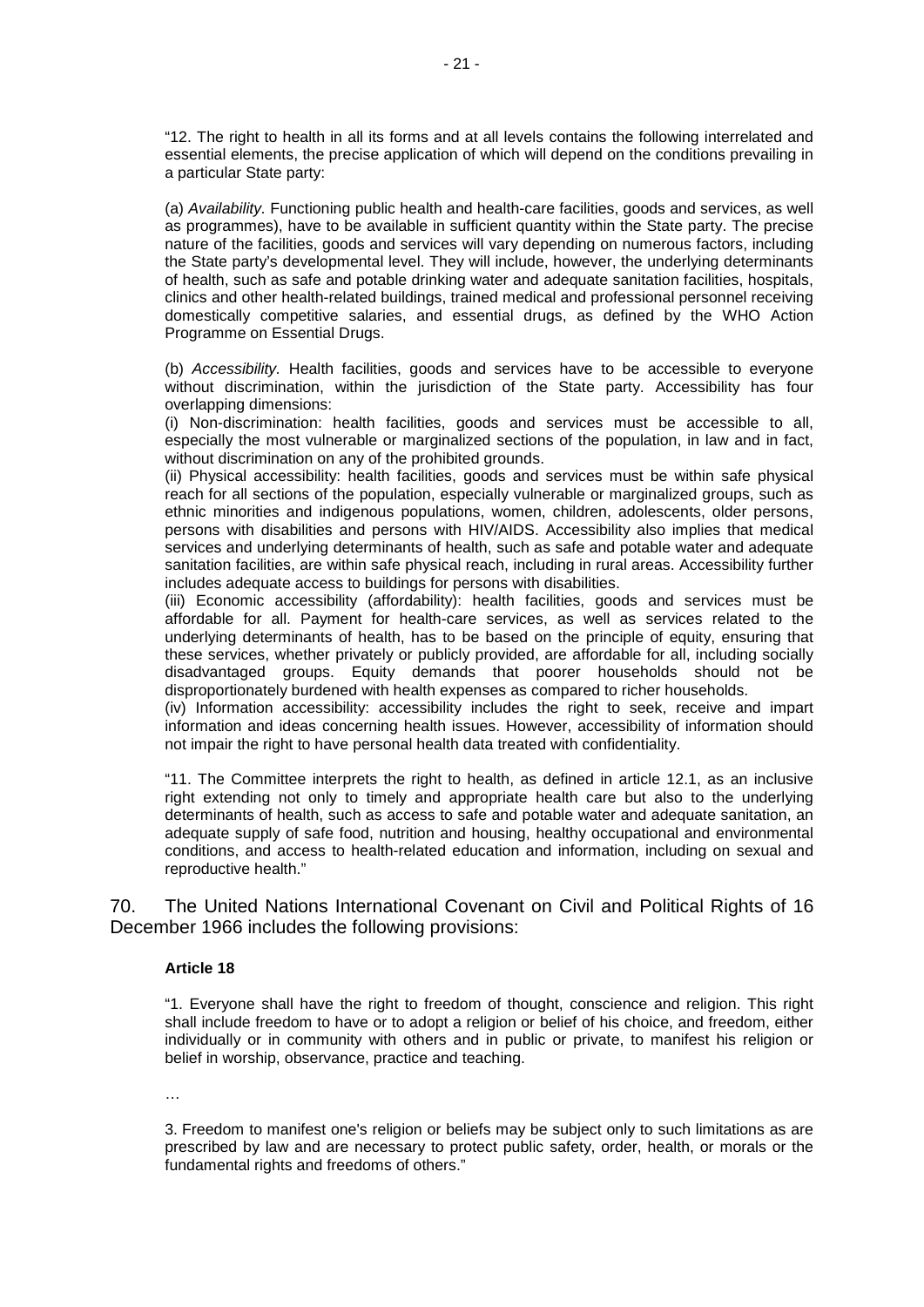"12. The right to health in all its forms and at all levels contains the following interrelated and essential elements, the precise application of which will depend on the conditions prevailing in a particular State party:

(a) *Availability.* Functioning public health and health-care facilities, goods and services, as well as programmes), have to be available in sufficient quantity within the State party. The precise nature of the facilities, goods and services will vary depending on numerous factors, including the State party's developmental level. They will include, however, the underlying determinants of health, such as safe and potable drinking water and adequate sanitation facilities, hospitals, clinics and other health-related buildings, trained medical and professional personnel receiving domestically competitive salaries, and essential drugs, as defined by the WHO Action Programme on Essential Drugs.

(b) *Accessibility.* Health facilities, goods and services have to be accessible to everyone without discrimination, within the jurisdiction of the State party. Accessibility has four overlapping dimensions:

(i) Non-discrimination: health facilities, goods and services must be accessible to all, especially the most vulnerable or marginalized sections of the population, in law and in fact, without discrimination on any of the prohibited grounds.

(ii) Physical accessibility: health facilities, goods and services must be within safe physical reach for all sections of the population, especially vulnerable or marginalized groups, such as ethnic minorities and indigenous populations, women, children, adolescents, older persons, persons with disabilities and persons with HIV/AIDS. Accessibility also implies that medical services and underlying determinants of health, such as safe and potable water and adequate sanitation facilities, are within safe physical reach, including in rural areas. Accessibility further includes adequate access to buildings for persons with disabilities.

(iii) Economic accessibility (affordability): health facilities, goods and services must be affordable for all. Payment for health-care services, as well as services related to the underlying determinants of health, has to be based on the principle of equity, ensuring that these services, whether privately or publicly provided, are affordable for all, including socially disadvantaged groups. Equity demands that poorer households should not be disproportionately burdened with health expenses as compared to richer households.

(iv) Information accessibility: accessibility includes the right to seek, receive and impart information and ideas concerning health issues. However, accessibility of information should not impair the right to have personal health data treated with confidentiality.

"11. The Committee interprets the right to health, as defined in article 12.1, as an inclusive right extending not only to timely and appropriate health care but also to the underlying determinants of health, such as access to safe and potable water and adequate sanitation, an adequate supply of safe food, nutrition and housing, healthy occupational and environmental conditions, and access to health-related education and information, including on sexual and reproductive health."

70. The United Nations International Covenant on Civil and Political Rights of 16 December 1966 includes the following provisions:

**Article 18**

"1. Everyone shall have the right to freedom of thought, conscience and religion. This right shall include freedom to have or to adopt a religion or belief of his choice, and freedom, either individually or in community with others and in public or private, to manifest his religion or belief in worship, observance, practice and teaching.

…

3. Freedom to manifest one's religion or beliefs may be subject only to such limitations as are prescribed by law and are necessary to protect public safety, order, health, or morals or the fundamental rights and freedoms of others."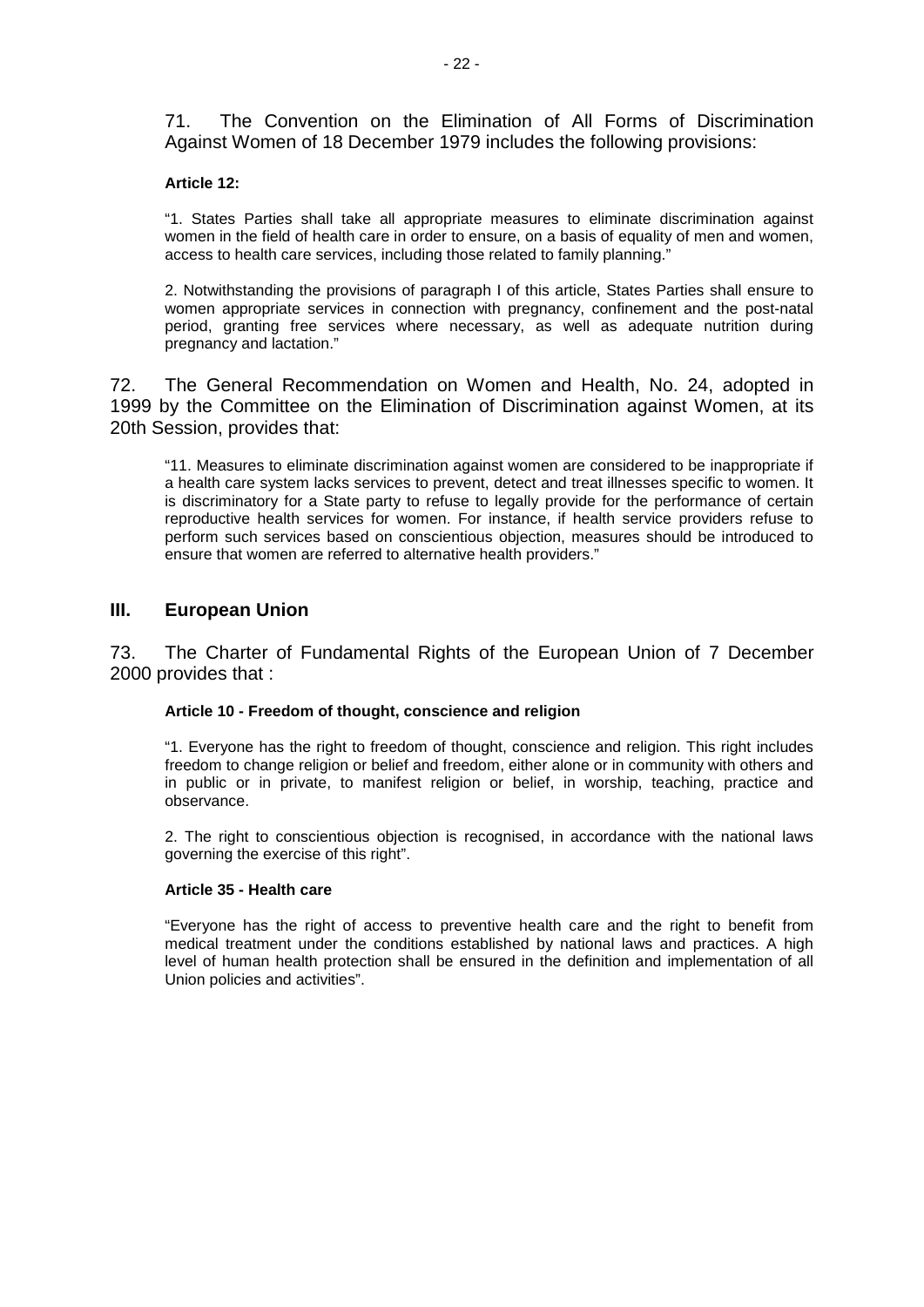71. The Convention on the Elimination of All Forms of Discrimination Against Women of 18 December 1979 includes the following provisions:

> **Article 12:**
>
> "1. States Parties shall take all appropriate measures to eliminate discrimination against women in the field of health care in order to ensure, on a basis of equality of men and women, access to health care services, including those related to family planning."
>
> 2. Notwithstanding the provisions of paragraph I of this article, States Parties shall ensure to women appropriate services in connection with pregnancy, confinement and the post-natal period, granting free services where necessary, as well as adequate nutrition during pregnancy and lactation."

72. The General Recommendation on Women and Health, No. 24, adopted in 1999 by the Committee on the Elimination of Discrimination against Women, at its 20th Session, provides that:

> "11. Measures to eliminate discrimination against women are considered to be inappropriate if a health care system lacks services to prevent, detect and treat illnesses specific to women. It is discriminatory for a State party to refuse to legally provide for the performance of certain reproductive health services for women. For instance, if health service providers refuse to perform such services based on conscientious objection, measures should be introduced to ensure that women are referred to alternative health providers."

## III. European Union

73. The Charter of Fundamental Rights of the European Union of 7 December 2000 provides that :

> **Article 10 - Freedom of thought, conscience and religion**
>
> "1. Everyone has the right to freedom of thought, conscience and religion. This right includes freedom to change religion or belief and freedom, either alone or in community with others and in public or in private, to manifest religion or belief, in worship, teaching, practice and observance.
>
> 2. The right to conscientious objection is recognised, in accordance with the national laws governing the exercise of this right".
>
> **Article 35 - Health care**
>
> "Everyone has the right of access to preventive health care and the right to benefit from medical treatment under the conditions established by national laws and practices. A high level of human health protection shall be ensured in the definition and implementation of all Union policies and activities".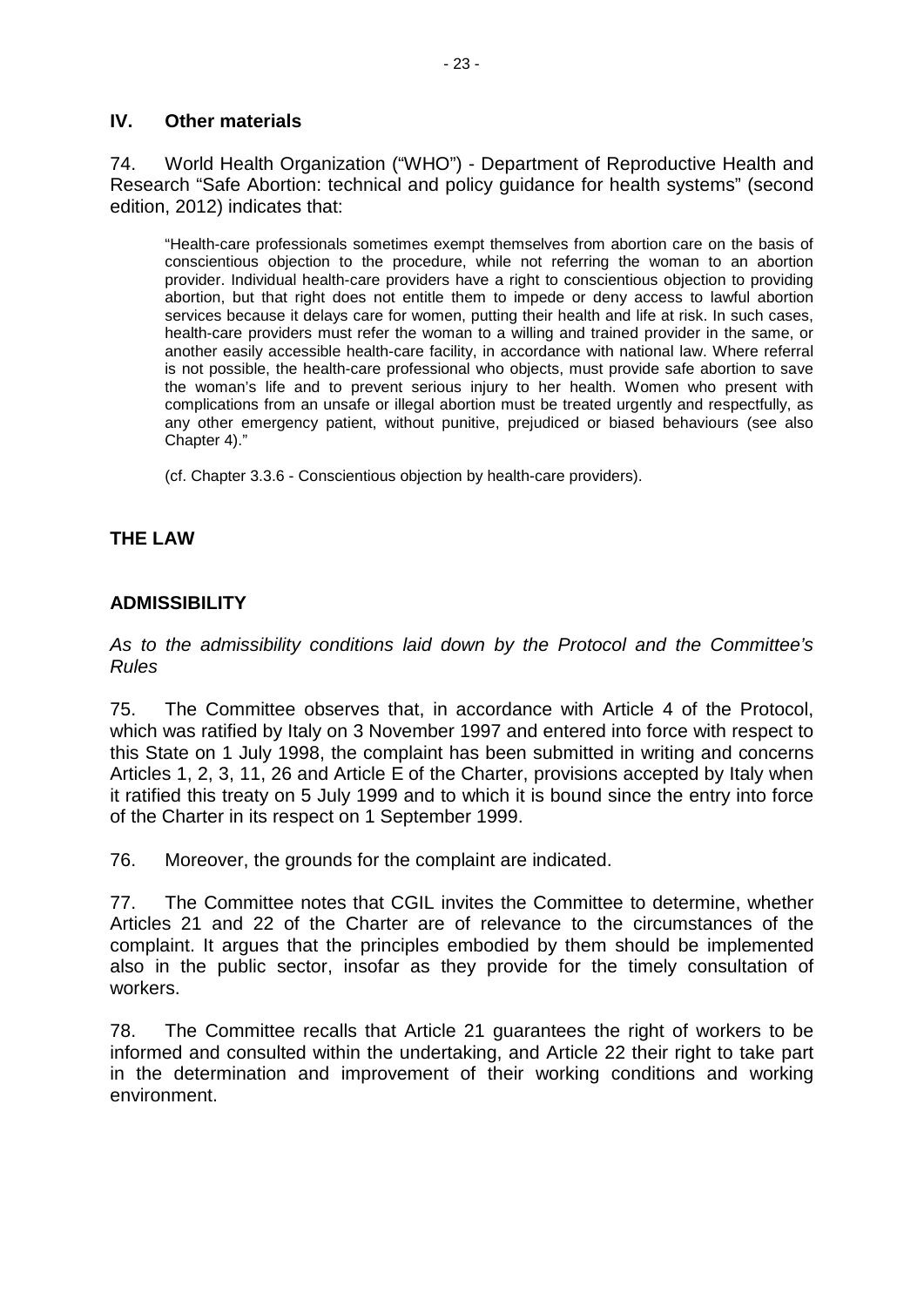## IV. Other materials

74. World Health Organization ("WHO") - Department of Reproductive Health and Research "Safe Abortion: technical and policy guidance for health systems" (second edition, 2012) indicates that:

> "Health-care professionals sometimes exempt themselves from abortion care on the basis of conscientious objection to the procedure, while not referring the woman to an abortion provider. Individual health-care providers have a right to conscientious objection to providing abortion, but that right does not entitle them to impede or deny access to lawful abortion services because it delays care for women, putting their health and life at risk. In such cases, health-care providers must refer the woman to a willing and trained provider in the same, or another easily accessible health-care facility, in accordance with national law. Where referral is not possible, the health-care professional who objects, must provide safe abortion to save the woman's life and to prevent serious injury to her health. Women who present with complications from an unsafe or illegal abortion must be treated urgently and respectfully, as any other emergency patient, without punitive, prejudiced or biased behaviours (see also Chapter 4)."
>
> (cf. Chapter 3.3.6 - Conscientious objection by health-care providers).

## THE LAW

## ADMISSIBILITY

*As to the admissibility conditions laid down by the Protocol and the Committee's Rules*

75. The Committee observes that, in accordance with Article 4 of the Protocol, which was ratified by Italy on 3 November 1997 and entered into force with respect to this State on 1 July 1998, the complaint has been submitted in writing and concerns Articles 1, 2, 3, 11, 26 and Article E of the Charter, provisions accepted by Italy when it ratified this treaty on 5 July 1999 and to which it is bound since the entry into force of the Charter in its respect on 1 September 1999.

76. Moreover, the grounds for the complaint are indicated.

77. The Committee notes that CGIL invites the Committee to determine, whether Articles 21 and 22 of the Charter are of relevance to the circumstances of the complaint. It argues that the principles embodied by them should be implemented also in the public sector, insofar as they provide for the timely consultation of workers.

78. The Committee recalls that Article 21 guarantees the right of workers to be informed and consulted within the undertaking, and Article 22 their right to take part in the determination and improvement of their working conditions and working environment.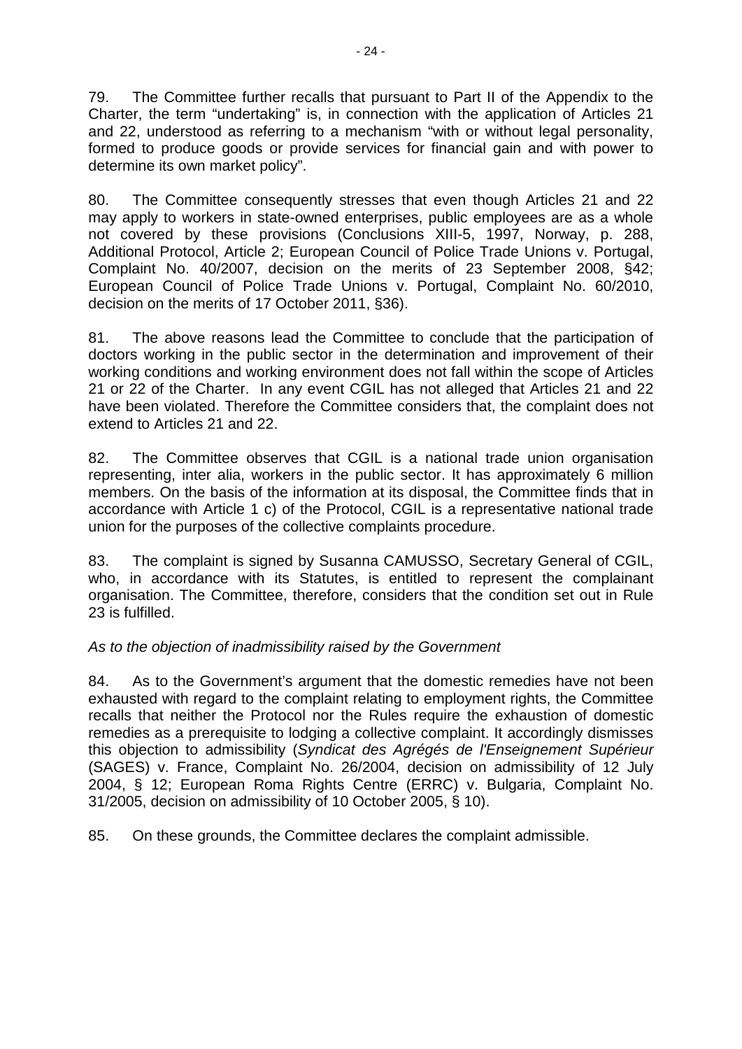79. The Committee further recalls that pursuant to Part II of the Appendix to the Charter, the term "undertaking" is, in connection with the application of Articles 21 and 22, understood as referring to a mechanism "with or without legal personality, formed to produce goods or provide services for financial gain and with power to determine its own market policy".

80. The Committee consequently stresses that even though Articles 21 and 22 may apply to workers in state-owned enterprises, public employees are as a whole not covered by these provisions (Conclusions XIII-5, 1997, Norway, p. 288, Additional Protocol, Article 2; European Council of Police Trade Unions v. Portugal, Complaint No. 40/2007, decision on the merits of 23 September 2008, §42; European Council of Police Trade Unions v. Portugal, Complaint No. 60/2010, decision on the merits of 17 October 2011, §36).

81. The above reasons lead the Committee to conclude that the participation of doctors working in the public sector in the determination and improvement of their working conditions and working environment does not fall within the scope of Articles 21 or 22 of the Charter. In any event CGIL has not alleged that Articles 21 and 22 have been violated. Therefore the Committee considers that, the complaint does not extend to Articles 21 and 22.

82. The Committee observes that CGIL is a national trade union organisation representing, inter alia, workers in the public sector. It has approximately 6 million members. On the basis of the information at its disposal, the Committee finds that in accordance with Article 1 c) of the Protocol, CGIL is a representative national trade union for the purposes of the collective complaints procedure.

83. The complaint is signed by Susanna CAMUSSO, Secretary General of CGIL, who, in accordance with its Statutes, is entitled to represent the complainant organisation. The Committee, therefore, considers that the condition set out in Rule 23 is fulfilled.

*As to the objection of inadmissibility raised by the Government*

84. As to the Government's argument that the domestic remedies have not been exhausted with regard to the complaint relating to employment rights, the Committee recalls that neither the Protocol nor the Rules require the exhaustion of domestic remedies as a prerequisite to lodging a collective complaint. It accordingly dismisses this objection to admissibility (*Syndicat des Agrégés de l'Enseignement Supérieur* (SAGES) v. France, Complaint No. 26/2004, decision on admissibility of 12 July 2004, § 12; European Roma Rights Centre (ERRC) v. Bulgaria, Complaint No. 31/2005, decision on admissibility of 10 October 2005, § 10).

85. On these grounds, the Committee declares the complaint admissible.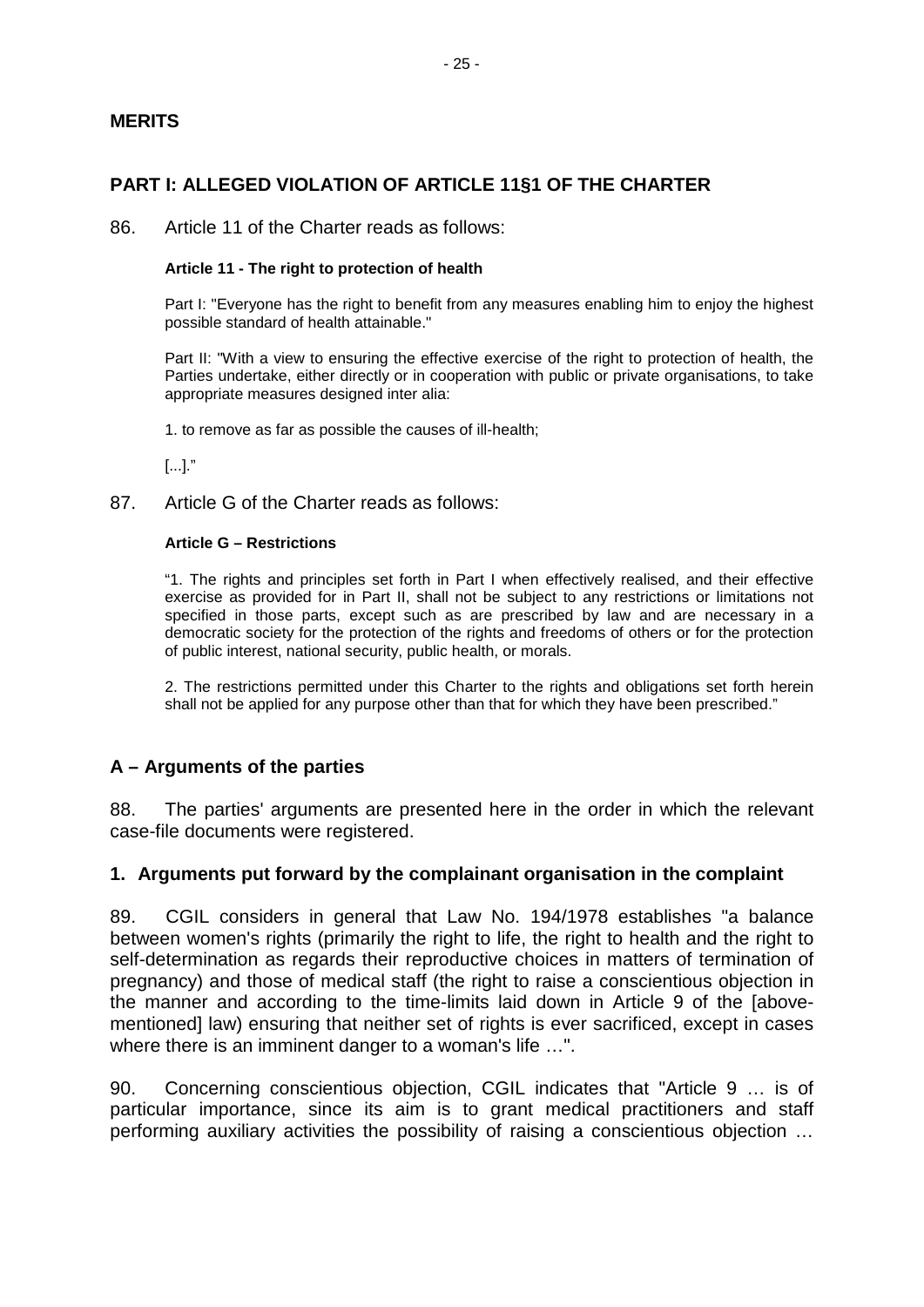## MERITS

## PART I: ALLEGED VIOLATION OF ARTICLE 11§1 OF THE CHARTER

86. Article 11 of the Charter reads as follows:

> **Article 11 - The right to protection of health**
>
> Part I: "Everyone has the right to benefit from any measures enabling him to enjoy the highest possible standard of health attainable."
>
> Part II: "With a view to ensuring the effective exercise of the right to protection of health, the Parties undertake, either directly or in cooperation with public or private organisations, to take appropriate measures designed inter alia:
>
> 1. to remove as far as possible the causes of ill-health;
>
> [...]."

87. Article G of the Charter reads as follows:

> **Article G – Restrictions**
>
> "1. The rights and principles set forth in Part I when effectively realised, and their effective exercise as provided for in Part II, shall not be subject to any restrictions or limitations not specified in those parts, except such as are prescribed by law and are necessary in a democratic society for the protection of the rights and freedoms of others or for the protection of public interest, national security, public health, or morals.
>
> 2. The restrictions permitted under this Charter to the rights and obligations set forth herein shall not be applied for any purpose other than that for which they have been prescribed."

### A – Arguments of the parties

88. The parties' arguments are presented here in the order in which the relevant case-file documents were registered.

#### 1. Arguments put forward by the complainant organisation in the complaint

89. CGIL considers in general that Law No. 194/1978 establishes "a balance between women's rights (primarily the right to life, the right to health and the right to self-determination as regards their reproductive choices in matters of termination of pregnancy) and those of medical staff (the right to raise a conscientious objection in the manner and according to the time-limits laid down in Article 9 of the [above-mentioned] law) ensuring that neither set of rights is ever sacrificed, except in cases where there is an imminent danger to a woman's life …".

90. Concerning conscientious objection, CGIL indicates that "Article 9 … is of particular importance, since its aim is to grant medical practitioners and staff performing auxiliary activities the possibility of raising a conscientious objection …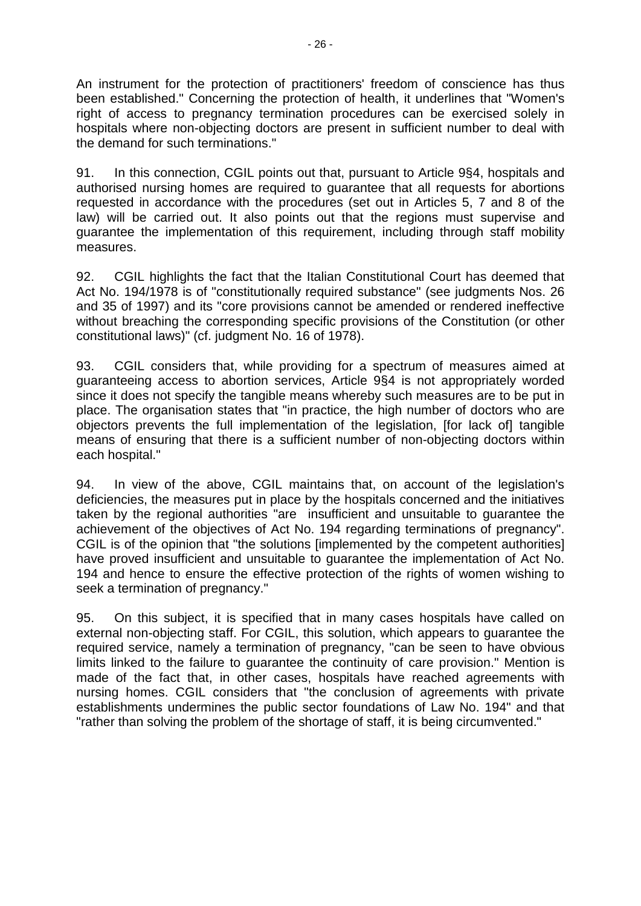An instrument for the protection of practitioners' freedom of conscience has thus been established." Concerning the protection of health, it underlines that "Women's right of access to pregnancy termination procedures can be exercised solely in hospitals where non-objecting doctors are present in sufficient number to deal with the demand for such terminations."

91. In this connection, CGIL points out that, pursuant to Article 9§4, hospitals and authorised nursing homes are required to guarantee that all requests for abortions requested in accordance with the procedures (set out in Articles 5, 7 and 8 of the law) will be carried out. It also points out that the regions must supervise and guarantee the implementation of this requirement, including through staff mobility measures.

92. CGIL highlights the fact that the Italian Constitutional Court has deemed that Act No. 194/1978 is of "constitutionally required substance" (see judgments Nos. 26 and 35 of 1997) and its "core provisions cannot be amended or rendered ineffective without breaching the corresponding specific provisions of the Constitution (or other constitutional laws)" (cf. judgment No. 16 of 1978).

93. CGIL considers that, while providing for a spectrum of measures aimed at guaranteeing access to abortion services, Article 9§4 is not appropriately worded since it does not specify the tangible means whereby such measures are to be put in place. The organisation states that "in practice, the high number of doctors who are objectors prevents the full implementation of the legislation, [for lack of] tangible means of ensuring that there is a sufficient number of non-objecting doctors within each hospital."

94. In view of the above, CGIL maintains that, on account of the legislation's deficiencies, the measures put in place by the hospitals concerned and the initiatives taken by the regional authorities "are insufficient and unsuitable to guarantee the achievement of the objectives of Act No. 194 regarding terminations of pregnancy". CGIL is of the opinion that "the solutions [implemented by the competent authorities] have proved insufficient and unsuitable to guarantee the implementation of Act No. 194 and hence to ensure the effective protection of the rights of women wishing to seek a termination of pregnancy."

95. On this subject, it is specified that in many cases hospitals have called on external non-objecting staff. For CGIL, this solution, which appears to guarantee the required service, namely a termination of pregnancy, "can be seen to have obvious limits linked to the failure to guarantee the continuity of care provision." Mention is made of the fact that, in other cases, hospitals have reached agreements with nursing homes. CGIL considers that "the conclusion of agreements with private establishments undermines the public sector foundations of Law No. 194" and that "rather than solving the problem of the shortage of staff, it is being circumvented."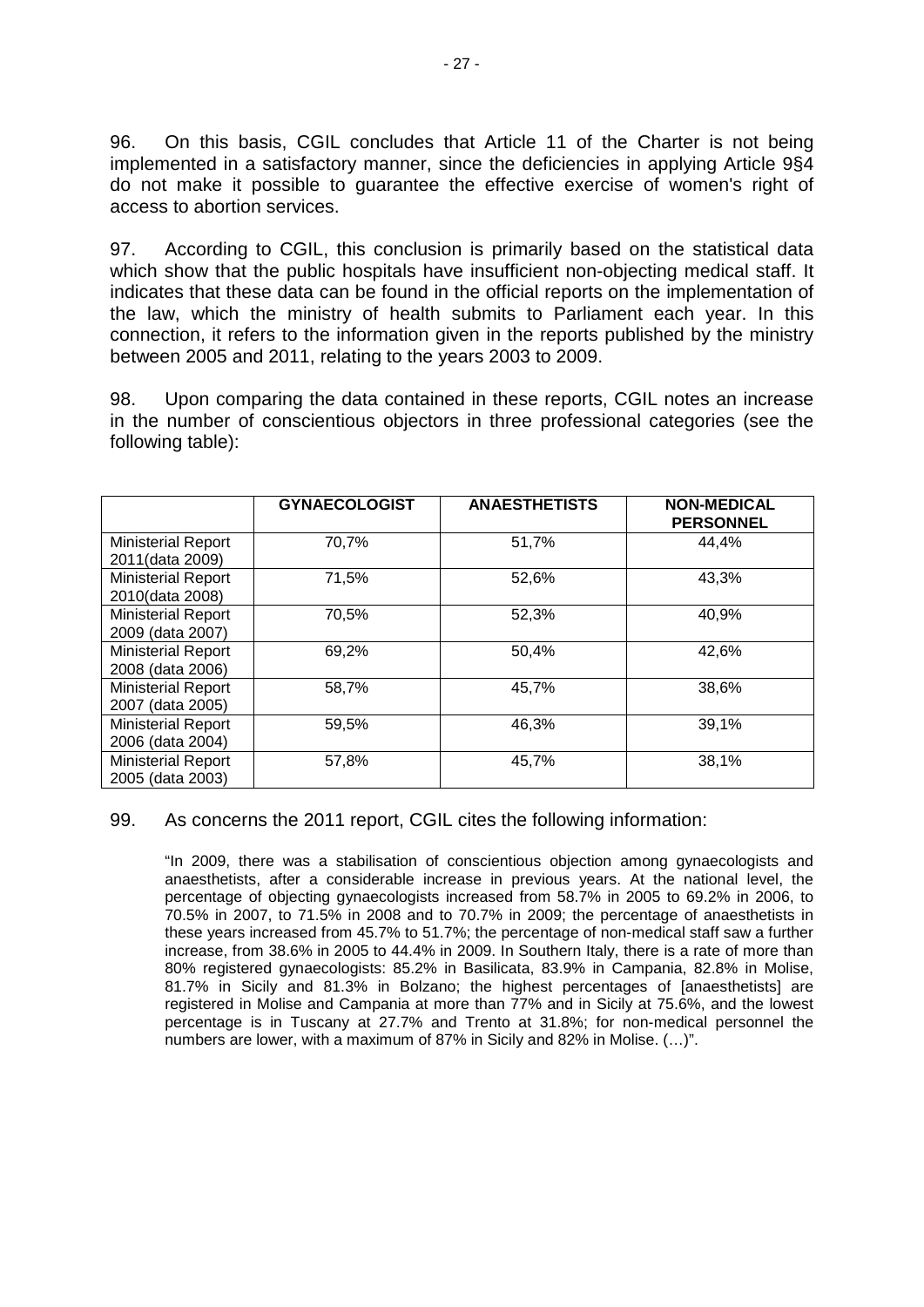96. On this basis, CGIL concludes that Article 11 of the Charter is not being implemented in a satisfactory manner, since the deficiencies in applying Article 9§4 do not make it possible to guarantee the effective exercise of women's right of access to abortion services.

97. According to CGIL, this conclusion is primarily based on the statistical data which show that the public hospitals have insufficient non-objecting medical staff. It indicates that these data can be found in the official reports on the implementation of the law, which the ministry of health submits to Parliament each year. In this connection, it refers to the information given in the reports published by the ministry between 2005 and 2011, relating to the years 2003 to 2009.

98. Upon comparing the data contained in these reports, CGIL notes an increase in the number of conscientious objectors in three professional categories (see the following table):

| | GYNAECOLOGIST | ANAESTHETISTS | NON-MEDICAL PERSONNEL |
|---|---|---|---|
| Ministerial Report 2011(data 2009) | 70,7% | 51,7% | 44,4% |
| Ministerial Report 2010(data 2008) | 71,5% | 52,6% | 43,3% |
| Ministerial Report 2009 (data 2007) | 70,5% | 52,3% | 40,9% |
| Ministerial Report 2008 (data 2006) | 69,2% | 50,4% | 42,6% |
| Ministerial Report 2007 (data 2005) | 58,7% | 45,7% | 38,6% |
| Ministerial Report 2006 (data 2004) | 59,5% | 46,3% | 39,1% |
| Ministerial Report 2005 (data 2003) | 57,8% | 45,7% | 38,1% |

99. As concerns the 2011 report, CGIL cites the following information:

> "In 2009, there was a stabilisation of conscientious objection among gynaecologists and anaesthetists, after a considerable increase in previous years. At the national level, the percentage of objecting gynaecologists increased from 58.7% in 2005 to 69.2% in 2006, to 70.5% in 2007, to 71.5% in 2008 and to 70.7% in 2009; the percentage of anaesthetists in these years increased from 45.7% to 51.7%; the percentage of non-medical staff saw a further increase, from 38.6% in 2005 to 44.4% in 2009. In Southern Italy, there is a rate of more than 80% registered gynaecologists: 85.2% in Basilicata, 83.9% in Campania, 82.8% in Molise, 81.7% in Sicily and 81.3% in Bolzano; the highest percentages of [anaesthetists] are registered in Molise and Campania at more than 77% and in Sicily at 75.6%, and the lowest percentage is in Tuscany at 27.7% and Trento at 31.8%; for non-medical personnel the numbers are lower, with a maximum of 87% in Sicily and 82% in Molise. (…)".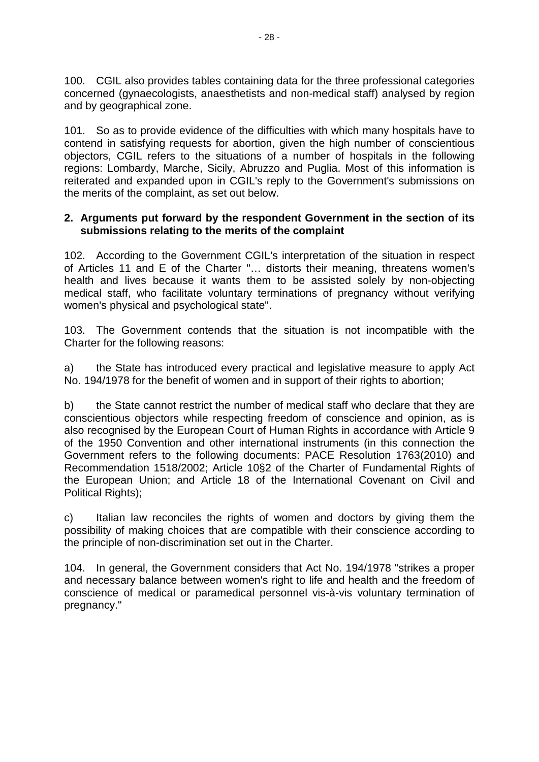100. CGIL also provides tables containing data for the three professional categories concerned (gynaecologists, anaesthetists and non-medical staff) analysed by region and by geographical zone.

101. So as to provide evidence of the difficulties with which many hospitals have to contend in satisfying requests for abortion, given the high number of conscientious objectors, CGIL refers to the situations of a number of hospitals in the following regions: Lombardy, Marche, Sicily, Abruzzo and Puglia. Most of this information is reiterated and expanded upon in CGIL's reply to the Government's submissions on the merits of the complaint, as set out below.

### 2. Arguments put forward by the respondent Government in the section of its submissions relating to the merits of the complaint

102. According to the Government CGIL's interpretation of the situation in respect of Articles 11 and E of the Charter "… distorts their meaning, threatens women's health and lives because it wants them to be assisted solely by non-objecting medical staff, who facilitate voluntary terminations of pregnancy without verifying women's physical and psychological state".

103. The Government contends that the situation is not incompatible with the Charter for the following reasons:

a) the State has introduced every practical and legislative measure to apply Act No. 194/1978 for the benefit of women and in support of their rights to abortion;

b) the State cannot restrict the number of medical staff who declare that they are conscientious objectors while respecting freedom of conscience and opinion, as is also recognised by the European Court of Human Rights in accordance with Article 9 of the 1950 Convention and other international instruments (in this connection the Government refers to the following documents: PACE Resolution 1763(2010) and Recommendation 1518/2002; Article 10§2 of the Charter of Fundamental Rights of the European Union; and Article 18 of the International Covenant on Civil and Political Rights);

c) Italian law reconciles the rights of women and doctors by giving them the possibility of making choices that are compatible with their conscience according to the principle of non-discrimination set out in the Charter.

104. In general, the Government considers that Act No. 194/1978 "strikes a proper and necessary balance between women's right to life and health and the freedom of conscience of medical or paramedical personnel vis-à-vis voluntary termination of pregnancy."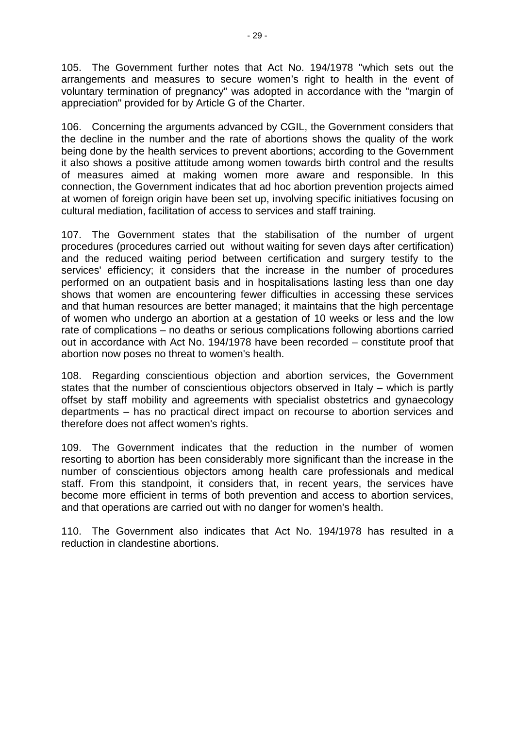105. The Government further notes that Act No. 194/1978 "which sets out the arrangements and measures to secure women's right to health in the event of voluntary termination of pregnancy" was adopted in accordance with the "margin of appreciation" provided for by Article G of the Charter.

106. Concerning the arguments advanced by CGIL, the Government considers that the decline in the number and the rate of abortions shows the quality of the work being done by the health services to prevent abortions; according to the Government it also shows a positive attitude among women towards birth control and the results of measures aimed at making women more aware and responsible. In this connection, the Government indicates that ad hoc abortion prevention projects aimed at women of foreign origin have been set up, involving specific initiatives focusing on cultural mediation, facilitation of access to services and staff training.

107. The Government states that the stabilisation of the number of urgent procedures (procedures carried out without waiting for seven days after certification) and the reduced waiting period between certification and surgery testify to the services' efficiency; it considers that the increase in the number of procedures performed on an outpatient basis and in hospitalisations lasting less than one day shows that women are encountering fewer difficulties in accessing these services and that human resources are better managed; it maintains that the high percentage of women who undergo an abortion at a gestation of 10 weeks or less and the low rate of complications – no deaths or serious complications following abortions carried out in accordance with Act No. 194/1978 have been recorded – constitute proof that abortion now poses no threat to women's health.

108. Regarding conscientious objection and abortion services, the Government states that the number of conscientious objectors observed in Italy – which is partly offset by staff mobility and agreements with specialist obstetrics and gynaecology departments – has no practical direct impact on recourse to abortion services and therefore does not affect women's rights.

109. The Government indicates that the reduction in the number of women resorting to abortion has been considerably more significant than the increase in the number of conscientious objectors among health care professionals and medical staff. From this standpoint, it considers that, in recent years, the services have become more efficient in terms of both prevention and access to abortion services, and that operations are carried out with no danger for women's health.

110. The Government also indicates that Act No. 194/1978 has resulted in a reduction in clandestine abortions.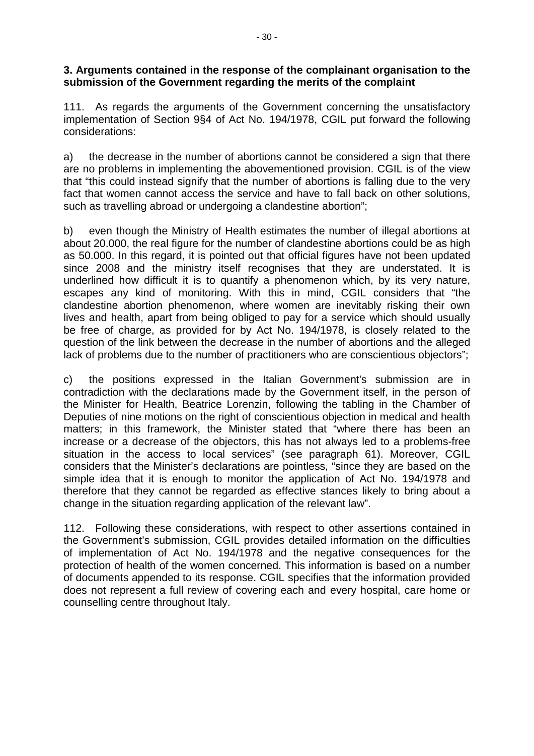**3. Arguments contained in the response of the complainant organisation to the submission of the Government regarding the merits of the complaint**

111. As regards the arguments of the Government concerning the unsatisfactory implementation of Section 9§4 of Act No. 194/1978, CGIL put forward the following considerations:

a) the decrease in the number of abortions cannot be considered a sign that there are no problems in implementing the abovementioned provision. CGIL is of the view that "this could instead signify that the number of abortions is falling due to the very fact that women cannot access the service and have to fall back on other solutions, such as travelling abroad or undergoing a clandestine abortion";

b) even though the Ministry of Health estimates the number of illegal abortions at about 20.000, the real figure for the number of clandestine abortions could be as high as 50.000. In this regard, it is pointed out that official figures have not been updated since 2008 and the ministry itself recognises that they are understated. It is underlined how difficult it is to quantify a phenomenon which, by its very nature, escapes any kind of monitoring. With this in mind, CGIL considers that "the clandestine abortion phenomenon, where women are inevitably risking their own lives and health, apart from being obliged to pay for a service which should usually be free of charge, as provided for by Act No. 194/1978, is closely related to the question of the link between the decrease in the number of abortions and the alleged lack of problems due to the number of practitioners who are conscientious objectors";

c) the positions expressed in the Italian Government's submission are in contradiction with the declarations made by the Government itself, in the person of the Minister for Health, Beatrice Lorenzin, following the tabling in the Chamber of Deputies of nine motions on the right of conscientious objection in medical and health matters; in this framework, the Minister stated that "where there has been an increase or a decrease of the objectors, this has not always led to a problems-free situation in the access to local services" (see paragraph 61). Moreover, CGIL considers that the Minister's declarations are pointless, "since they are based on the simple idea that it is enough to monitor the application of Act No. 194/1978 and therefore that they cannot be regarded as effective stances likely to bring about a change in the situation regarding application of the relevant law".

112. Following these considerations, with respect to other assertions contained in the Government's submission, CGIL provides detailed information on the difficulties of implementation of Act No. 194/1978 and the negative consequences for the protection of health of the women concerned. This information is based on a number of documents appended to its response. CGIL specifies that the information provided does not represent a full review of covering each and every hospital, care home or counselling centre throughout Italy.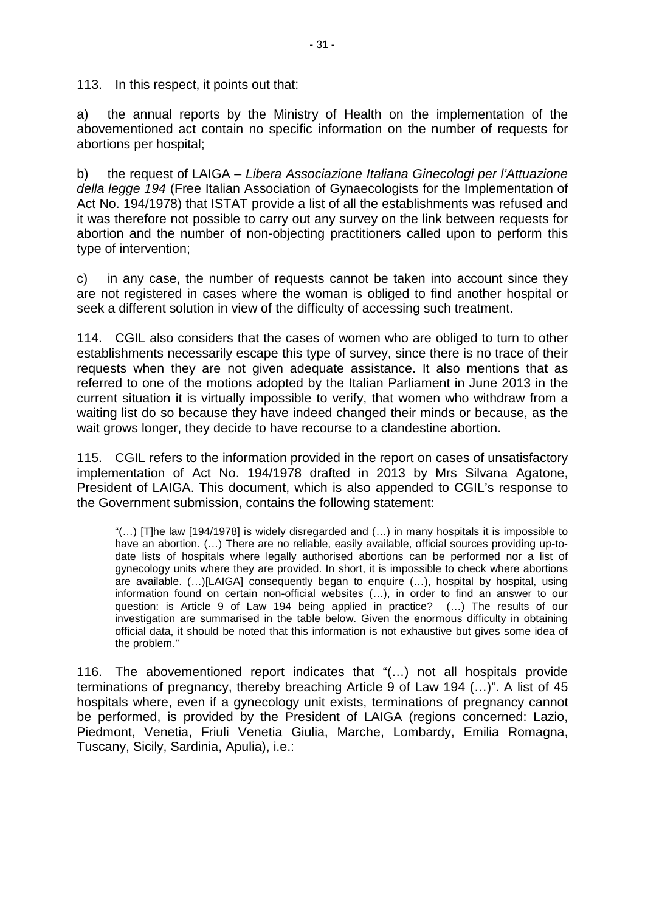113. In this respect, it points out that:

a) the annual reports by the Ministry of Health on the implementation of the abovementioned act contain no specific information on the number of requests for abortions per hospital;

b) the request of LAIGA – *Libera Associazione Italiana Ginecologi per l'Attuazione della legge 194* (Free Italian Association of Gynaecologists for the Implementation of Act No. 194/1978) that ISTAT provide a list of all the establishments was refused and it was therefore not possible to carry out any survey on the link between requests for abortion and the number of non-objecting practitioners called upon to perform this type of intervention;

c) in any case, the number of requests cannot be taken into account since they are not registered in cases where the woman is obliged to find another hospital or seek a different solution in view of the difficulty of accessing such treatment.

114. CGIL also considers that the cases of women who are obliged to turn to other establishments necessarily escape this type of survey, since there is no trace of their requests when they are not given adequate assistance. It also mentions that as referred to one of the motions adopted by the Italian Parliament in June 2013 in the current situation it is virtually impossible to verify, that women who withdraw from a waiting list do so because they have indeed changed their minds or because, as the wait grows longer, they decide to have recourse to a clandestine abortion.

115. CGIL refers to the information provided in the report on cases of unsatisfactory implementation of Act No. 194/1978 drafted in 2013 by Mrs Silvana Agatone, President of LAIGA. This document, which is also appended to CGIL's response to the Government submission, contains the following statement:

> "(…) [T]he law [194/1978] is widely disregarded and (…) in many hospitals it is impossible to have an abortion. (…) There are no reliable, easily available, official sources providing up-to-date lists of hospitals where legally authorised abortions can be performed nor a list of gynecology units where they are provided. In short, it is impossible to check where abortions are available. (…)[LAIGA] consequently began to enquire (…), hospital by hospital, using information found on certain non-official websites (…), in order to find an answer to our question: is Article 9 of Law 194 being applied in practice? (…) The results of our investigation are summarised in the table below. Given the enormous difficulty in obtaining official data, it should be noted that this information is not exhaustive but gives some idea of the problem."

116. The abovementioned report indicates that "(…) not all hospitals provide terminations of pregnancy, thereby breaching Article 9 of Law 194 (…)". A list of 45 hospitals where, even if a gynecology unit exists, terminations of pregnancy cannot be performed, is provided by the President of LAIGA (regions concerned: Lazio, Piedmont, Venetia, Friuli Venetia Giulia, Marche, Lombardy, Emilia Romagna, Tuscany, Sicily, Sardinia, Apulia), i.e.: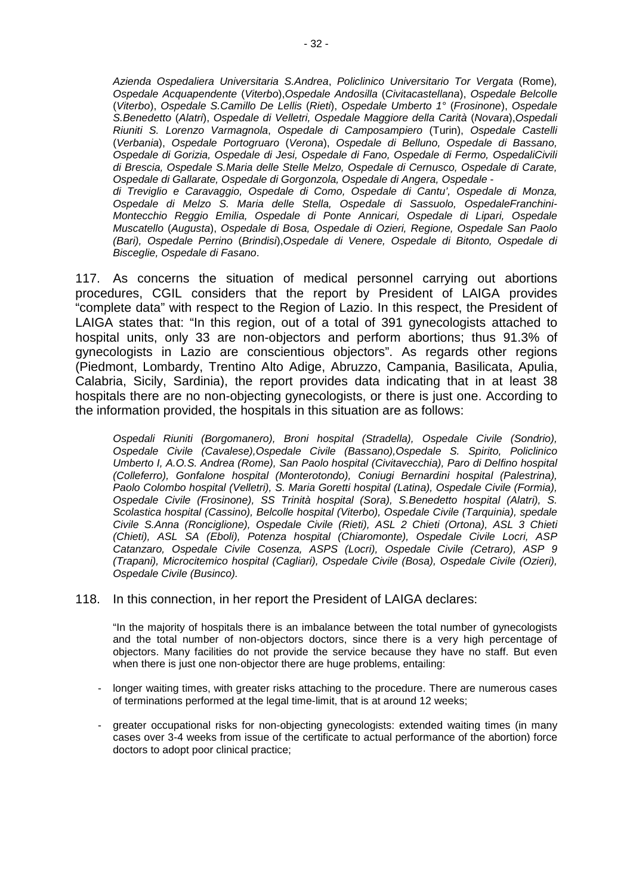*Azienda Ospedaliera Universitaria S.Andrea*, *Policlinico Universitario Tor Vergata* (Rome), *Ospedale Acquapendente* (*Viterbo*),*Ospedale Andosilla* (*Civitacastellana*), *Ospedale Belcolle* (*Viterbo*), *Ospedale S.Camillo De Lellis* (*Rieti*), *Ospedale Umberto 1°* (*Frosinone*), *Ospedale S.Benedetto* (*Alatri*), *Ospedale di Velletri, Ospedale Maggiore della Carità* (*Novara*),*Ospedali Riuniti S. Lorenzo Varmagnola*, *Ospedale di Camposampiero* (Turin), *Ospedale Castelli* (*Verbania*), *Ospedale Portogruaro* (*Verona*), *Ospedale di Belluno, Ospedale di Bassano, Ospedale di Gorizia, Ospedale di Jesi, Ospedale di Fano, Ospedale di Fermo, OspedaliCivili di Brescia, Ospedale S.Maria delle Stelle Melzo, Ospedale di Cernusco, Ospedale di Carate, Ospedale di Gallarate, Ospedale di Gorgonzola, Ospedale di Angera, Ospedale - di Treviglio e Caravaggio, Ospedale di Como, Ospedale di Cantu', Ospedale di Monza, Ospedale di Melzo S. Maria delle Stella, Ospedale di Sassuolo, OspedaleFranchini-Montecchio Reggio Emilia, Ospedale di Ponte Annicari, Ospedale di Lipari, Ospedale Muscatello* (*Augusta*), *Ospedale di Bosa, Ospedale di Ozieri, Regione, Ospedale San Paolo (Bari), Ospedale Perrino* (*Brindisi*),*Ospedale di Venere, Ospedale di Bitonto, Ospedale di Bisceglie, Ospedale di Fasano*.

117. As concerns the situation of medical personnel carrying out abortions procedures, CGIL considers that the report by President of LAIGA provides "complete data" with respect to the Region of Lazio. In this respect, the President of LAIGA states that: "In this region, out of a total of 391 gynecologists attached to hospital units, only 33 are non-objectors and perform abortions; thus 91.3% of gynecologists in Lazio are conscientious objectors". As regards other regions (Piedmont, Lombardy, Trentino Alto Adige, Abruzzo, Campania, Basilicata, Apulia, Calabria, Sicily, Sardinia), the report provides data indicating that in at least 38 hospitals there are no non-objecting gynecologists, or there is just one. According to the information provided, the hospitals in this situation are as follows:

*Ospedali Riuniti (Borgomanero), Broni hospital (Stradella), Ospedale Civile (Sondrio), Ospedale Civile (Cavalese),Ospedale Civile (Bassano),Ospedale S. Spirito, Policlinico Umberto I, A.O.S. Andrea (Rome), San Paolo hospital (Civitavecchia), Paro di Delfino hospital (Colleferro), Gonfalone hospital (Monterotondo), Coniugi Bernardini hospital (Palestrina), Paolo Colombo hospital (Velletri), S. Maria Goretti hospital (Latina), Ospedale Civile (Formia), Ospedale Civile (Frosinone), SS Trinità hospital (Sora), S.Benedetto hospital (Alatri), S. Scolastica hospital (Cassino), Belcolle hospital (Viterbo), Ospedale Civile (Tarquinia), spedale Civile S.Anna (Ronciglione), Ospedale Civile (Rieti), ASL 2 Chieti (Ortona), ASL 3 Chieti (Chieti), ASL SA (Eboli), Potenza hospital (Chiaromonte), Ospedale Civile Locri, ASP Catanzaro, Ospedale Civile Cosenza, ASPS (Locri), Ospedale Civile (Cetraro), ASP 9 (Trapani), Microcitemico hospital (Cagliari), Ospedale Civile (Bosa), Ospedale Civile (Ozieri), Ospedale Civile (Businco).*

118. In this connection, in her report the President of LAIGA declares:

"In the majority of hospitals there is an imbalance between the total number of gynecologists and the total number of non-objectors doctors, since there is a very high percentage of objectors. Many facilities do not provide the service because they have no staff. But even when there is just one non-objector there are huge problems, entailing:

- longer waiting times, with greater risks attaching to the procedure. There are numerous cases of terminations performed at the legal time-limit, that is at around 12 weeks;
- greater occupational risks for non-objecting gynecologists: extended waiting times (in many cases over 3-4 weeks from issue of the certificate to actual performance of the abortion) force doctors to adopt poor clinical practice;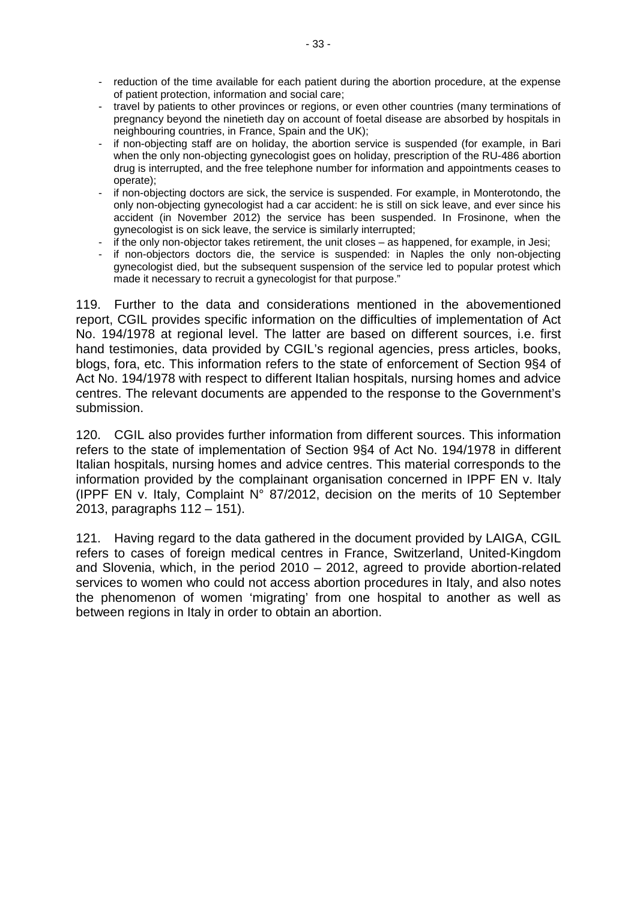- reduction of the time available for each patient during the abortion procedure, at the expense of patient protection, information and social care;
- travel by patients to other provinces or regions, or even other countries (many terminations of pregnancy beyond the ninetieth day on account of foetal disease are absorbed by hospitals in neighbouring countries, in France, Spain and the UK);
- if non-objecting staff are on holiday, the abortion service is suspended (for example, in Bari when the only non-objecting gynecologist goes on holiday, prescription of the RU-486 abortion drug is interrupted, and the free telephone number for information and appointments ceases to operate);
- if non-objecting doctors are sick, the service is suspended. For example, in Monterotondo, the only non-objecting gynecologist had a car accident: he is still on sick leave, and ever since his accident (in November 2012) the service has been suspended. In Frosinone, when the gynecologist is on sick leave, the service is similarly interrupted;
- if the only non-objector takes retirement, the unit closes – as happened, for example, in Jesi;
- if non-objectors doctors die, the service is suspended: in Naples the only non-objecting gynecologist died, but the subsequent suspension of the service led to popular protest which made it necessary to recruit a gynecologist for that purpose."

119. Further to the data and considerations mentioned in the abovementioned report, CGIL provides specific information on the difficulties of implementation of Act No. 194/1978 at regional level. The latter are based on different sources, i.e. first hand testimonies, data provided by CGIL's regional agencies, press articles, books, blogs, fora, etc. This information refers to the state of enforcement of Section 9§4 of Act No. 194/1978 with respect to different Italian hospitals, nursing homes and advice centres. The relevant documents are appended to the response to the Government's submission.

120. CGIL also provides further information from different sources. This information refers to the state of implementation of Section 9§4 of Act No. 194/1978 in different Italian hospitals, nursing homes and advice centres. This material corresponds to the information provided by the complainant organisation concerned in IPPF EN v. Italy (IPPF EN v. Italy, Complaint N° 87/2012, decision on the merits of 10 September 2013, paragraphs 112 – 151).

121. Having regard to the data gathered in the document provided by LAIGA, CGIL refers to cases of foreign medical centres in France, Switzerland, United-Kingdom and Slovenia, which, in the period 2010 – 2012, agreed to provide abortion-related services to women who could not access abortion procedures in Italy, and also notes the phenomenon of women 'migrating' from one hospital to another as well as between regions in Italy in order to obtain an abortion.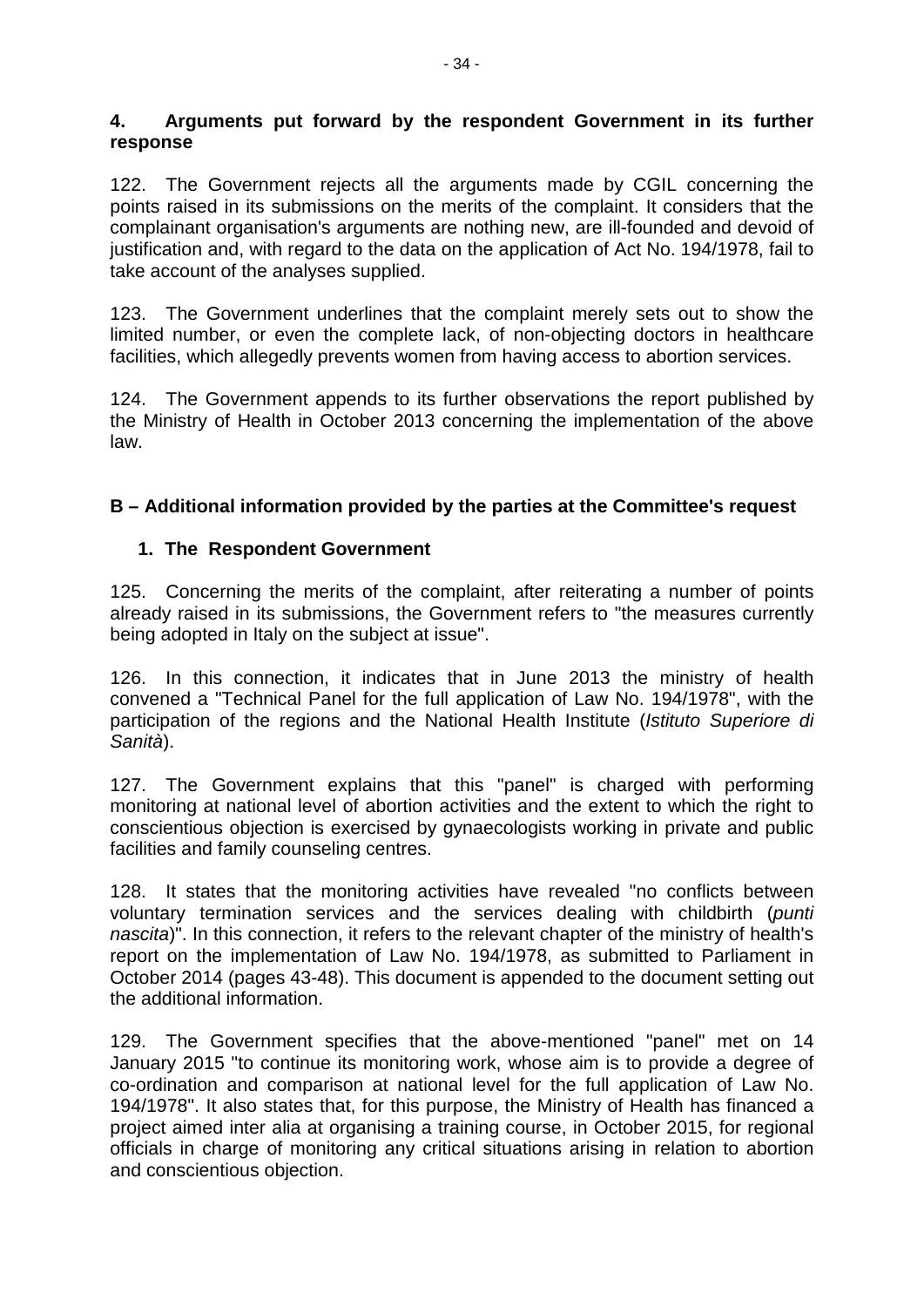## 4. Arguments put forward by the respondent Government in its further response

122. The Government rejects all the arguments made by CGIL concerning the points raised in its submissions on the merits of the complaint. It considers that the complainant organisation's arguments are nothing new, are ill-founded and devoid of justification and, with regard to the data on the application of Act No. 194/1978, fail to take account of the analyses supplied.

123. The Government underlines that the complaint merely sets out to show the limited number, or even the complete lack, of non-objecting doctors in healthcare facilities, which allegedly prevents women from having access to abortion services.

124. The Government appends to its further observations the report published by the Ministry of Health in October 2013 concerning the implementation of the above law.

## B – Additional information provided by the parties at the Committee's request

### 1. The Respondent Government

125. Concerning the merits of the complaint, after reiterating a number of points already raised in its submissions, the Government refers to "the measures currently being adopted in Italy on the subject at issue".

126. In this connection, it indicates that in June 2013 the ministry of health convened a "Technical Panel for the full application of Law No. 194/1978", with the participation of the regions and the National Health Institute (*Istituto Superiore di Sanità*).

127. The Government explains that this "panel" is charged with performing monitoring at national level of abortion activities and the extent to which the right to conscientious objection is exercised by gynaecologists working in private and public facilities and family counseling centres.

128. It states that the monitoring activities have revealed "no conflicts between voluntary termination services and the services dealing with childbirth (*punti nascita*)". In this connection, it refers to the relevant chapter of the ministry of health's report on the implementation of Law No. 194/1978, as submitted to Parliament in October 2014 (pages 43-48). This document is appended to the document setting out the additional information.

129. The Government specifies that the above-mentioned "panel" met on 14 January 2015 "to continue its monitoring work, whose aim is to provide a degree of co-ordination and comparison at national level for the full application of Law No. 194/1978". It also states that, for this purpose, the Ministry of Health has financed a project aimed inter alia at organising a training course, in October 2015, for regional officials in charge of monitoring any critical situations arising in relation to abortion and conscientious objection.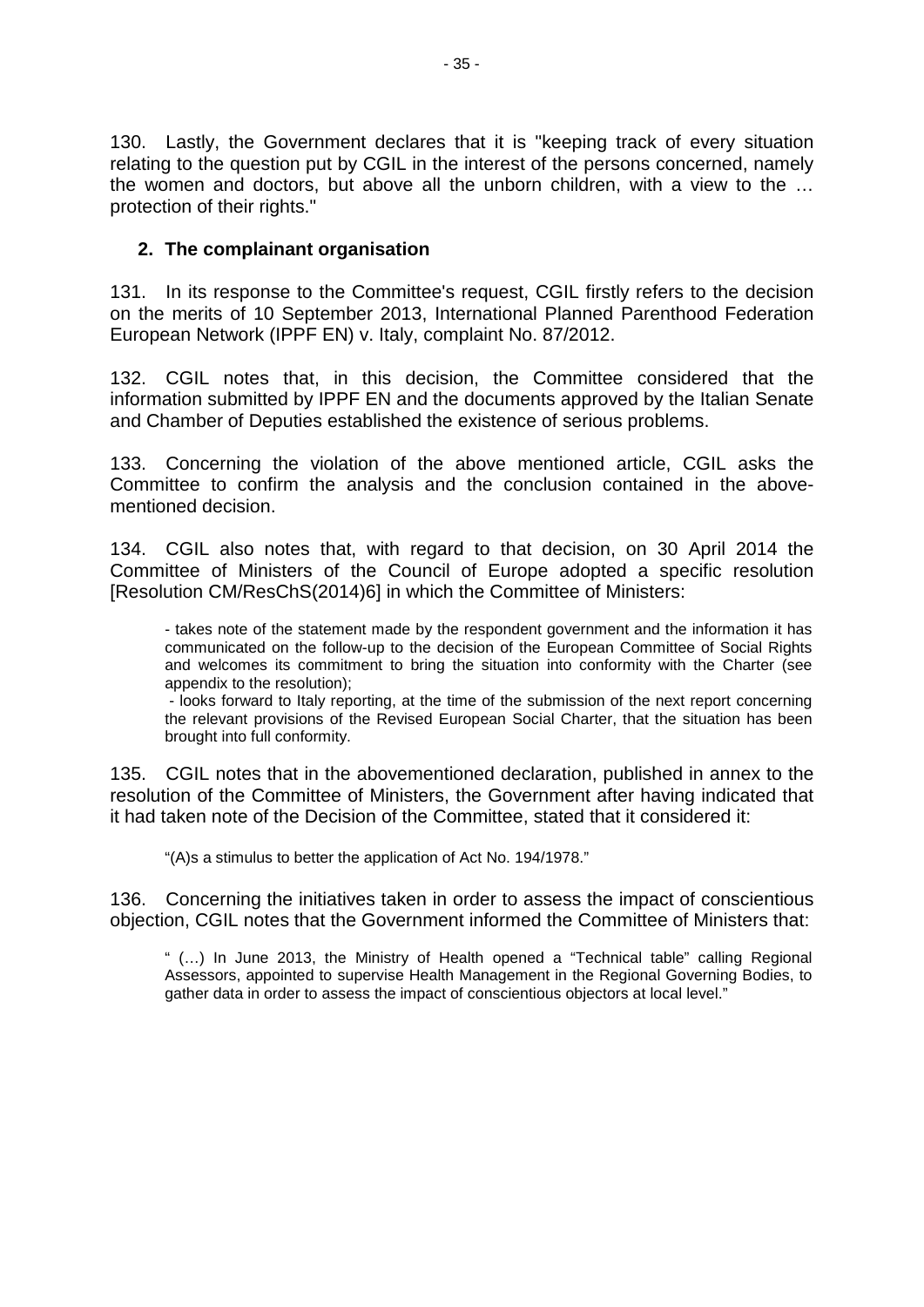130. Lastly, the Government declares that it is "keeping track of every situation relating to the question put by CGIL in the interest of the persons concerned, namely the women and doctors, but above all the unborn children, with a view to the … protection of their rights."

## 2. The complainant organisation

131. In its response to the Committee's request, CGIL firstly refers to the decision on the merits of 10 September 2013, International Planned Parenthood Federation European Network (IPPF EN) v. Italy, complaint No. 87/2012.

132. CGIL notes that, in this decision, the Committee considered that the information submitted by IPPF EN and the documents approved by the Italian Senate and Chamber of Deputies established the existence of serious problems.

133. Concerning the violation of the above mentioned article, CGIL asks the Committee to confirm the analysis and the conclusion contained in the above-mentioned decision.

134. CGIL also notes that, with regard to that decision, on 30 April 2014 the Committee of Ministers of the Council of Europe adopted a specific resolution [Resolution CM/ResChS(2014)6] in which the Committee of Ministers:

> - takes note of the statement made by the respondent government and the information it has communicated on the follow-up to the decision of the European Committee of Social Rights and welcomes its commitment to bring the situation into conformity with the Charter (see appendix to the resolution);
> - looks forward to Italy reporting, at the time of the submission of the next report concerning the relevant provisions of the Revised European Social Charter, that the situation has been brought into full conformity.

135. CGIL notes that in the abovementioned declaration, published in annex to the resolution of the Committee of Ministers, the Government after having indicated that it had taken note of the Decision of the Committee, stated that it considered it:

> "(A)s a stimulus to better the application of Act No. 194/1978."

136. Concerning the initiatives taken in order to assess the impact of conscientious objection, CGIL notes that the Government informed the Committee of Ministers that:

> " (…) In June 2013, the Ministry of Health opened a "Technical table" calling Regional Assessors, appointed to supervise Health Management in the Regional Governing Bodies, to gather data in order to assess the impact of conscientious objectors at local level."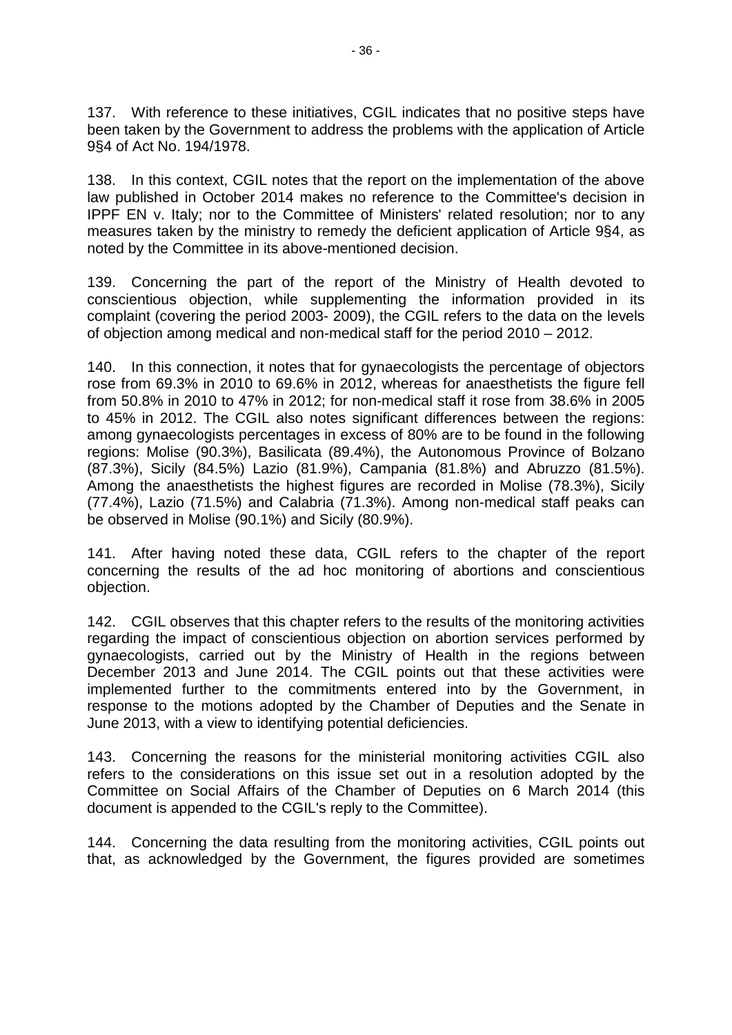137. With reference to these initiatives, CGIL indicates that no positive steps have been taken by the Government to address the problems with the application of Article 9§4 of Act No. 194/1978.

138. In this context, CGIL notes that the report on the implementation of the above law published in October 2014 makes no reference to the Committee's decision in IPPF EN v. Italy; nor to the Committee of Ministers' related resolution; nor to any measures taken by the ministry to remedy the deficient application of Article 9§4, as noted by the Committee in its above-mentioned decision.

139. Concerning the part of the report of the Ministry of Health devoted to conscientious objection, while supplementing the information provided in its complaint (covering the period 2003- 2009), the CGIL refers to the data on the levels of objection among medical and non-medical staff for the period 2010 – 2012.

140. In this connection, it notes that for gynaecologists the percentage of objectors rose from 69.3% in 2010 to 69.6% in 2012, whereas for anaesthetists the figure fell from 50.8% in 2010 to 47% in 2012; for non-medical staff it rose from 38.6% in 2005 to 45% in 2012. The CGIL also notes significant differences between the regions: among gynaecologists percentages in excess of 80% are to be found in the following regions: Molise (90.3%), Basilicata (89.4%), the Autonomous Province of Bolzano (87.3%), Sicily (84.5%) Lazio (81.9%), Campania (81.8%) and Abruzzo (81.5%). Among the anaesthetists the highest figures are recorded in Molise (78.3%), Sicily (77.4%), Lazio (71.5%) and Calabria (71.3%). Among non-medical staff peaks can be observed in Molise (90.1%) and Sicily (80.9%).

141. After having noted these data, CGIL refers to the chapter of the report concerning the results of the ad hoc monitoring of abortions and conscientious objection.

142. CGIL observes that this chapter refers to the results of the monitoring activities regarding the impact of conscientious objection on abortion services performed by gynaecologists, carried out by the Ministry of Health in the regions between December 2013 and June 2014. The CGIL points out that these activities were implemented further to the commitments entered into by the Government, in response to the motions adopted by the Chamber of Deputies and the Senate in June 2013, with a view to identifying potential deficiencies.

143. Concerning the reasons for the ministerial monitoring activities CGIL also refers to the considerations on this issue set out in a resolution adopted by the Committee on Social Affairs of the Chamber of Deputies on 6 March 2014 (this document is appended to the CGIL's reply to the Committee).

144. Concerning the data resulting from the monitoring activities, CGIL points out that, as acknowledged by the Government, the figures provided are sometimes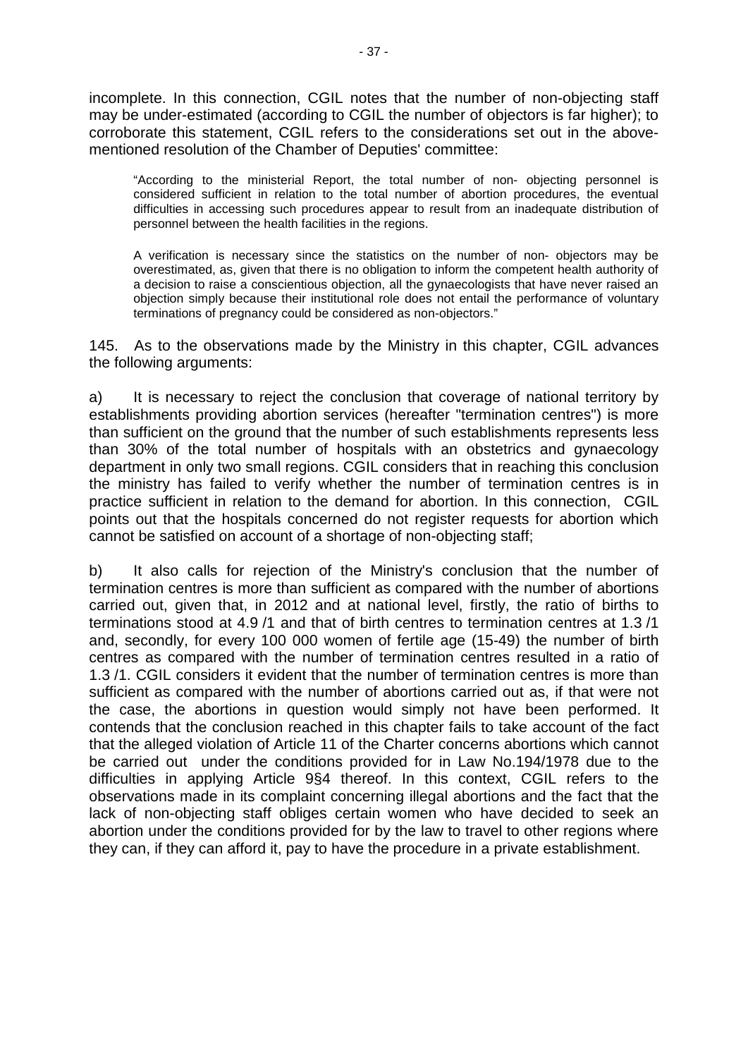incomplete. In this connection, CGIL notes that the number of non-objecting staff may be under-estimated (according to CGIL the number of objectors is far higher); to corroborate this statement, CGIL refers to the considerations set out in the above-mentioned resolution of the Chamber of Deputies' committee:

> "According to the ministerial Report, the total number of non- objecting personnel is considered sufficient in relation to the total number of abortion procedures, the eventual difficulties in accessing such procedures appear to result from an inadequate distribution of personnel between the health facilities in the regions.
>
> A verification is necessary since the statistics on the number of non- objectors may be overestimated, as, given that there is no obligation to inform the competent health authority of a decision to raise a conscientious objection, all the gynaecologists that have never raised an objection simply because their institutional role does not entail the performance of voluntary terminations of pregnancy could be considered as non-objectors."

145. As to the observations made by the Ministry in this chapter, CGIL advances the following arguments:

a) It is necessary to reject the conclusion that coverage of national territory by establishments providing abortion services (hereafter "termination centres") is more than sufficient on the ground that the number of such establishments represents less than 30% of the total number of hospitals with an obstetrics and gynaecology department in only two small regions. CGIL considers that in reaching this conclusion the ministry has failed to verify whether the number of termination centres is in practice sufficient in relation to the demand for abortion. In this connection, CGIL points out that the hospitals concerned do not register requests for abortion which cannot be satisfied on account of a shortage of non-objecting staff;

b) It also calls for rejection of the Ministry's conclusion that the number of termination centres is more than sufficient as compared with the number of abortions carried out, given that, in 2012 and at national level, firstly, the ratio of births to terminations stood at 4.9 /1 and that of birth centres to termination centres at 1.3 /1 and, secondly, for every 100 000 women of fertile age (15-49) the number of birth centres as compared with the number of termination centres resulted in a ratio of 1.3 /1. CGIL considers it evident that the number of termination centres is more than sufficient as compared with the number of abortions carried out as, if that were not the case, the abortions in question would simply not have been performed. It contends that the conclusion reached in this chapter fails to take account of the fact that the alleged violation of Article 11 of the Charter concerns abortions which cannot be carried out under the conditions provided for in Law No.194/1978 due to the difficulties in applying Article 9§4 thereof. In this context, CGIL refers to the observations made in its complaint concerning illegal abortions and the fact that the lack of non-objecting staff obliges certain women who have decided to seek an abortion under the conditions provided for by the law to travel to other regions where they can, if they can afford it, pay to have the procedure in a private establishment.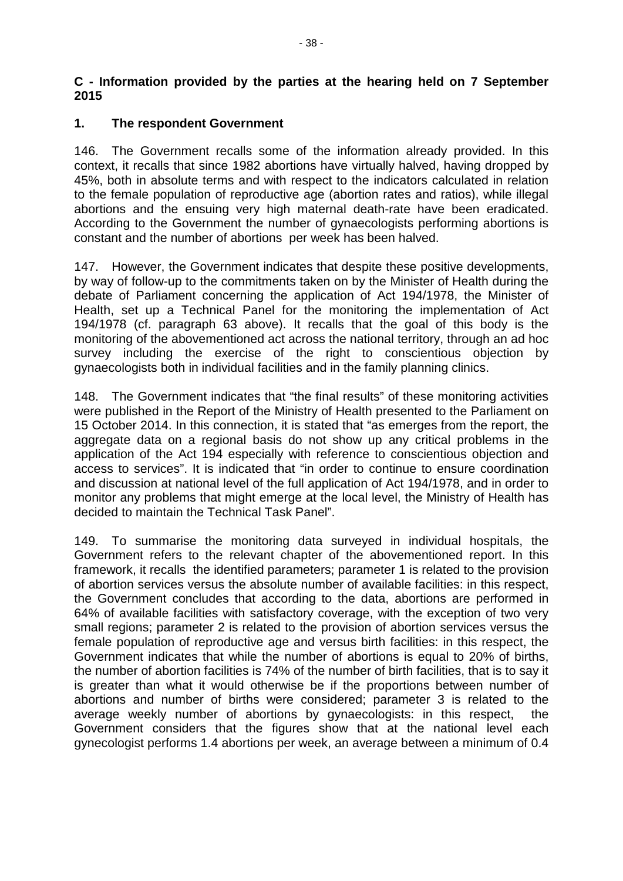**C - Information provided by the parties at the hearing held on 7 September 2015**

**1. The respondent Government**

146. The Government recalls some of the information already provided. In this context, it recalls that since 1982 abortions have virtually halved, having dropped by 45%, both in absolute terms and with respect to the indicators calculated in relation to the female population of reproductive age (abortion rates and ratios), while illegal abortions and the ensuing very high maternal death-rate have been eradicated. According to the Government the number of gynaecologists performing abortions is constant and the number of abortions per week has been halved.

147. However, the Government indicates that despite these positive developments, by way of follow-up to the commitments taken on by the Minister of Health during the debate of Parliament concerning the application of Act 194/1978, the Minister of Health, set up a Technical Panel for the monitoring the implementation of Act 194/1978 (cf. paragraph 63 above). It recalls that the goal of this body is the monitoring of the abovementioned act across the national territory, through an ad hoc survey including the exercise of the right to conscientious objection by gynaecologists both in individual facilities and in the family planning clinics.

148. The Government indicates that "the final results" of these monitoring activities were published in the Report of the Ministry of Health presented to the Parliament on 15 October 2014. In this connection, it is stated that "as emerges from the report, the aggregate data on a regional basis do not show up any critical problems in the application of the Act 194 especially with reference to conscientious objection and access to services". It is indicated that "in order to continue to ensure coordination and discussion at national level of the full application of Act 194/1978, and in order to monitor any problems that might emerge at the local level, the Ministry of Health has decided to maintain the Technical Task Panel".

149. To summarise the monitoring data surveyed in individual hospitals, the Government refers to the relevant chapter of the abovementioned report. In this framework, it recalls the identified parameters; parameter 1 is related to the provision of abortion services versus the absolute number of available facilities: in this respect, the Government concludes that according to the data, abortions are performed in 64% of available facilities with satisfactory coverage, with the exception of two very small regions; parameter 2 is related to the provision of abortion services versus the female population of reproductive age and versus birth facilities: in this respect, the Government indicates that while the number of abortions is equal to 20% of births, the number of abortion facilities is 74% of the number of birth facilities, that is to say it is greater than what it would otherwise be if the proportions between number of abortions and number of births were considered; parameter 3 is related to the average weekly number of abortions by gynaecologists: in this respect, the Government considers that the figures show that at the national level each gynecologist performs 1.4 abortions per week, an average between a minimum of 0.4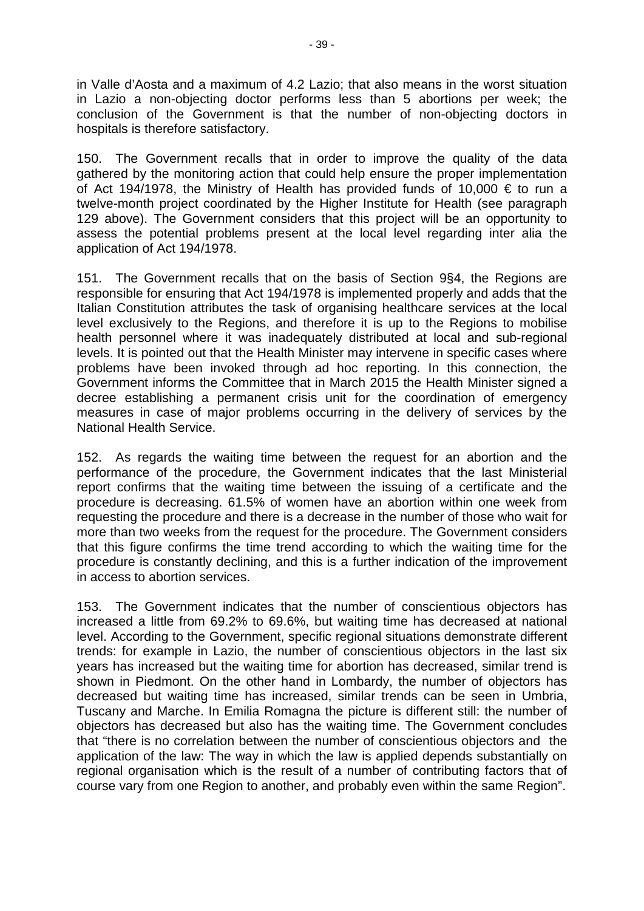in Valle d'Aosta and a maximum of 4.2 Lazio; that also means in the worst situation in Lazio a non-objecting doctor performs less than 5 abortions per week; the conclusion of the Government is that the number of non-objecting doctors in hospitals is therefore satisfactory.

150. The Government recalls that in order to improve the quality of the data gathered by the monitoring action that could help ensure the proper implementation of Act 194/1978, the Ministry of Health has provided funds of 10,000 € to run a twelve-month project coordinated by the Higher Institute for Health (see paragraph 129 above). The Government considers that this project will be an opportunity to assess the potential problems present at the local level regarding inter alia the application of Act 194/1978.

151. The Government recalls that on the basis of Section 9§4, the Regions are responsible for ensuring that Act 194/1978 is implemented properly and adds that the Italian Constitution attributes the task of organising healthcare services at the local level exclusively to the Regions, and therefore it is up to the Regions to mobilise health personnel where it was inadequately distributed at local and sub-regional levels. It is pointed out that the Health Minister may intervene in specific cases where problems have been invoked through ad hoc reporting. In this connection, the Government informs the Committee that in March 2015 the Health Minister signed a decree establishing a permanent crisis unit for the coordination of emergency measures in case of major problems occurring in the delivery of services by the National Health Service.

152. As regards the waiting time between the request for an abortion and the performance of the procedure, the Government indicates that the last Ministerial report confirms that the waiting time between the issuing of a certificate and the procedure is decreasing. 61.5% of women have an abortion within one week from requesting the procedure and there is a decrease in the number of those who wait for more than two weeks from the request for the procedure. The Government considers that this figure confirms the time trend according to which the waiting time for the procedure is constantly declining, and this is a further indication of the improvement in access to abortion services.

153. The Government indicates that the number of conscientious objectors has increased a little from 69.2% to 69.6%, but waiting time has decreased at national level. According to the Government, specific regional situations demonstrate different trends: for example in Lazio, the number of conscientious objectors in the last six years has increased but the waiting time for abortion has decreased, similar trend is shown in Piedmont. On the other hand in Lombardy, the number of objectors has decreased but waiting time has increased, similar trends can be seen in Umbria, Tuscany and Marche. In Emilia Romagna the picture is different still: the number of objectors has decreased but also has the waiting time. The Government concludes that "there is no correlation between the number of conscientious objectors and the application of the law: The way in which the law is applied depends substantially on regional organisation which is the result of a number of contributing factors that of course vary from one Region to another, and probably even within the same Region".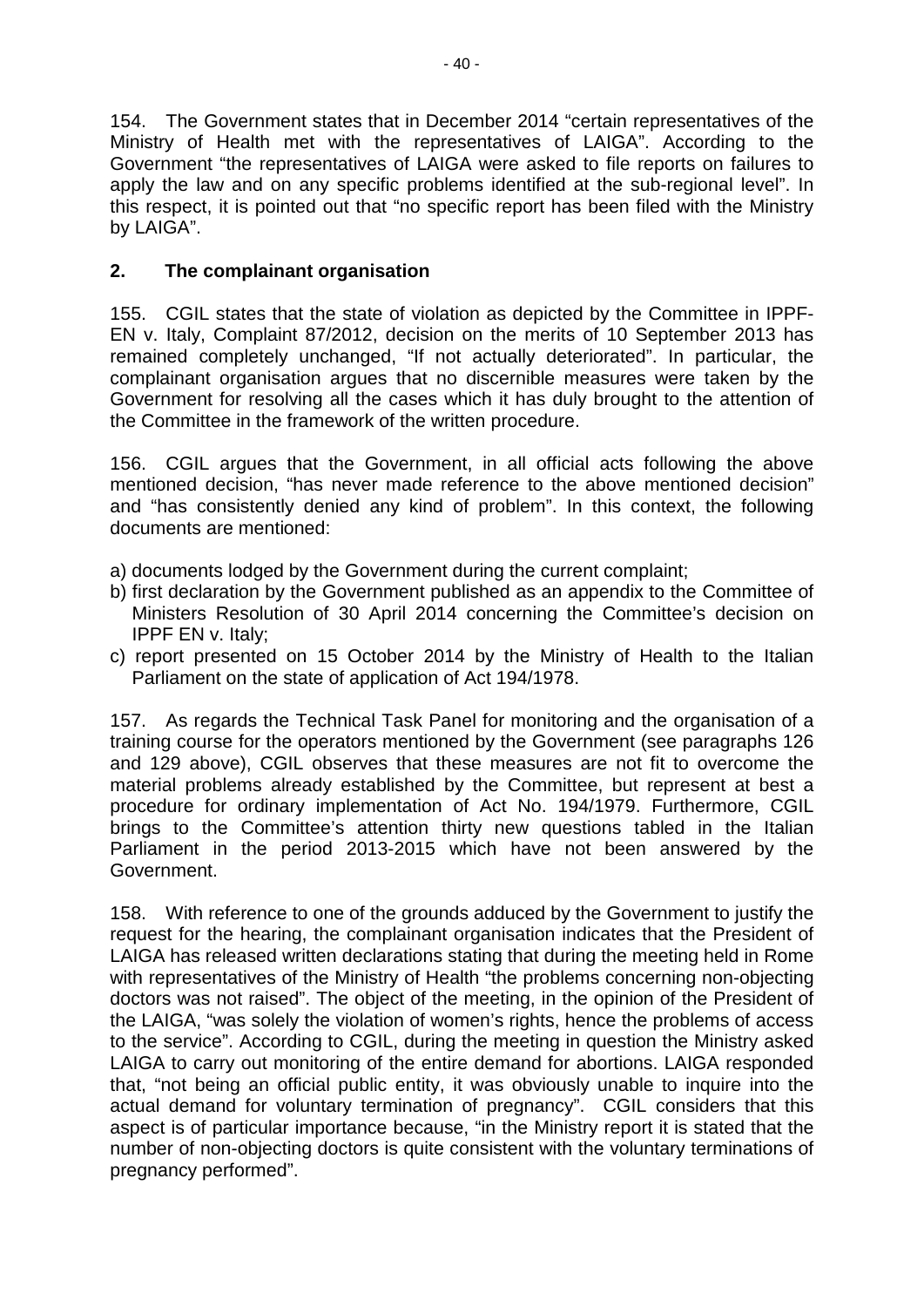154. The Government states that in December 2014 "certain representatives of the Ministry of Health met with the representatives of LAIGA". According to the Government "the representatives of LAIGA were asked to file reports on failures to apply the law and on any specific problems identified at the sub-regional level". In this respect, it is pointed out that "no specific report has been filed with the Ministry by LAIGA".

## 2. The complainant organisation

155. CGIL states that the state of violation as depicted by the Committee in IPPF-EN v. Italy, Complaint 87/2012, decision on the merits of 10 September 2013 has remained completely unchanged, "If not actually deteriorated". In particular, the complainant organisation argues that no discernible measures were taken by the Government for resolving all the cases which it has duly brought to the attention of the Committee in the framework of the written procedure.

156. CGIL argues that the Government, in all official acts following the above mentioned decision, "has never made reference to the above mentioned decision" and "has consistently denied any kind of problem". In this context, the following documents are mentioned:

a) documents lodged by the Government during the current complaint;
b) first declaration by the Government published as an appendix to the Committee of Ministers Resolution of 30 April 2014 concerning the Committee's decision on IPPF EN v. Italy;
c) report presented on 15 October 2014 by the Ministry of Health to the Italian Parliament on the state of application of Act 194/1978.

157. As regards the Technical Task Panel for monitoring and the organisation of a training course for the operators mentioned by the Government (see paragraphs 126 and 129 above), CGIL observes that these measures are not fit to overcome the material problems already established by the Committee, but represent at best a procedure for ordinary implementation of Act No. 194/1979. Furthermore, CGIL brings to the Committee's attention thirty new questions tabled in the Italian Parliament in the period 2013-2015 which have not been answered by the Government.

158. With reference to one of the grounds adduced by the Government to justify the request for the hearing, the complainant organisation indicates that the President of LAIGA has released written declarations stating that during the meeting held in Rome with representatives of the Ministry of Health "the problems concerning non-objecting doctors was not raised". The object of the meeting, in the opinion of the President of the LAIGA, "was solely the violation of women's rights, hence the problems of access to the service". According to CGIL, during the meeting in question the Ministry asked LAIGA to carry out monitoring of the entire demand for abortions. LAIGA responded that, "not being an official public entity, it was obviously unable to inquire into the actual demand for voluntary termination of pregnancy". CGIL considers that this aspect is of particular importance because, "in the Ministry report it is stated that the number of non-objecting doctors is quite consistent with the voluntary terminations of pregnancy performed".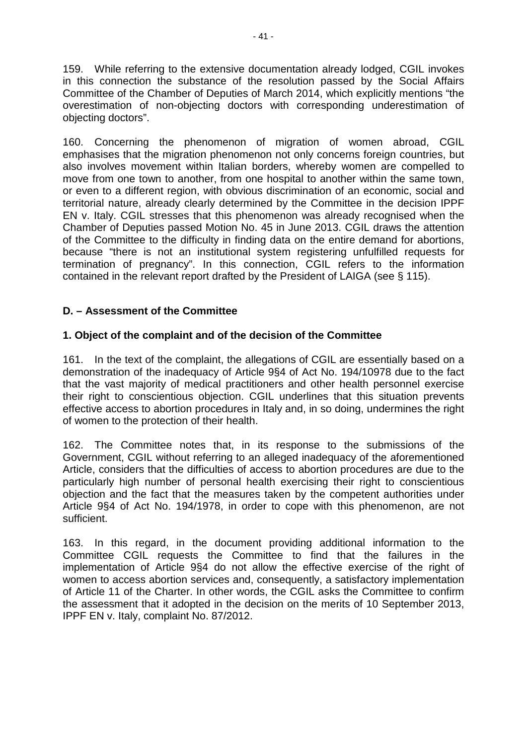159. While referring to the extensive documentation already lodged, CGIL invokes in this connection the substance of the resolution passed by the Social Affairs Committee of the Chamber of Deputies of March 2014, which explicitly mentions "the overestimation of non-objecting doctors with corresponding underestimation of objecting doctors".

160. Concerning the phenomenon of migration of women abroad, CGIL emphasises that the migration phenomenon not only concerns foreign countries, but also involves movement within Italian borders, whereby women are compelled to move from one town to another, from one hospital to another within the same town, or even to a different region, with obvious discrimination of an economic, social and territorial nature, already clearly determined by the Committee in the decision IPPF EN v. Italy. CGIL stresses that this phenomenon was already recognised when the Chamber of Deputies passed Motion No. 45 in June 2013. CGIL draws the attention of the Committee to the difficulty in finding data on the entire demand for abortions, because "there is not an institutional system registering unfulfilled requests for termination of pregnancy". In this connection, CGIL refers to the information contained in the relevant report drafted by the President of LAIGA (see § 115).

## D. – Assessment of the Committee

### 1. Object of the complaint and of the decision of the Committee

161. In the text of the complaint, the allegations of CGIL are essentially based on a demonstration of the inadequacy of Article 9§4 of Act No. 194/10978 due to the fact that the vast majority of medical practitioners and other health personnel exercise their right to conscientious objection. CGIL underlines that this situation prevents effective access to abortion procedures in Italy and, in so doing, undermines the right of women to the protection of their health.

162. The Committee notes that, in its response to the submissions of the Government, CGIL without referring to an alleged inadequacy of the aforementioned Article, considers that the difficulties of access to abortion procedures are due to the particularly high number of personal health exercising their right to conscientious objection and the fact that the measures taken by the competent authorities under Article 9§4 of Act No. 194/1978, in order to cope with this phenomenon, are not sufficient.

163. In this regard, in the document providing additional information to the Committee CGIL requests the Committee to find that the failures in the implementation of Article 9§4 do not allow the effective exercise of the right of women to access abortion services and, consequently, a satisfactory implementation of Article 11 of the Charter. In other words, the CGIL asks the Committee to confirm the assessment that it adopted in the decision on the merits of 10 September 2013, IPPF EN v. Italy, complaint No. 87/2012.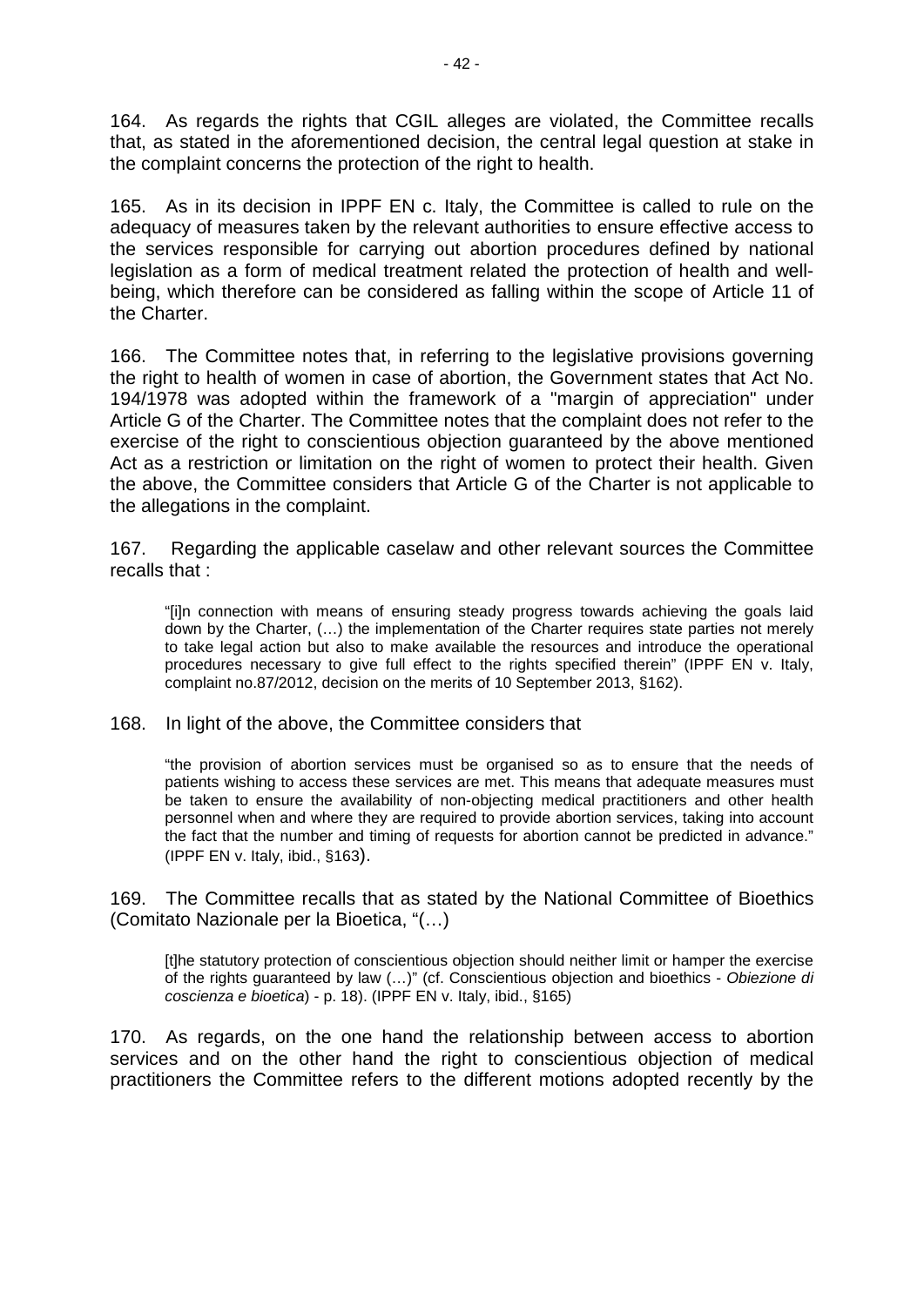164. As regards the rights that CGIL alleges are violated, the Committee recalls that, as stated in the aforementioned decision, the central legal question at stake in the complaint concerns the protection of the right to health.

165. As in its decision in IPPF EN c. Italy, the Committee is called to rule on the adequacy of measures taken by the relevant authorities to ensure effective access to the services responsible for carrying out abortion procedures defined by national legislation as a form of medical treatment related the protection of health and well-being, which therefore can be considered as falling within the scope of Article 11 of the Charter.

166. The Committee notes that, in referring to the legislative provisions governing the right to health of women in case of abortion, the Government states that Act No. 194/1978 was adopted within the framework of a "margin of appreciation" under Article G of the Charter. The Committee notes that the complaint does not refer to the exercise of the right to conscientious objection guaranteed by the above mentioned Act as a restriction or limitation on the right of women to protect their health. Given the above, the Committee considers that Article G of the Charter is not applicable to the allegations in the complaint.

167. Regarding the applicable caselaw and other relevant sources the Committee recalls that :

> "[i]n connection with means of ensuring steady progress towards achieving the goals laid down by the Charter, (…) the implementation of the Charter requires state parties not merely to take legal action but also to make available the resources and introduce the operational procedures necessary to give full effect to the rights specified therein" (IPPF EN v. Italy, complaint no.87/2012, decision on the merits of 10 September 2013, §162).

168. In light of the above, the Committee considers that

> "the provision of abortion services must be organised so as to ensure that the needs of patients wishing to access these services are met. This means that adequate measures must be taken to ensure the availability of non-objecting medical practitioners and other health personnel when and where they are required to provide abortion services, taking into account the fact that the number and timing of requests for abortion cannot be predicted in advance." (IPPF EN v. Italy, ibid., §163).

169. The Committee recalls that as stated by the National Committee of Bioethics (Comitato Nazionale per la Bioetica, "(…)

> [t]he statutory protection of conscientious objection should neither limit or hamper the exercise of the rights guaranteed by law (…)" (cf. Conscientious objection and bioethics - *Obiezione di coscienza e bioetica*) - p. 18). (IPPF EN v. Italy, ibid., §165)

170. As regards, on the one hand the relationship between access to abortion services and on the other hand the right to conscientious objection of medical practitioners the Committee refers to the different motions adopted recently by the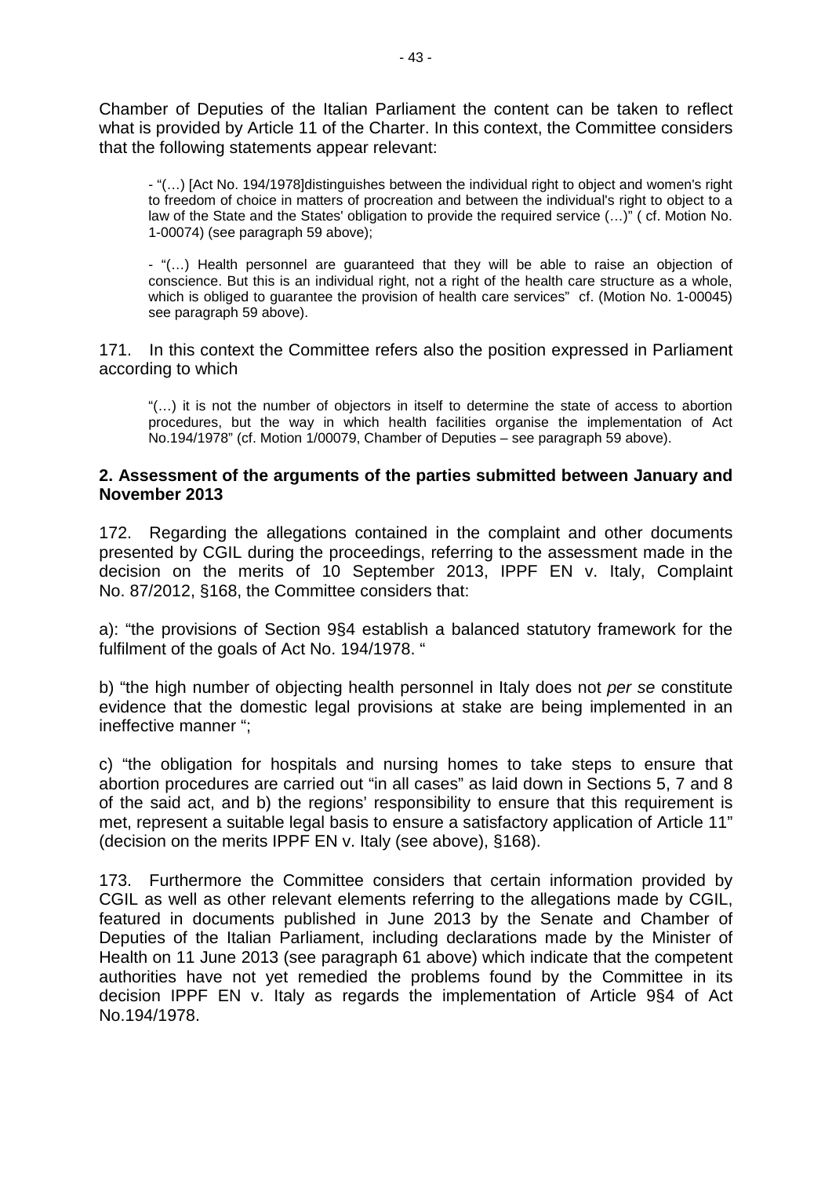Chamber of Deputies of the Italian Parliament the content can be taken to reflect what is provided by Article 11 of the Charter. In this context, the Committee considers that the following statements appear relevant:

> - "(…) [Act No. 194/1978]distinguishes between the individual right to object and women's right to freedom of choice in matters of procreation and between the individual's right to object to a law of the State and the States' obligation to provide the required service (…)" ( cf. Motion No. 1-00074) (see paragraph 59 above);
>
> - "(…) Health personnel are guaranteed that they will be able to raise an objection of conscience. But this is an individual right, not a right of the health care structure as a whole, which is obliged to guarantee the provision of health care services" cf. (Motion No. 1-00045) see paragraph 59 above).

171. In this context the Committee refers also the position expressed in Parliament according to which

> "(…) it is not the number of objectors in itself to determine the state of access to abortion procedures, but the way in which health facilities organise the implementation of Act No.194/1978" (cf. Motion 1/00079, Chamber of Deputies – see paragraph 59 above).

**2. Assessment of the arguments of the parties submitted between January and November 2013**

172. Regarding the allegations contained in the complaint and other documents presented by CGIL during the proceedings, referring to the assessment made in the decision on the merits of 10 September 2013, IPPF EN v. Italy, Complaint No. 87/2012, §168, the Committee considers that:

a): "the provisions of Section 9§4 establish a balanced statutory framework for the fulfilment of the goals of Act No. 194/1978. "

b) "the high number of objecting health personnel in Italy does not *per se* constitute evidence that the domestic legal provisions at stake are being implemented in an ineffective manner ";

c) "the obligation for hospitals and nursing homes to take steps to ensure that abortion procedures are carried out "in all cases" as laid down in Sections 5, 7 and 8 of the said act, and b) the regions' responsibility to ensure that this requirement is met, represent a suitable legal basis to ensure a satisfactory application of Article 11" (decision on the merits IPPF EN v. Italy (see above), §168).

173. Furthermore the Committee considers that certain information provided by CGIL as well as other relevant elements referring to the allegations made by CGIL, featured in documents published in June 2013 by the Senate and Chamber of Deputies of the Italian Parliament, including declarations made by the Minister of Health on 11 June 2013 (see paragraph 61 above) which indicate that the competent authorities have not yet remedied the problems found by the Committee in its decision IPPF EN v. Italy as regards the implementation of Article 9§4 of Act No.194/1978.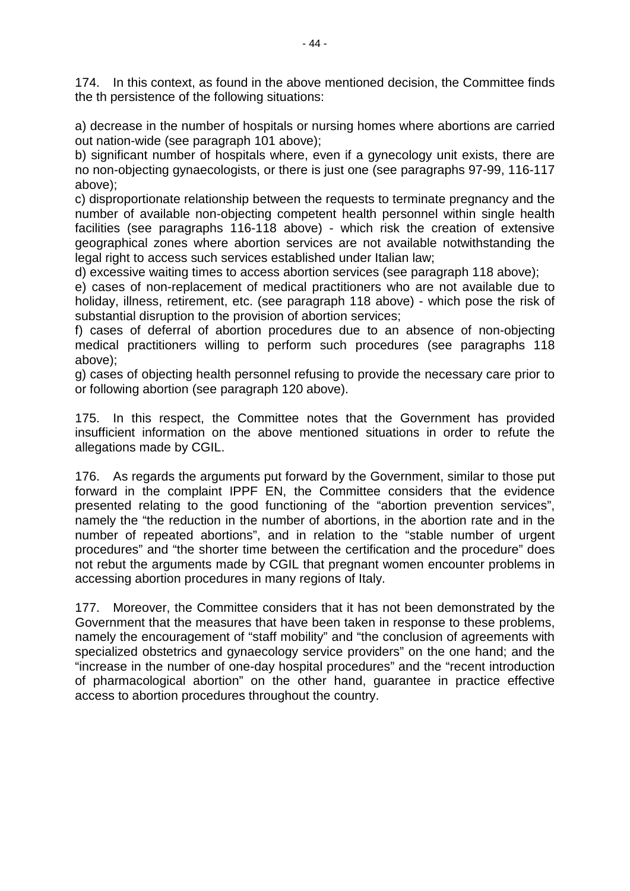174. In this context, as found in the above mentioned decision, the Committee finds the th persistence of the following situations:

a) decrease in the number of hospitals or nursing homes where abortions are carried out nation-wide (see paragraph 101 above);
b) significant number of hospitals where, even if a gynecology unit exists, there are no non-objecting gynaecologists, or there is just one (see paragraphs 97-99, 116-117 above);
c) disproportionate relationship between the requests to terminate pregnancy and the number of available non-objecting competent health personnel within single health facilities (see paragraphs 116-118 above) - which risk the creation of extensive geographical zones where abortion services are not available notwithstanding the legal right to access such services established under Italian law;
d) excessive waiting times to access abortion services (see paragraph 118 above);
e) cases of non-replacement of medical practitioners who are not available due to holiday, illness, retirement, etc. (see paragraph 118 above) - which pose the risk of substantial disruption to the provision of abortion services;
f) cases of deferral of abortion procedures due to an absence of non-objecting medical practitioners willing to perform such procedures (see paragraphs 118 above);
g) cases of objecting health personnel refusing to provide the necessary care prior to or following abortion (see paragraph 120 above).

175. In this respect, the Committee notes that the Government has provided insufficient information on the above mentioned situations in order to refute the allegations made by CGIL.

176. As regards the arguments put forward by the Government, similar to those put forward in the complaint IPPF EN, the Committee considers that the evidence presented relating to the good functioning of the "abortion prevention services", namely the "the reduction in the number of abortions, in the abortion rate and in the number of repeated abortions", and in relation to the "stable number of urgent procedures" and "the shorter time between the certification and the procedure" does not rebut the arguments made by CGIL that pregnant women encounter problems in accessing abortion procedures in many regions of Italy.

177. Moreover, the Committee considers that it has not been demonstrated by the Government that the measures that have been taken in response to these problems, namely the encouragement of "staff mobility" and "the conclusion of agreements with specialized obstetrics and gynaecology service providers" on the one hand; and the "increase in the number of one-day hospital procedures" and the "recent introduction of pharmacological abortion" on the other hand, guarantee in practice effective access to abortion procedures throughout the country.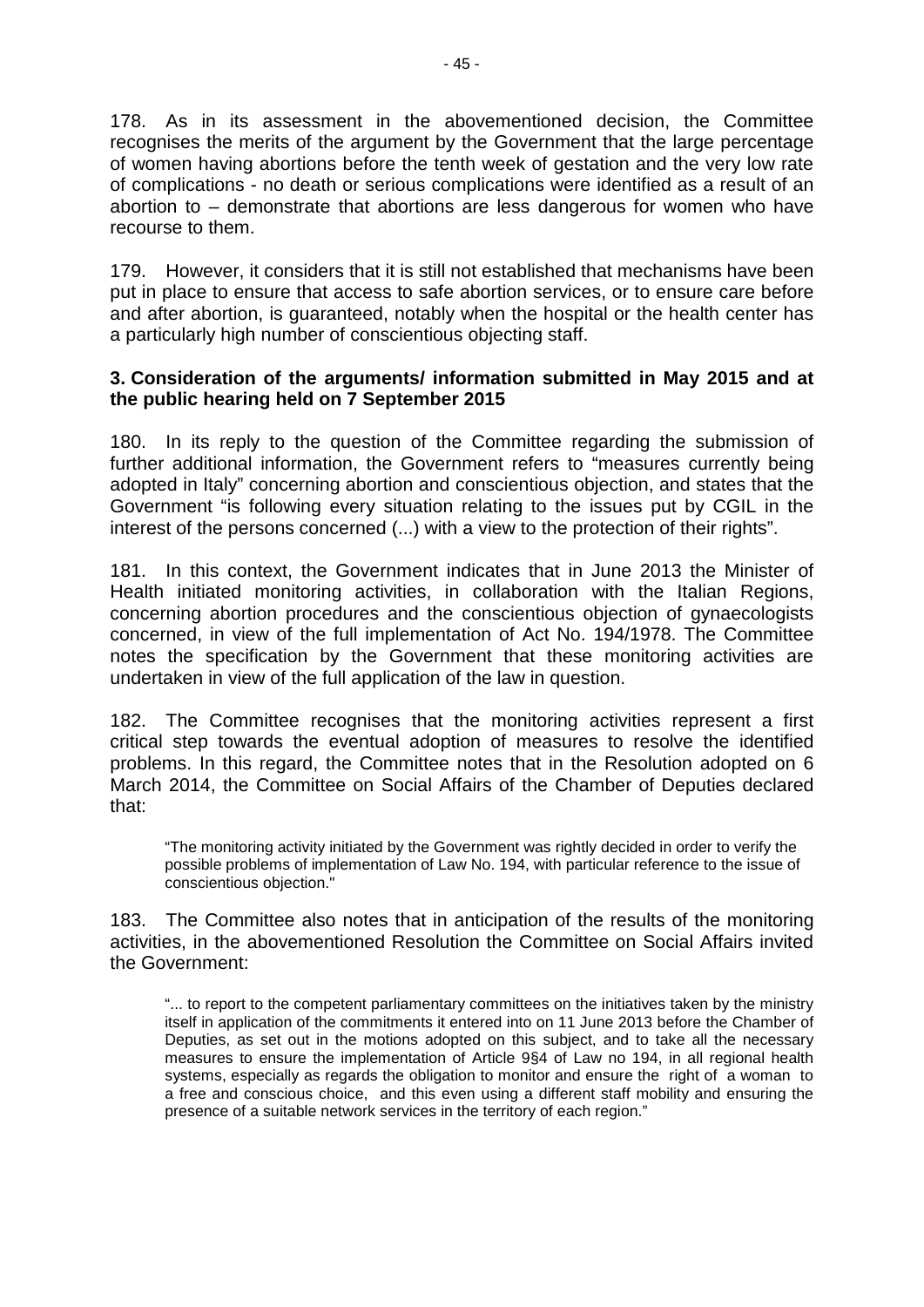178. As in its assessment in the abovementioned decision, the Committee recognises the merits of the argument by the Government that the large percentage of women having abortions before the tenth week of gestation and the very low rate of complications - no death or serious complications were identified as a result of an abortion to – demonstrate that abortions are less dangerous for women who have recourse to them.

179. However, it considers that it is still not established that mechanisms have been put in place to ensure that access to safe abortion services, or to ensure care before and after abortion, is guaranteed, notably when the hospital or the health center has a particularly high number of conscientious objecting staff.

**3. Consideration of the arguments/ information submitted in May 2015 and at the public hearing held on 7 September 2015**

180. In its reply to the question of the Committee regarding the submission of further additional information, the Government refers to "measures currently being adopted in Italy" concerning abortion and conscientious objection, and states that the Government "is following every situation relating to the issues put by CGIL in the interest of the persons concerned (...) with a view to the protection of their rights".

181. In this context, the Government indicates that in June 2013 the Minister of Health initiated monitoring activities, in collaboration with the Italian Regions, concerning abortion procedures and the conscientious objection of gynaecologists concerned, in view of the full implementation of Act No. 194/1978. The Committee notes the specification by the Government that these monitoring activities are undertaken in view of the full application of the law in question.

182. The Committee recognises that the monitoring activities represent a first critical step towards the eventual adoption of measures to resolve the identified problems. In this regard, the Committee notes that in the Resolution adopted on 6 March 2014, the Committee on Social Affairs of the Chamber of Deputies declared that:

> "The monitoring activity initiated by the Government was rightly decided in order to verify the possible problems of implementation of Law No. 194, with particular reference to the issue of conscientious objection."

183. The Committee also notes that in anticipation of the results of the monitoring activities, in the abovementioned Resolution the Committee on Social Affairs invited the Government:

> "... to report to the competent parliamentary committees on the initiatives taken by the ministry itself in application of the commitments it entered into on 11 June 2013 before the Chamber of Deputies, as set out in the motions adopted on this subject, and to take all the necessary measures to ensure the implementation of Article 9§4 of Law no 194, in all regional health systems, especially as regards the obligation to monitor and ensure the right of a woman to a free and conscious choice, and this even using a different staff mobility and ensuring the presence of a suitable network services in the territory of each region."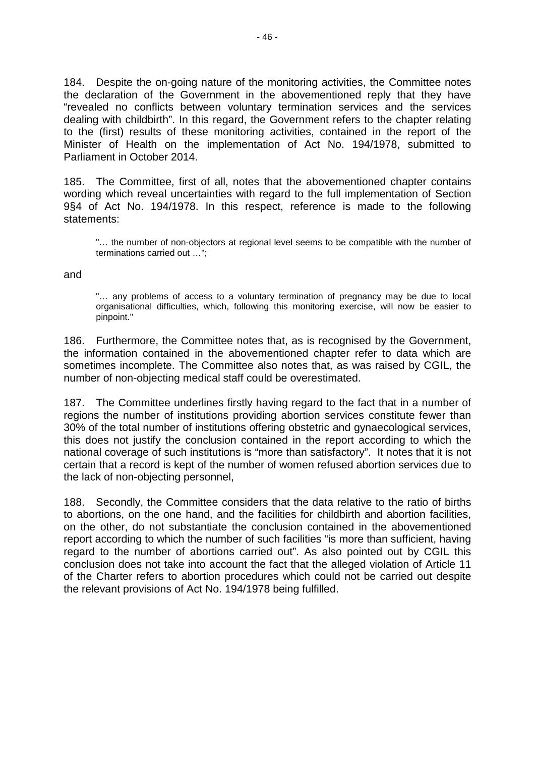184. Despite the on-going nature of the monitoring activities, the Committee notes the declaration of the Government in the abovementioned reply that they have "revealed no conflicts between voluntary termination services and the services dealing with childbirth". In this regard, the Government refers to the chapter relating to the (first) results of these monitoring activities, contained in the report of the Minister of Health on the implementation of Act No. 194/1978, submitted to Parliament in October 2014.

185. The Committee, first of all, notes that the abovementioned chapter contains wording which reveal uncertainties with regard to the full implementation of Section 9§4 of Act No. 194/1978. In this respect, reference is made to the following statements:

> "… the number of non-objectors at regional level seems to be compatible with the number of terminations carried out …";

and

> "… any problems of access to a voluntary termination of pregnancy may be due to local organisational difficulties, which, following this monitoring exercise, will now be easier to pinpoint."

186. Furthermore, the Committee notes that, as is recognised by the Government, the information contained in the abovementioned chapter refer to data which are sometimes incomplete. The Committee also notes that, as was raised by CGIL, the number of non-objecting medical staff could be overestimated.

187. The Committee underlines firstly having regard to the fact that in a number of regions the number of institutions providing abortion services constitute fewer than 30% of the total number of institutions offering obstetric and gynaecological services, this does not justify the conclusion contained in the report according to which the national coverage of such institutions is "more than satisfactory". It notes that it is not certain that a record is kept of the number of women refused abortion services due to the lack of non-objecting personnel,

188. Secondly, the Committee considers that the data relative to the ratio of births to abortions, on the one hand, and the facilities for childbirth and abortion facilities, on the other, do not substantiate the conclusion contained in the abovementioned report according to which the number of such facilities "is more than sufficient, having regard to the number of abortions carried out". As also pointed out by CGIL this conclusion does not take into account the fact that the alleged violation of Article 11 of the Charter refers to abortion procedures which could not be carried out despite the relevant provisions of Act No. 194/1978 being fulfilled.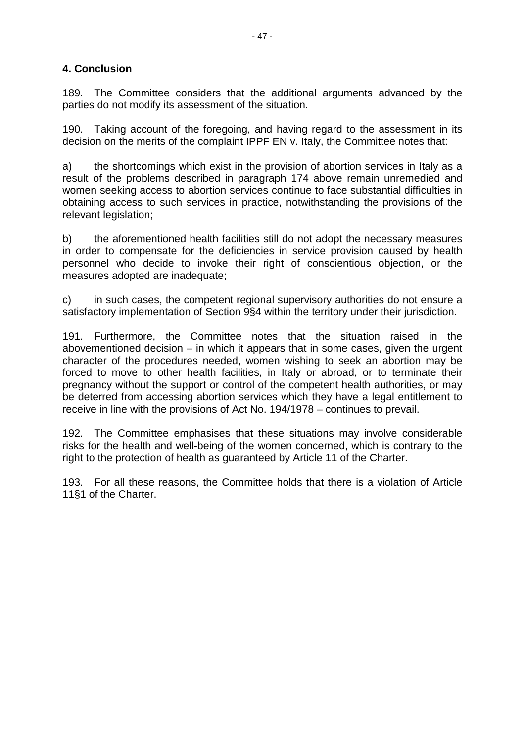### 4. Conclusion

189. The Committee considers that the additional arguments advanced by the parties do not modify its assessment of the situation.

190. Taking account of the foregoing, and having regard to the assessment in its decision on the merits of the complaint IPPF EN v. Italy, the Committee notes that:

a) the shortcomings which exist in the provision of abortion services in Italy as a result of the problems described in paragraph 174 above remain unremedied and women seeking access to abortion services continue to face substantial difficulties in obtaining access to such services in practice, notwithstanding the provisions of the relevant legislation;

b) the aforementioned health facilities still do not adopt the necessary measures in order to compensate for the deficiencies in service provision caused by health personnel who decide to invoke their right of conscientious objection, or the measures adopted are inadequate;

c) in such cases, the competent regional supervisory authorities do not ensure a satisfactory implementation of Section 9§4 within the territory under their jurisdiction.

191. Furthermore, the Committee notes that the situation raised in the abovementioned decision – in which it appears that in some cases, given the urgent character of the procedures needed, women wishing to seek an abortion may be forced to move to other health facilities, in Italy or abroad, or to terminate their pregnancy without the support or control of the competent health authorities, or may be deterred from accessing abortion services which they have a legal entitlement to receive in line with the provisions of Act No. 194/1978 – continues to prevail.

192. The Committee emphasises that these situations may involve considerable risks for the health and well-being of the women concerned, which is contrary to the right to the protection of health as guaranteed by Article 11 of the Charter.

193. For all these reasons, the Committee holds that there is a violation of Article 11§1 of the Charter.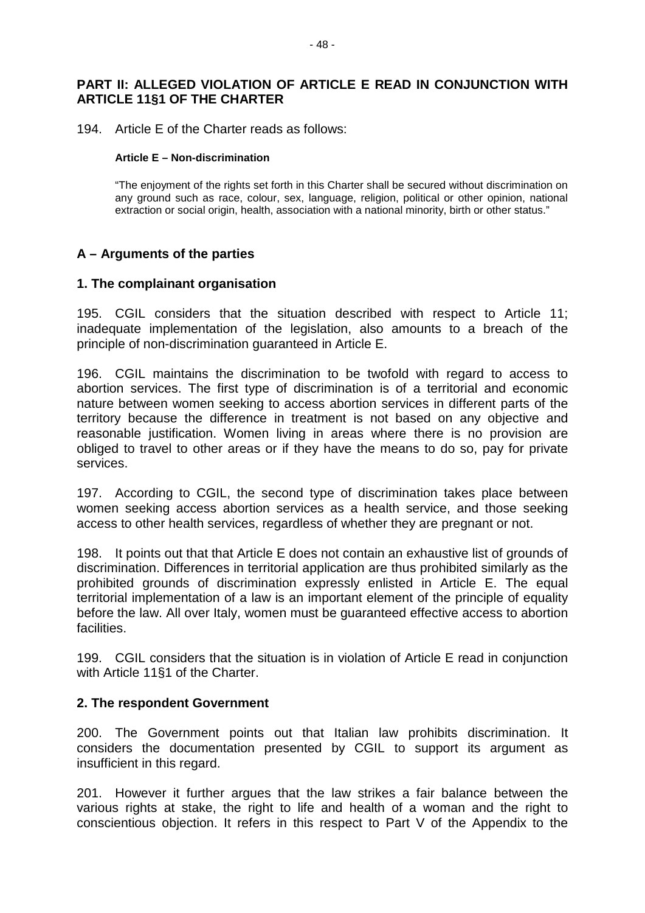## PART II: ALLEGED VIOLATION OF ARTICLE E READ IN CONJUNCTION WITH ARTICLE 11§1 OF THE CHARTER

194. Article E of the Charter reads as follows:

> **Article E – Non-discrimination**
>
> "The enjoyment of the rights set forth in this Charter shall be secured without discrimination on any ground such as race, colour, sex, language, religion, political or other opinion, national extraction or social origin, health, association with a national minority, birth or other status."

### A – Arguments of the parties

#### 1. The complainant organisation

195. CGIL considers that the situation described with respect to Article 11; inadequate implementation of the legislation, also amounts to a breach of the principle of non-discrimination guaranteed in Article E.

196. CGIL maintains the discrimination to be twofold with regard to access to abortion services. The first type of discrimination is of a territorial and economic nature between women seeking to access abortion services in different parts of the territory because the difference in treatment is not based on any objective and reasonable justification. Women living in areas where there is no provision are obliged to travel to other areas or if they have the means to do so, pay for private services.

197. According to CGIL, the second type of discrimination takes place between women seeking access abortion services as a health service, and those seeking access to other health services, regardless of whether they are pregnant or not.

198. It points out that that Article E does not contain an exhaustive list of grounds of discrimination. Differences in territorial application are thus prohibited similarly as the prohibited grounds of discrimination expressly enlisted in Article E. The equal territorial implementation of a law is an important element of the principle of equality before the law. All over Italy, women must be guaranteed effective access to abortion facilities.

199. CGIL considers that the situation is in violation of Article E read in conjunction with Article 11§1 of the Charter.

#### 2. The respondent Government

200. The Government points out that Italian law prohibits discrimination. It considers the documentation presented by CGIL to support its argument as insufficient in this regard.

201. However it further argues that the law strikes a fair balance between the various rights at stake, the right to life and health of a woman and the right to conscientious objection. It refers in this respect to Part V of the Appendix to the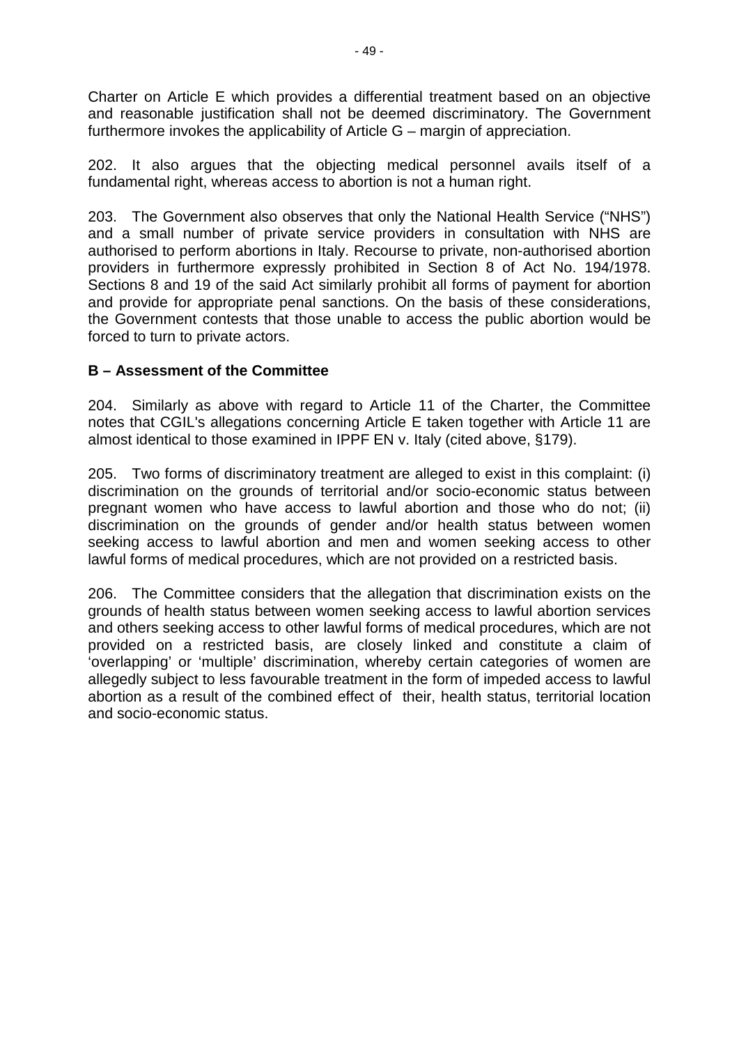Charter on Article E which provides a differential treatment based on an objective and reasonable justification shall not be deemed discriminatory. The Government furthermore invokes the applicability of Article G – margin of appreciation.

202. It also argues that the objecting medical personnel avails itself of a fundamental right, whereas access to abortion is not a human right.

203. The Government also observes that only the National Health Service ("NHS") and a small number of private service providers in consultation with NHS are authorised to perform abortions in Italy. Recourse to private, non-authorised abortion providers in furthermore expressly prohibited in Section 8 of Act No. 194/1978. Sections 8 and 19 of the said Act similarly prohibit all forms of payment for abortion and provide for appropriate penal sanctions. On the basis of these considerations, the Government contests that those unable to access the public abortion would be forced to turn to private actors.

### B – Assessment of the Committee

204. Similarly as above with regard to Article 11 of the Charter, the Committee notes that CGIL's allegations concerning Article E taken together with Article 11 are almost identical to those examined in IPPF EN v. Italy (cited above, §179).

205. Two forms of discriminatory treatment are alleged to exist in this complaint: (i) discrimination on the grounds of territorial and/or socio-economic status between pregnant women who have access to lawful abortion and those who do not; (ii) discrimination on the grounds of gender and/or health status between women seeking access to lawful abortion and men and women seeking access to other lawful forms of medical procedures, which are not provided on a restricted basis.

206. The Committee considers that the allegation that discrimination exists on the grounds of health status between women seeking access to lawful abortion services and others seeking access to other lawful forms of medical procedures, which are not provided on a restricted basis, are closely linked and constitute a claim of 'overlapping' or 'multiple' discrimination, whereby certain categories of women are allegedly subject to less favourable treatment in the form of impeded access to lawful abortion as a result of the combined effect of their, health status, territorial location and socio-economic status.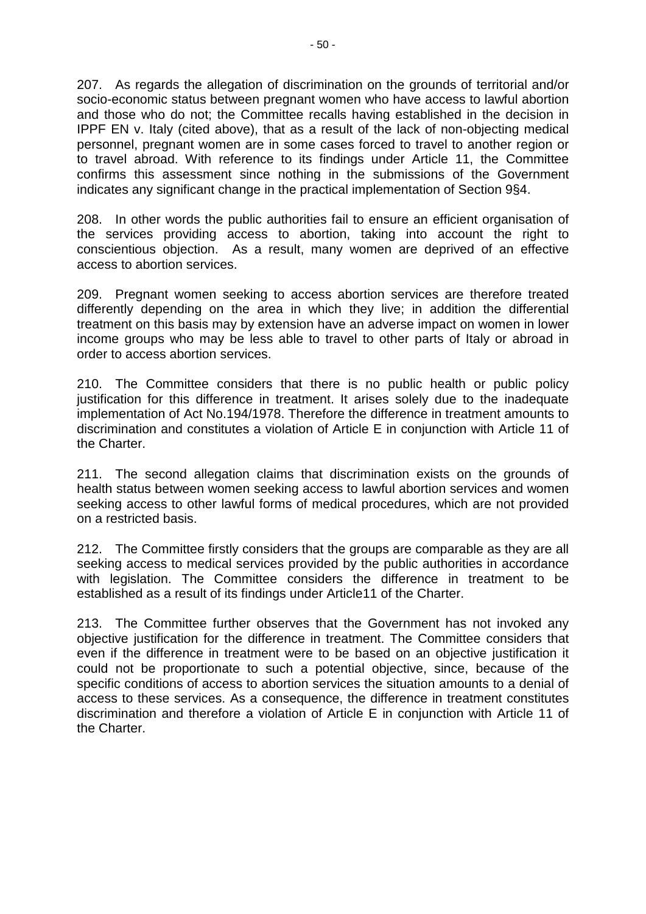207. As regards the allegation of discrimination on the grounds of territorial and/or socio-economic status between pregnant women who have access to lawful abortion and those who do not; the Committee recalls having established in the decision in IPPF EN v. Italy (cited above), that as a result of the lack of non-objecting medical personnel, pregnant women are in some cases forced to travel to another region or to travel abroad. With reference to its findings under Article 11, the Committee confirms this assessment since nothing in the submissions of the Government indicates any significant change in the practical implementation of Section 9§4.

208. In other words the public authorities fail to ensure an efficient organisation of the services providing access to abortion, taking into account the right to conscientious objection. As a result, many women are deprived of an effective access to abortion services.

209. Pregnant women seeking to access abortion services are therefore treated differently depending on the area in which they live; in addition the differential treatment on this basis may by extension have an adverse impact on women in lower income groups who may be less able to travel to other parts of Italy or abroad in order to access abortion services.

210. The Committee considers that there is no public health or public policy justification for this difference in treatment. It arises solely due to the inadequate implementation of Act No.194/1978. Therefore the difference in treatment amounts to discrimination and constitutes a violation of Article E in conjunction with Article 11 of the Charter.

211. The second allegation claims that discrimination exists on the grounds of health status between women seeking access to lawful abortion services and women seeking access to other lawful forms of medical procedures, which are not provided on a restricted basis.

212. The Committee firstly considers that the groups are comparable as they are all seeking access to medical services provided by the public authorities in accordance with legislation. The Committee considers the difference in treatment to be established as a result of its findings under Article11 of the Charter.

213. The Committee further observes that the Government has not invoked any objective justification for the difference in treatment. The Committee considers that even if the difference in treatment were to be based on an objective justification it could not be proportionate to such a potential objective, since, because of the specific conditions of access to abortion services the situation amounts to a denial of access to these services. As a consequence, the difference in treatment constitutes discrimination and therefore a violation of Article E in conjunction with Article 11 of the Charter.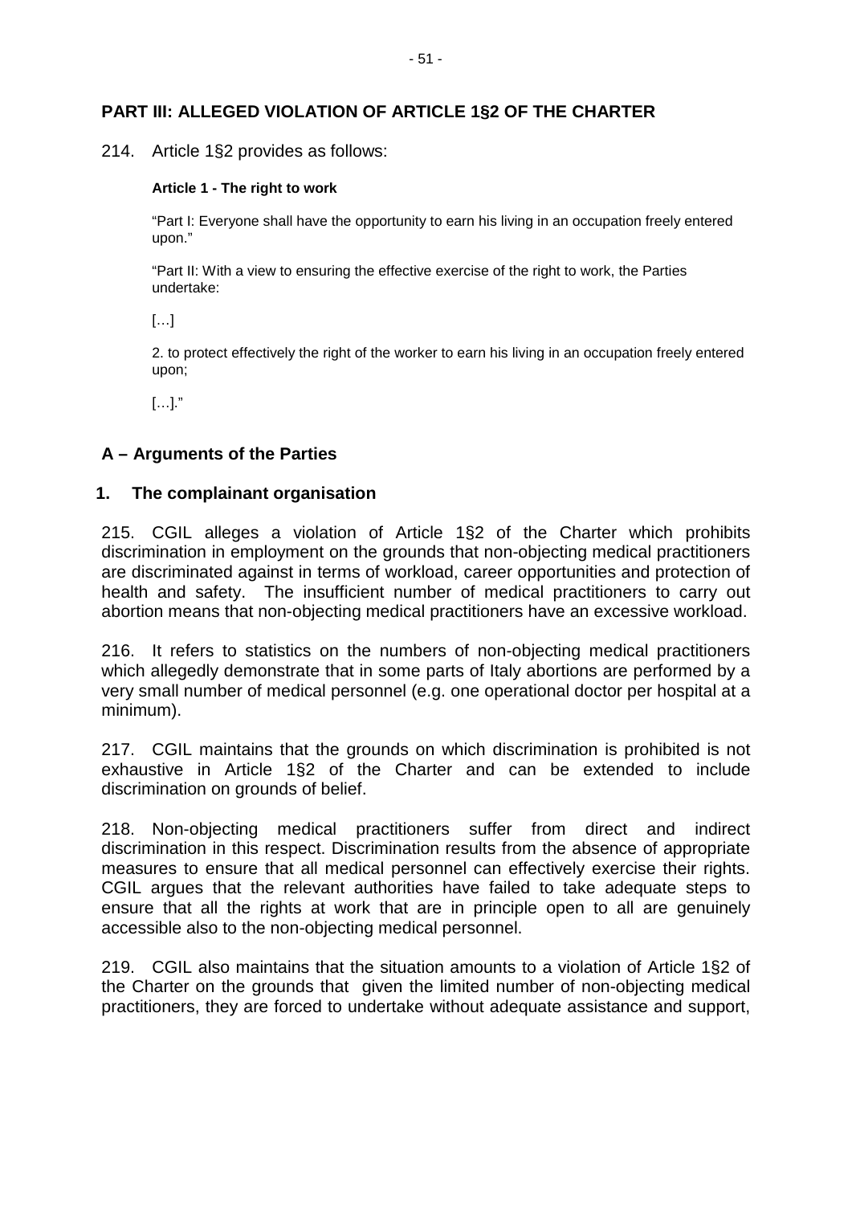## PART III: ALLEGED VIOLATION OF ARTICLE 1§2 OF THE CHARTER

214. Article 1§2 provides as follows:

> **Article 1 - The right to work**
>
> "Part I: Everyone shall have the opportunity to earn his living in an occupation freely entered upon."
>
> "Part II: With a view to ensuring the effective exercise of the right to work, the Parties undertake:
>
> […]
>
> 2. to protect effectively the right of the worker to earn his living in an occupation freely entered upon;
>
> […]."

### A – Arguments of the Parties

#### 1. The complainant organisation

215. CGIL alleges a violation of Article 1§2 of the Charter which prohibits discrimination in employment on the grounds that non-objecting medical practitioners are discriminated against in terms of workload, career opportunities and protection of health and safety. The insufficient number of medical practitioners to carry out abortion means that non-objecting medical practitioners have an excessive workload.

216. It refers to statistics on the numbers of non-objecting medical practitioners which allegedly demonstrate that in some parts of Italy abortions are performed by a very small number of medical personnel (e.g. one operational doctor per hospital at a minimum).

217. CGIL maintains that the grounds on which discrimination is prohibited is not exhaustive in Article 1§2 of the Charter and can be extended to include discrimination on grounds of belief.

218. Non-objecting medical practitioners suffer from direct and indirect discrimination in this respect. Discrimination results from the absence of appropriate measures to ensure that all medical personnel can effectively exercise their rights. CGIL argues that the relevant authorities have failed to take adequate steps to ensure that all the rights at work that are in principle open to all are genuinely accessible also to the non-objecting medical personnel.

219. CGIL also maintains that the situation amounts to a violation of Article 1§2 of the Charter on the grounds that given the limited number of non-objecting medical practitioners, they are forced to undertake without adequate assistance and support,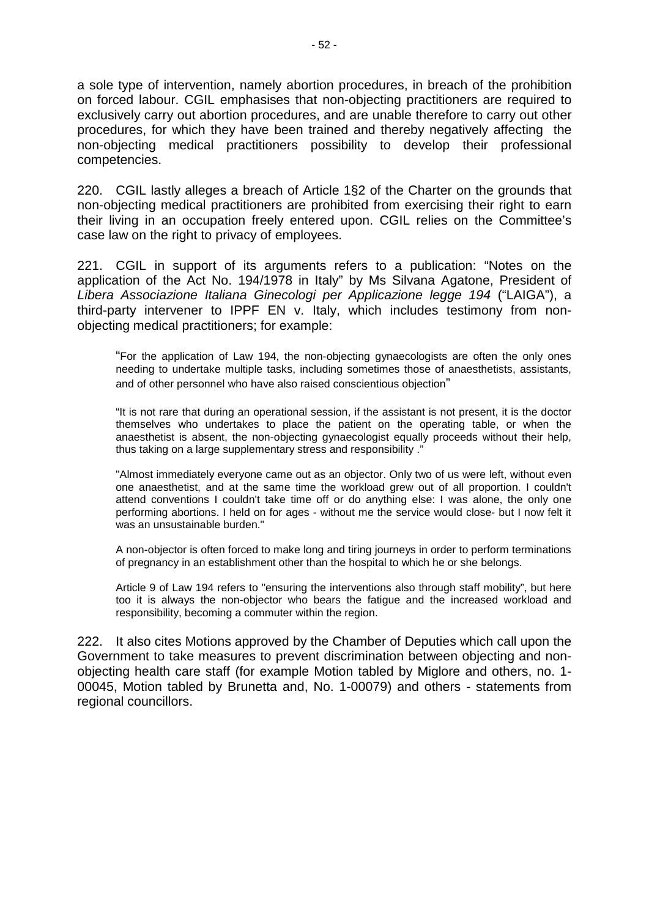a sole type of intervention, namely abortion procedures, in breach of the prohibition on forced labour. CGIL emphasises that non-objecting practitioners are required to exclusively carry out abortion procedures, and are unable therefore to carry out other procedures, for which they have been trained and thereby negatively affecting the non-objecting medical practitioners possibility to develop their professional competencies.

220. CGIL lastly alleges a breach of Article 1§2 of the Charter on the grounds that non-objecting medical practitioners are prohibited from exercising their right to earn their living in an occupation freely entered upon. CGIL relies on the Committee's case law on the right to privacy of employees.

221. CGIL in support of its arguments refers to a publication: "Notes on the application of the Act No. 194/1978 in Italy" by Ms Silvana Agatone, President of *Libera Associazione Italiana Ginecologi per Applicazione legge 194* ("LAIGA"), a third-party intervener to IPPF EN v. Italy, which includes testimony from non-objecting medical practitioners; for example:

> "For the application of Law 194, the non-objecting gynaecologists are often the only ones needing to undertake multiple tasks, including sometimes those of anaesthetists, assistants, and of other personnel who have also raised conscientious objection"
>
> "It is not rare that during an operational session, if the assistant is not present, it is the doctor themselves who undertakes to place the patient on the operating table, or when the anaesthetist is absent, the non-objecting gynaecologist equally proceeds without their help, thus taking on a large supplementary stress and responsibility ."
>
> "Almost immediately everyone came out as an objector. Only two of us were left, without even one anaesthetist, and at the same time the workload grew out of all proportion. I couldn't attend conventions I couldn't take time off or do anything else: I was alone, the only one performing abortions. I held on for ages - without me the service would close- but I now felt it was an unsustainable burden."
>
> A non-objector is often forced to make long and tiring journeys in order to perform terminations of pregnancy in an establishment other than the hospital to which he or she belongs.
>
> Article 9 of Law 194 refers to "ensuring the interventions also through staff mobility", but here too it is always the non-objector who bears the fatigue and the increased workload and responsibility, becoming a commuter within the region.

222. It also cites Motions approved by the Chamber of Deputies which call upon the Government to take measures to prevent discrimination between objecting and non-objecting health care staff (for example Motion tabled by Miglore and others, no. 1-00045, Motion tabled by Brunetta and, No. 1-00079) and others - statements from regional councillors.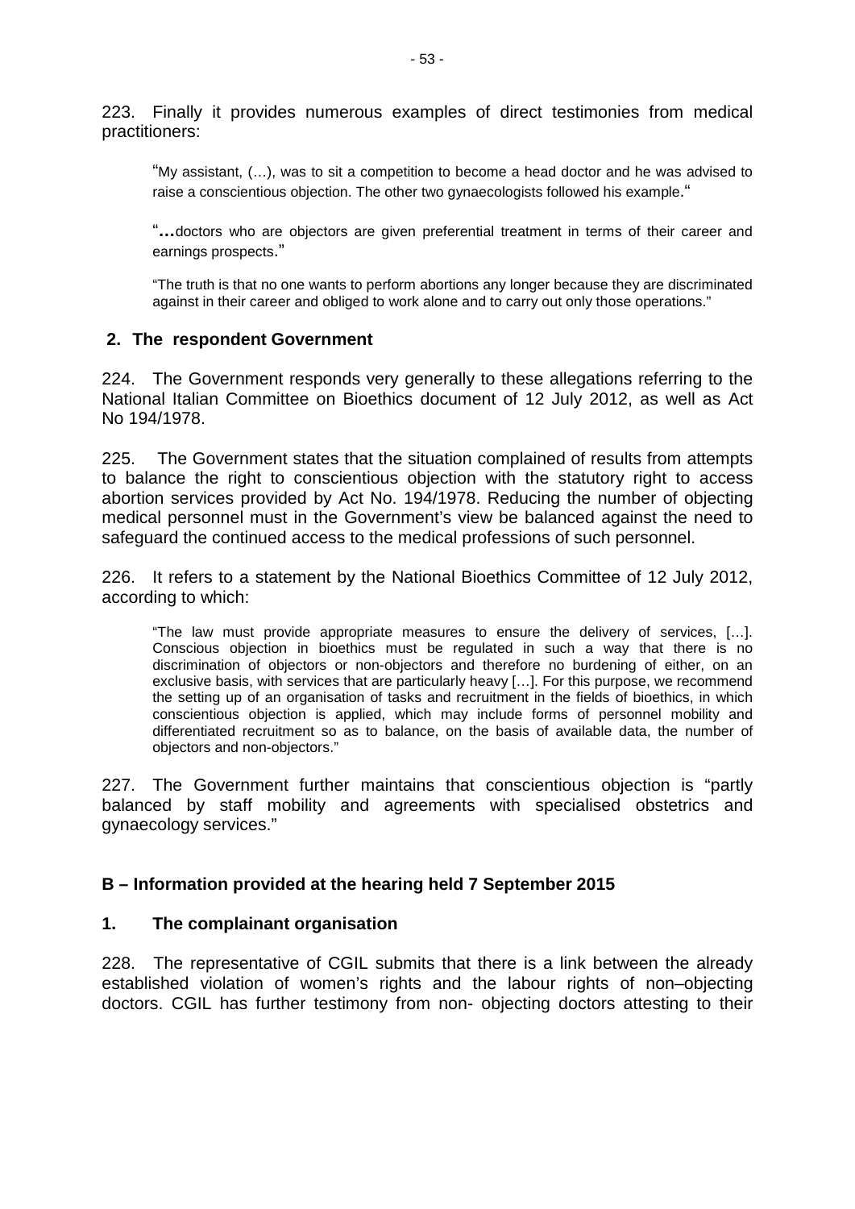223. Finally it provides numerous examples of direct testimonies from medical practitioners:

> "My assistant, (…), was to sit a competition to become a head doctor and he was advised to raise a conscientious objection. The other two gynaecologists followed his example."
>
> "…doctors who are objectors are given preferential treatment in terms of their career and earnings prospects."
>
> "The truth is that no one wants to perform abortions any longer because they are discriminated against in their career and obliged to work alone and to carry out only those operations."

### 2. The respondent Government

224. The Government responds very generally to these allegations referring to the National Italian Committee on Bioethics document of 12 July 2012, as well as Act No 194/1978.

225. The Government states that the situation complained of results from attempts to balance the right to conscientious objection with the statutory right to access abortion services provided by Act No. 194/1978. Reducing the number of objecting medical personnel must in the Government's view be balanced against the need to safeguard the continued access to the medical professions of such personnel.

226. It refers to a statement by the National Bioethics Committee of 12 July 2012, according to which:

> "The law must provide appropriate measures to ensure the delivery of services, […]. Conscious objection in bioethics must be regulated in such a way that there is no discrimination of objectors or non-objectors and therefore no burdening of either, on an exclusive basis, with services that are particularly heavy […]. For this purpose, we recommend the setting up of an organisation of tasks and recruitment in the fields of bioethics, in which conscientious objection is applied, which may include forms of personnel mobility and differentiated recruitment so as to balance, on the basis of available data, the number of objectors and non-objectors."

227. The Government further maintains that conscientious objection is "partly balanced by staff mobility and agreements with specialised obstetrics and gynaecology services."

## B – Information provided at the hearing held 7 September 2015

### 1. The complainant organisation

228. The representative of CGIL submits that there is a link between the already established violation of women's rights and the labour rights of non–objecting doctors. CGIL has further testimony from non- objecting doctors attesting to their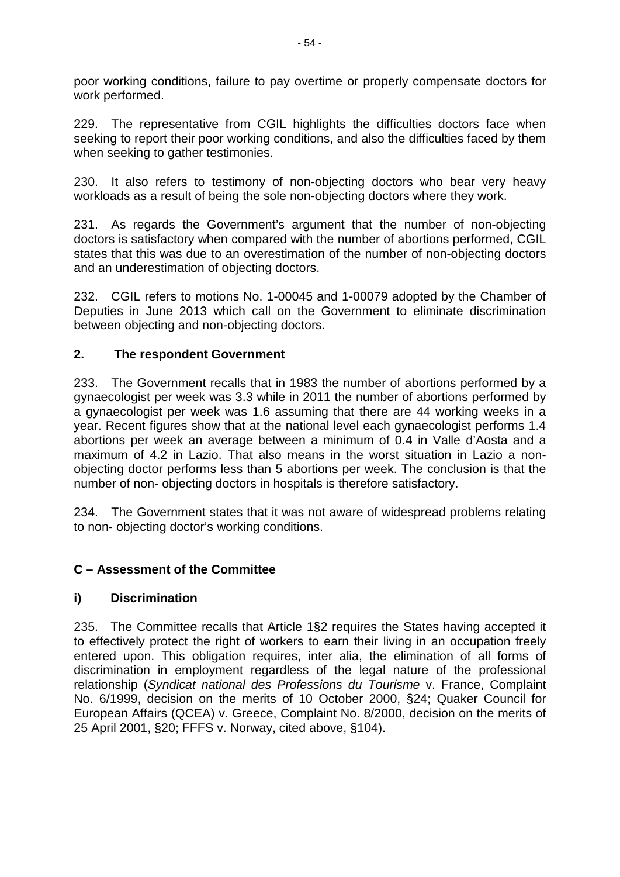poor working conditions, failure to pay overtime or properly compensate doctors for work performed.

229. The representative from CGIL highlights the difficulties doctors face when seeking to report their poor working conditions, and also the difficulties faced by them when seeking to gather testimonies.

230. It also refers to testimony of non-objecting doctors who bear very heavy workloads as a result of being the sole non-objecting doctors where they work.

231. As regards the Government's argument that the number of non-objecting doctors is satisfactory when compared with the number of abortions performed, CGIL states that this was due to an overestimation of the number of non-objecting doctors and an underestimation of objecting doctors.

232. CGIL refers to motions No. 1-00045 and 1-00079 adopted by the Chamber of Deputies in June 2013 which call on the Government to eliminate discrimination between objecting and non-objecting doctors.

### 2. The respondent Government

233. The Government recalls that in 1983 the number of abortions performed by a gynaecologist per week was 3.3 while in 2011 the number of abortions performed by a gynaecologist per week was 1.6 assuming that there are 44 working weeks in a year. Recent figures show that at the national level each gynaecologist performs 1.4 abortions per week an average between a minimum of 0.4 in Valle d'Aosta and a maximum of 4.2 in Lazio. That also means in the worst situation in Lazio a non-objecting doctor performs less than 5 abortions per week. The conclusion is that the number of non- objecting doctors in hospitals is therefore satisfactory.

234. The Government states that it was not aware of widespread problems relating to non- objecting doctor's working conditions.

## C – Assessment of the Committee

### i) Discrimination

235. The Committee recalls that Article 1§2 requires the States having accepted it to effectively protect the right of workers to earn their living in an occupation freely entered upon. This obligation requires, inter alia, the elimination of all forms of discrimination in employment regardless of the legal nature of the professional relationship (*Syndicat national des Professions du Tourisme* v. France, Complaint No. 6/1999, decision on the merits of 10 October 2000, §24; Quaker Council for European Affairs (QCEA) v. Greece, Complaint No. 8/2000, decision on the merits of 25 April 2001, §20; FFFS v. Norway, cited above, §104).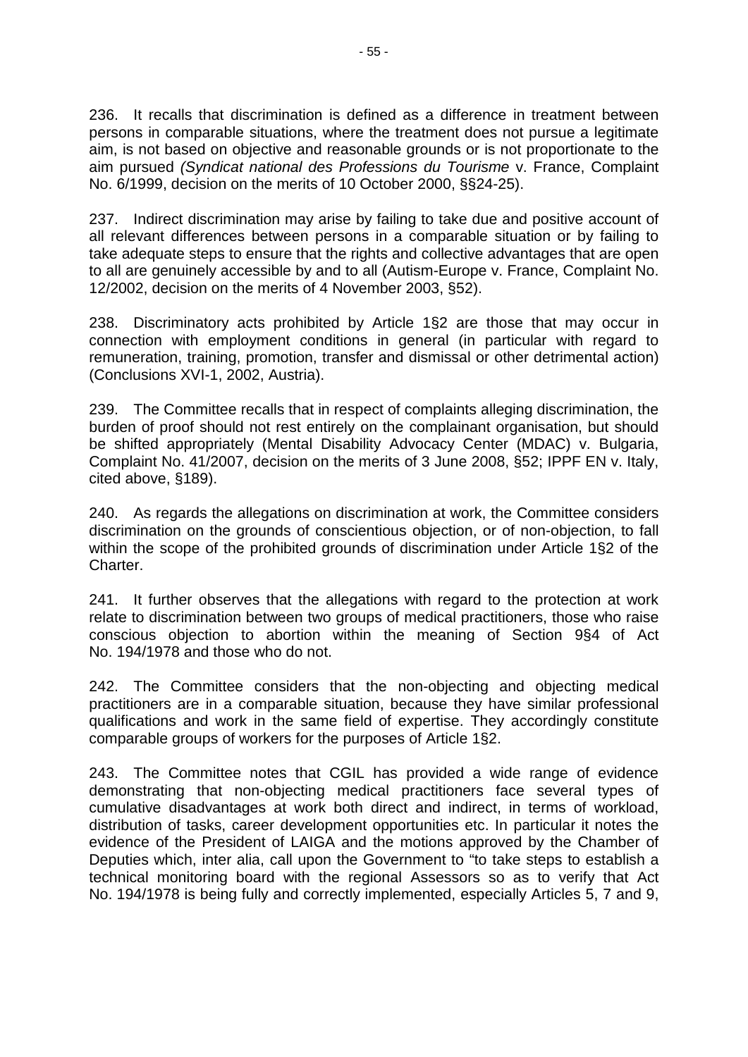236. It recalls that discrimination is defined as a difference in treatment between persons in comparable situations, where the treatment does not pursue a legitimate aim, is not based on objective and reasonable grounds or is not proportionate to the aim pursued *(Syndicat national des Professions du Tourisme* v. France, Complaint No. 6/1999, decision on the merits of 10 October 2000, §§24-25).

237. Indirect discrimination may arise by failing to take due and positive account of all relevant differences between persons in a comparable situation or by failing to take adequate steps to ensure that the rights and collective advantages that are open to all are genuinely accessible by and to all (Autism-Europe v. France, Complaint No. 12/2002, decision on the merits of 4 November 2003, §52).

238. Discriminatory acts prohibited by Article 1§2 are those that may occur in connection with employment conditions in general (in particular with regard to remuneration, training, promotion, transfer and dismissal or other detrimental action) (Conclusions XVI-1, 2002, Austria).

239. The Committee recalls that in respect of complaints alleging discrimination, the burden of proof should not rest entirely on the complainant organisation, but should be shifted appropriately (Mental Disability Advocacy Center (MDAC) v. Bulgaria, Complaint No. 41/2007, decision on the merits of 3 June 2008, §52; IPPF EN v. Italy, cited above, §189).

240. As regards the allegations on discrimination at work, the Committee considers discrimination on the grounds of conscientious objection, or of non-objection, to fall within the scope of the prohibited grounds of discrimination under Article 1§2 of the Charter.

241. It further observes that the allegations with regard to the protection at work relate to discrimination between two groups of medical practitioners, those who raise conscious objection to abortion within the meaning of Section 9§4 of Act No. 194/1978 and those who do not.

242. The Committee considers that the non-objecting and objecting medical practitioners are in a comparable situation, because they have similar professional qualifications and work in the same field of expertise. They accordingly constitute comparable groups of workers for the purposes of Article 1§2.

243. The Committee notes that CGIL has provided a wide range of evidence demonstrating that non-objecting medical practitioners face several types of cumulative disadvantages at work both direct and indirect, in terms of workload, distribution of tasks, career development opportunities etc. In particular it notes the evidence of the President of LAIGA and the motions approved by the Chamber of Deputies which, inter alia, call upon the Government to "to take steps to establish a technical monitoring board with the regional Assessors so as to verify that Act No. 194/1978 is being fully and correctly implemented, especially Articles 5, 7 and 9,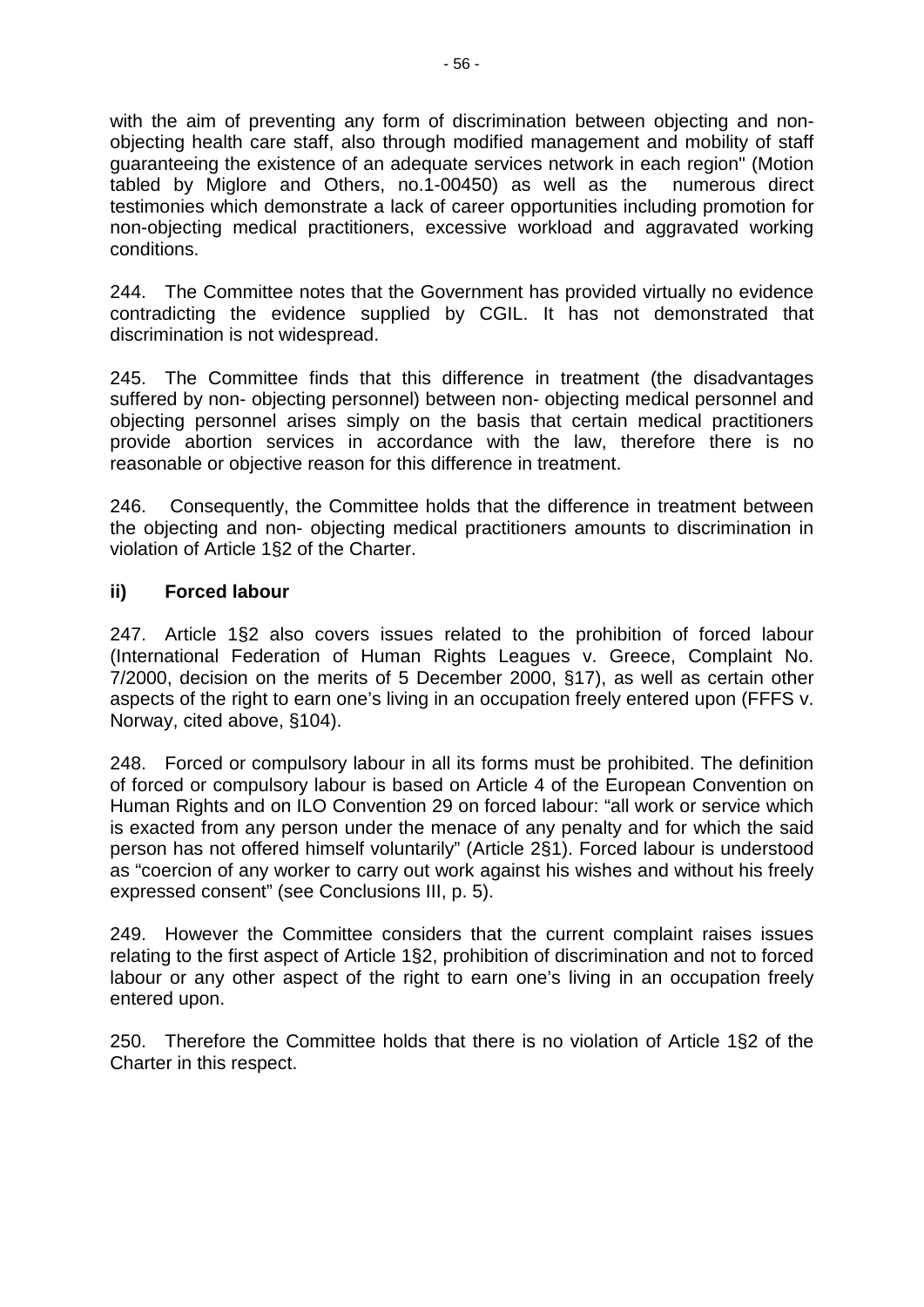with the aim of preventing any form of discrimination between objecting and non-objecting health care staff, also through modified management and mobility of staff guaranteeing the existence of an adequate services network in each region" (Motion tabled by Miglore and Others, no.1-00450) as well as the numerous direct testimonies which demonstrate a lack of career opportunities including promotion for non-objecting medical practitioners, excessive workload and aggravated working conditions.

244. The Committee notes that the Government has provided virtually no evidence contradicting the evidence supplied by CGIL. It has not demonstrated that discrimination is not widespread.

245. The Committee finds that this difference in treatment (the disadvantages suffered by non- objecting personnel) between non- objecting medical personnel and objecting personnel arises simply on the basis that certain medical practitioners provide abortion services in accordance with the law, therefore there is no reasonable or objective reason for this difference in treatment.

246. Consequently, the Committee holds that the difference in treatment between the objecting and non- objecting medical practitioners amounts to discrimination in violation of Article 1§2 of the Charter.

### ii) Forced labour

247. Article 1§2 also covers issues related to the prohibition of forced labour (International Federation of Human Rights Leagues v. Greece, Complaint No. 7/2000, decision on the merits of 5 December 2000, §17), as well as certain other aspects of the right to earn one's living in an occupation freely entered upon (FFFS v. Norway, cited above, §104).

248. Forced or compulsory labour in all its forms must be prohibited. The definition of forced or compulsory labour is based on Article 4 of the European Convention on Human Rights and on ILO Convention 29 on forced labour: "all work or service which is exacted from any person under the menace of any penalty and for which the said person has not offered himself voluntarily" (Article 2§1). Forced labour is understood as "coercion of any worker to carry out work against his wishes and without his freely expressed consent" (see Conclusions III, p. 5).

249. However the Committee considers that the current complaint raises issues relating to the first aspect of Article 1§2, prohibition of discrimination and not to forced labour or any other aspect of the right to earn one's living in an occupation freely entered upon.

250. Therefore the Committee holds that there is no violation of Article 1§2 of the Charter in this respect.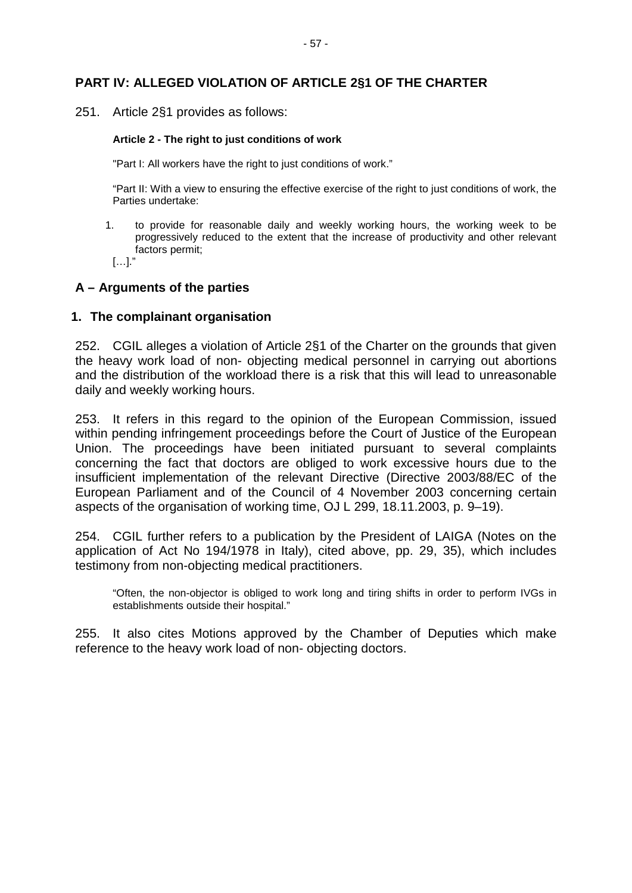## PART IV: ALLEGED VIOLATION OF ARTICLE 2§1 OF THE CHARTER

251. Article 2§1 provides as follows:

> **Article 2 - The right to just conditions of work**
>
> "Part I: All workers have the right to just conditions of work."
>
> "Part II: With a view to ensuring the effective exercise of the right to just conditions of work, the Parties undertake:
>
> 1. to provide for reasonable daily and weekly working hours, the working week to be progressively reduced to the extent that the increase of productivity and other relevant factors permit;
>
> […]."

### A – Arguments of the parties

#### 1. The complainant organisation

252. CGIL alleges a violation of Article 2§1 of the Charter on the grounds that given the heavy work load of non- objecting medical personnel in carrying out abortions and the distribution of the workload there is a risk that this will lead to unreasonable daily and weekly working hours.

253. It refers in this regard to the opinion of the European Commission, issued within pending infringement proceedings before the Court of Justice of the European Union. The proceedings have been initiated pursuant to several complaints concerning the fact that doctors are obliged to work excessive hours due to the insufficient implementation of the relevant Directive (Directive 2003/88/EC of the European Parliament and of the Council of 4 November 2003 concerning certain aspects of the organisation of working time, OJ L 299, 18.11.2003, p. 9–19).

254. CGIL further refers to a publication by the President of LAIGA (Notes on the application of Act No 194/1978 in Italy), cited above, pp. 29, 35), which includes testimony from non-objecting medical practitioners.

> "Often, the non-objector is obliged to work long and tiring shifts in order to perform IVGs in establishments outside their hospital."

255. It also cites Motions approved by the Chamber of Deputies which make reference to the heavy work load of non- objecting doctors.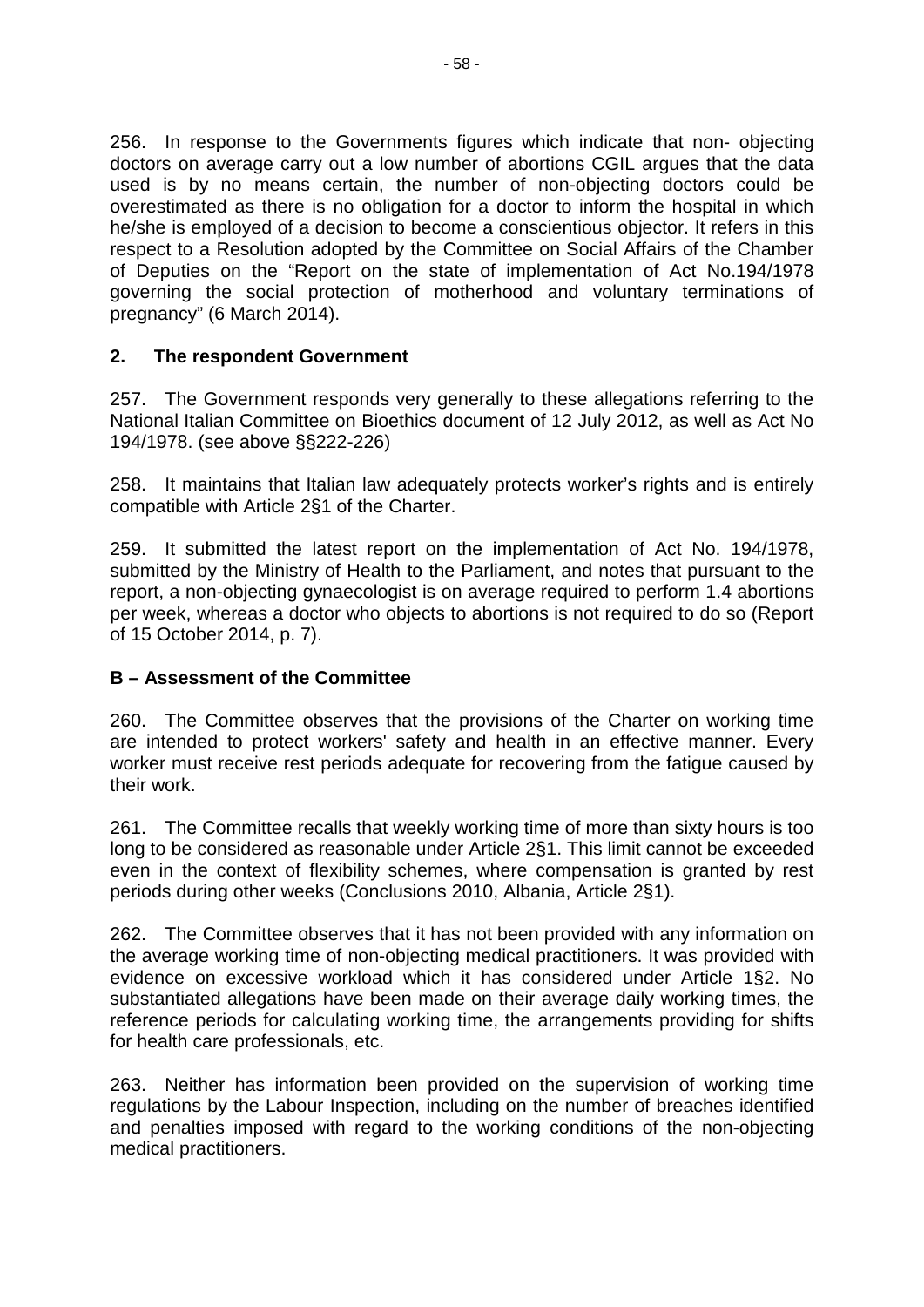256. In response to the Governments figures which indicate that non- objecting doctors on average carry out a low number of abortions CGIL argues that the data used is by no means certain, the number of non-objecting doctors could be overestimated as there is no obligation for a doctor to inform the hospital in which he/she is employed of a decision to become a conscientious objector. It refers in this respect to a Resolution adopted by the Committee on Social Affairs of the Chamber of Deputies on the "Report on the state of implementation of Act No.194/1978 governing the social protection of motherhood and voluntary terminations of pregnancy" (6 March 2014).

## 2. The respondent Government

257. The Government responds very generally to these allegations referring to the National Italian Committee on Bioethics document of 12 July 2012, as well as Act No 194/1978. (see above §§222-226)

258. It maintains that Italian law adequately protects worker's rights and is entirely compatible with Article 2§1 of the Charter.

259. It submitted the latest report on the implementation of Act No. 194/1978, submitted by the Ministry of Health to the Parliament, and notes that pursuant to the report, a non-objecting gynaecologist is on average required to perform 1.4 abortions per week, whereas a doctor who objects to abortions is not required to do so (Report of 15 October 2014, p. 7).

## B – Assessment of the Committee

260. The Committee observes that the provisions of the Charter on working time are intended to protect workers' safety and health in an effective manner. Every worker must receive rest periods adequate for recovering from the fatigue caused by their work.

261. The Committee recalls that weekly working time of more than sixty hours is too long to be considered as reasonable under Article 2§1. This limit cannot be exceeded even in the context of flexibility schemes, where compensation is granted by rest periods during other weeks (Conclusions 2010, Albania, Article 2§1).

262. The Committee observes that it has not been provided with any information on the average working time of non-objecting medical practitioners. It was provided with evidence on excessive workload which it has considered under Article 1§2. No substantiated allegations have been made on their average daily working times, the reference periods for calculating working time, the arrangements providing for shifts for health care professionals, etc.

263. Neither has information been provided on the supervision of working time regulations by the Labour Inspection, including on the number of breaches identified and penalties imposed with regard to the working conditions of the non-objecting medical practitioners.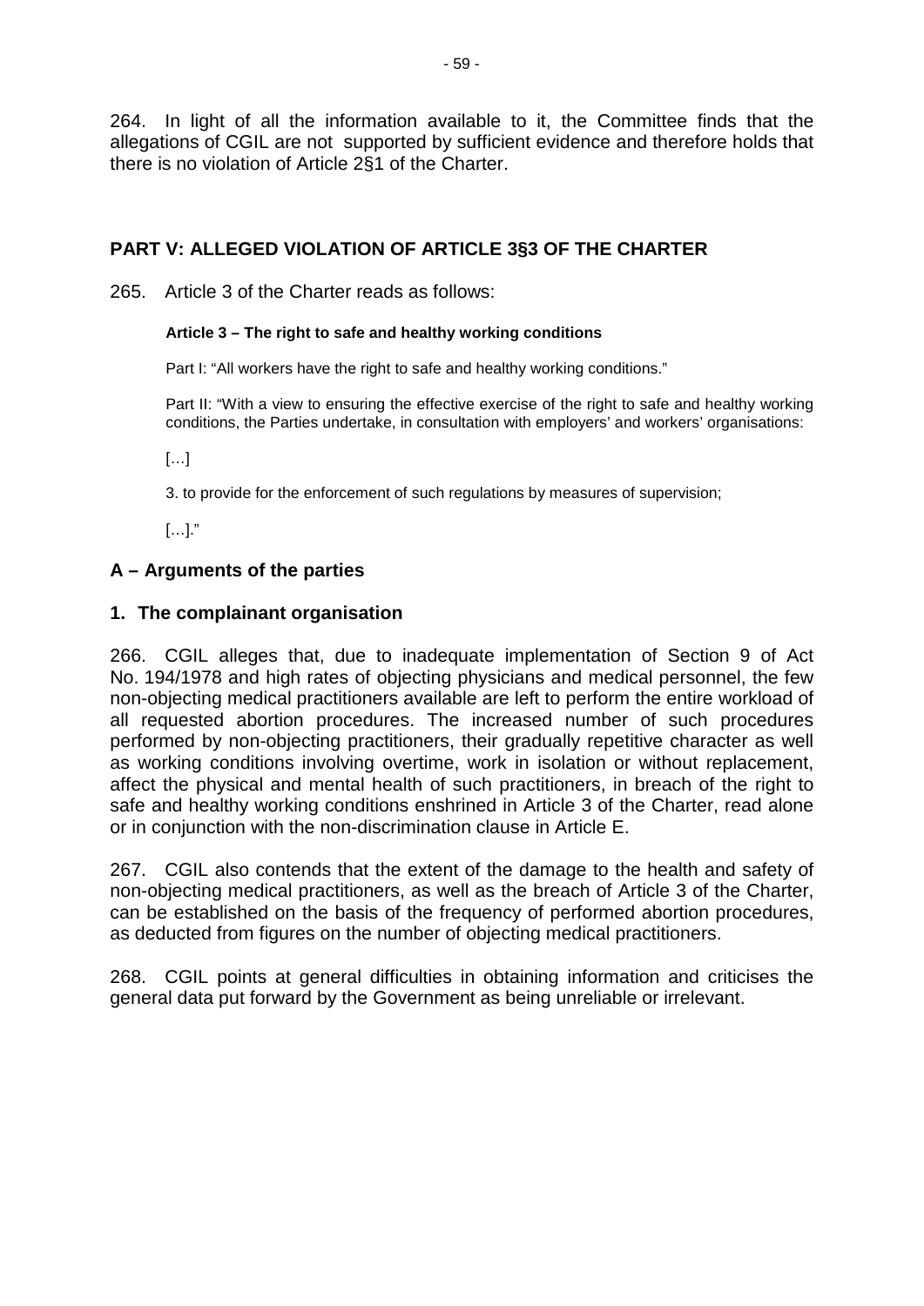264. In light of all the information available to it, the Committee finds that the allegations of CGIL are not supported by sufficient evidence and therefore holds that there is no violation of Article 2§1 of the Charter.

## PART V: ALLEGED VIOLATION OF ARTICLE 3§3 OF THE CHARTER

265. Article 3 of the Charter reads as follows:

> **Article 3 – The right to safe and healthy working conditions**
>
> Part I: "All workers have the right to safe and healthy working conditions."
>
> Part II: "With a view to ensuring the effective exercise of the right to safe and healthy working conditions, the Parties undertake, in consultation with employers' and workers' organisations:
>
> […]
>
> 3. to provide for the enforcement of such regulations by measures of supervision;
>
> […]."

### A – Arguments of the parties

#### 1. The complainant organisation

266. CGIL alleges that, due to inadequate implementation of Section 9 of Act No. 194/1978 and high rates of objecting physicians and medical personnel, the few non-objecting medical practitioners available are left to perform the entire workload of all requested abortion procedures. The increased number of such procedures performed by non-objecting practitioners, their gradually repetitive character as well as working conditions involving overtime, work in isolation or without replacement, affect the physical and mental health of such practitioners, in breach of the right to safe and healthy working conditions enshrined in Article 3 of the Charter, read alone or in conjunction with the non-discrimination clause in Article E.

267. CGIL also contends that the extent of the damage to the health and safety of non-objecting medical practitioners, as well as the breach of Article 3 of the Charter, can be established on the basis of the frequency of performed abortion procedures, as deducted from figures on the number of objecting medical practitioners.

268. CGIL points at general difficulties in obtaining information and criticises the general data put forward by the Government as being unreliable or irrelevant.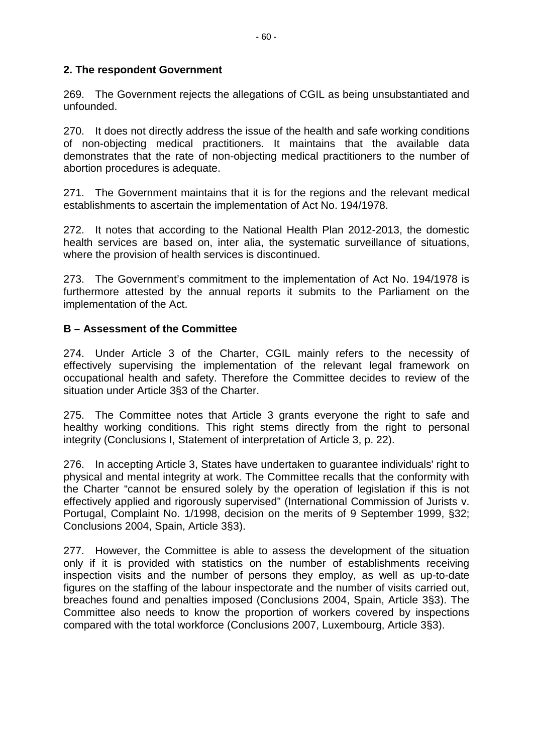### 2. The respondent Government

269. The Government rejects the allegations of CGIL as being unsubstantiated and unfounded.

270. It does not directly address the issue of the health and safe working conditions of non-objecting medical practitioners. It maintains that the available data demonstrates that the rate of non-objecting medical practitioners to the number of abortion procedures is adequate.

271. The Government maintains that it is for the regions and the relevant medical establishments to ascertain the implementation of Act No. 194/1978.

272. It notes that according to the National Health Plan 2012-2013, the domestic health services are based on, inter alia, the systematic surveillance of situations, where the provision of health services is discontinued.

273. The Government's commitment to the implementation of Act No. 194/1978 is furthermore attested by the annual reports it submits to the Parliament on the implementation of the Act.

## B – Assessment of the Committee

274. Under Article 3 of the Charter, CGIL mainly refers to the necessity of effectively supervising the implementation of the relevant legal framework on occupational health and safety. Therefore the Committee decides to review of the situation under Article 3§3 of the Charter.

275. The Committee notes that Article 3 grants everyone the right to safe and healthy working conditions. This right stems directly from the right to personal integrity (Conclusions I, Statement of interpretation of Article 3, p. 22).

276. In accepting Article 3, States have undertaken to guarantee individuals' right to physical and mental integrity at work. The Committee recalls that the conformity with the Charter "cannot be ensured solely by the operation of legislation if this is not effectively applied and rigorously supervised" (International Commission of Jurists v. Portugal, Complaint No. 1/1998, decision on the merits of 9 September 1999, §32; Conclusions 2004, Spain, Article 3§3).

277. However, the Committee is able to assess the development of the situation only if it is provided with statistics on the number of establishments receiving inspection visits and the number of persons they employ, as well as up-to-date figures on the staffing of the labour inspectorate and the number of visits carried out, breaches found and penalties imposed (Conclusions 2004, Spain, Article 3§3). The Committee also needs to know the proportion of workers covered by inspections compared with the total workforce (Conclusions 2007, Luxembourg, Article 3§3).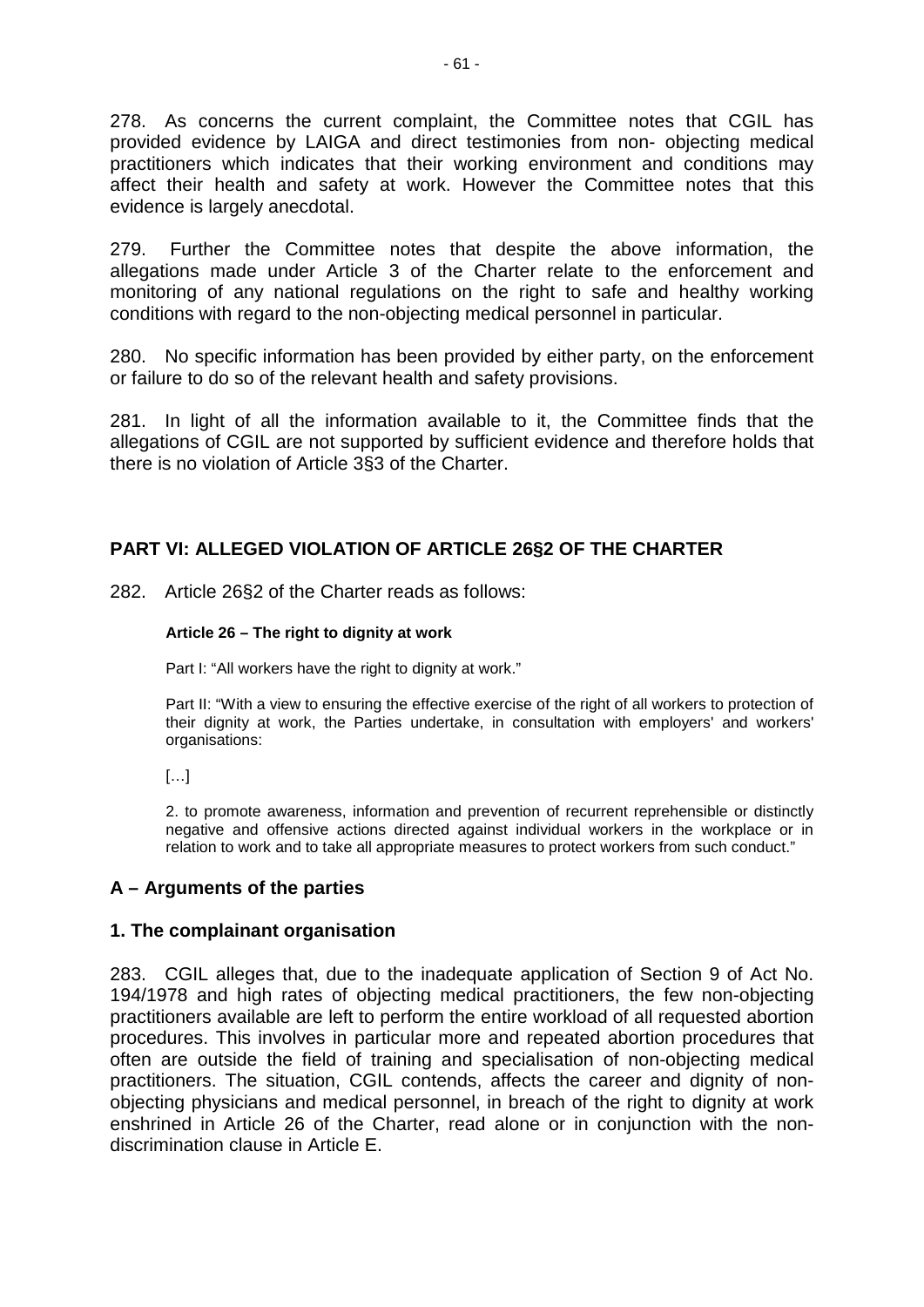278. As concerns the current complaint, the Committee notes that CGIL has provided evidence by LAIGA and direct testimonies from non- objecting medical practitioners which indicates that their working environment and conditions may affect their health and safety at work. However the Committee notes that this evidence is largely anecdotal.

279. Further the Committee notes that despite the above information, the allegations made under Article 3 of the Charter relate to the enforcement and monitoring of any national regulations on the right to safe and healthy working conditions with regard to the non-objecting medical personnel in particular.

280. No specific information has been provided by either party, on the enforcement or failure to do so of the relevant health and safety provisions.

281. In light of all the information available to it, the Committee finds that the allegations of CGIL are not supported by sufficient evidence and therefore holds that there is no violation of Article 3§3 of the Charter.

## PART VI: ALLEGED VIOLATION OF ARTICLE 26§2 OF THE CHARTER

282. Article 26§2 of the Charter reads as follows:

> **Article 26 – The right to dignity at work**
>
> Part I: "All workers have the right to dignity at work."
>
> Part II: "With a view to ensuring the effective exercise of the right of all workers to protection of their dignity at work, the Parties undertake, in consultation with employers' and workers' organisations:
>
> […]
>
> 2. to promote awareness, information and prevention of recurrent reprehensible or distinctly negative and offensive actions directed against individual workers in the workplace or in relation to work and to take all appropriate measures to protect workers from such conduct."

### A – Arguments of the parties

#### 1. The complainant organisation

283. CGIL alleges that, due to the inadequate application of Section 9 of Act No. 194/1978 and high rates of objecting medical practitioners, the few non-objecting practitioners available are left to perform the entire workload of all requested abortion procedures. This involves in particular more and repeated abortion procedures that often are outside the field of training and specialisation of non-objecting medical practitioners. The situation, CGIL contends, affects the career and dignity of non-objecting physicians and medical personnel, in breach of the right to dignity at work enshrined in Article 26 of the Charter, read alone or in conjunction with the non-discrimination clause in Article E.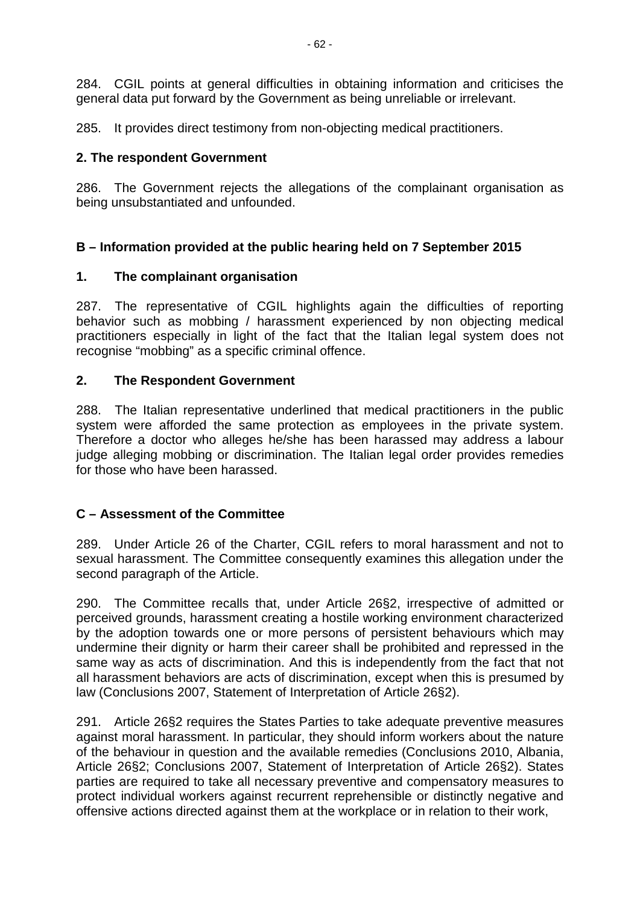284. CGIL points at general difficulties in obtaining information and criticises the general data put forward by the Government as being unreliable or irrelevant.

285. It provides direct testimony from non-objecting medical practitioners.

### 2. The respondent Government

286. The Government rejects the allegations of the complainant organisation as being unsubstantiated and unfounded.

## B – Information provided at the public hearing held on 7 September 2015

### 1. The complainant organisation

287. The representative of CGIL highlights again the difficulties of reporting behavior such as mobbing / harassment experienced by non objecting medical practitioners especially in light of the fact that the Italian legal system does not recognise "mobbing" as a specific criminal offence.

### 2. The Respondent Government

288. The Italian representative underlined that medical practitioners in the public system were afforded the same protection as employees in the private system. Therefore a doctor who alleges he/she has been harassed may address a labour judge alleging mobbing or discrimination. The Italian legal order provides remedies for those who have been harassed.

## C – Assessment of the Committee

289. Under Article 26 of the Charter, CGIL refers to moral harassment and not to sexual harassment. The Committee consequently examines this allegation under the second paragraph of the Article.

290. The Committee recalls that, under Article 26§2, irrespective of admitted or perceived grounds, harassment creating a hostile working environment characterized by the adoption towards one or more persons of persistent behaviours which may undermine their dignity or harm their career shall be prohibited and repressed in the same way as acts of discrimination. And this is independently from the fact that not all harassment behaviors are acts of discrimination, except when this is presumed by law (Conclusions 2007, Statement of Interpretation of Article 26§2).

291. Article 26§2 requires the States Parties to take adequate preventive measures against moral harassment. In particular, they should inform workers about the nature of the behaviour in question and the available remedies (Conclusions 2010, Albania, Article 26§2; Conclusions 2007, Statement of Interpretation of Article 26§2). States parties are required to take all necessary preventive and compensatory measures to protect individual workers against recurrent reprehensible or distinctly negative and offensive actions directed against them at the workplace or in relation to their work,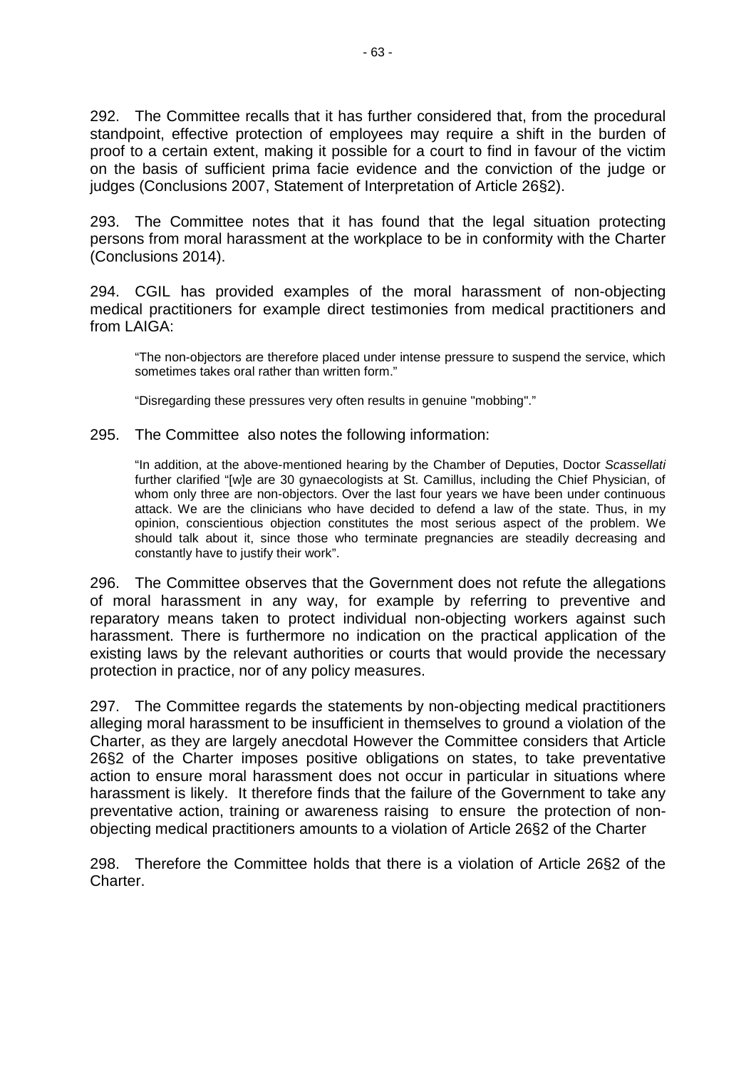292. The Committee recalls that it has further considered that, from the procedural standpoint, effective protection of employees may require a shift in the burden of proof to a certain extent, making it possible for a court to find in favour of the victim on the basis of sufficient prima facie evidence and the conviction of the judge or judges (Conclusions 2007, Statement of Interpretation of Article 26§2).

293. The Committee notes that it has found that the legal situation protecting persons from moral harassment at the workplace to be in conformity with the Charter (Conclusions 2014).

294. CGIL has provided examples of the moral harassment of non-objecting medical practitioners for example direct testimonies from medical practitioners and from LAIGA:

> "The non-objectors are therefore placed under intense pressure to suspend the service, which sometimes takes oral rather than written form."
>
> "Disregarding these pressures very often results in genuine "mobbing"."

295. The Committee also notes the following information:

> "In addition, at the above-mentioned hearing by the Chamber of Deputies, Doctor *Scassellati* further clarified "[w]e are 30 gynaecologists at St. Camillus, including the Chief Physician, of whom only three are non-objectors. Over the last four years we have been under continuous attack. We are the clinicians who have decided to defend a law of the state. Thus, in my opinion, conscientious objection constitutes the most serious aspect of the problem. We should talk about it, since those who terminate pregnancies are steadily decreasing and constantly have to justify their work".

296. The Committee observes that the Government does not refute the allegations of moral harassment in any way, for example by referring to preventive and reparatory means taken to protect individual non-objecting workers against such harassment. There is furthermore no indication on the practical application of the existing laws by the relevant authorities or courts that would provide the necessary protection in practice, nor of any policy measures.

297. The Committee regards the statements by non-objecting medical practitioners alleging moral harassment to be insufficient in themselves to ground a violation of the Charter, as they are largely anecdotal However the Committee considers that Article 26§2 of the Charter imposes positive obligations on states, to take preventative action to ensure moral harassment does not occur in particular in situations where harassment is likely. It therefore finds that the failure of the Government to take any preventative action, training or awareness raising to ensure the protection of non-objecting medical practitioners amounts to a violation of Article 26§2 of the Charter

298. Therefore the Committee holds that there is a violation of Article 26§2 of the Charter.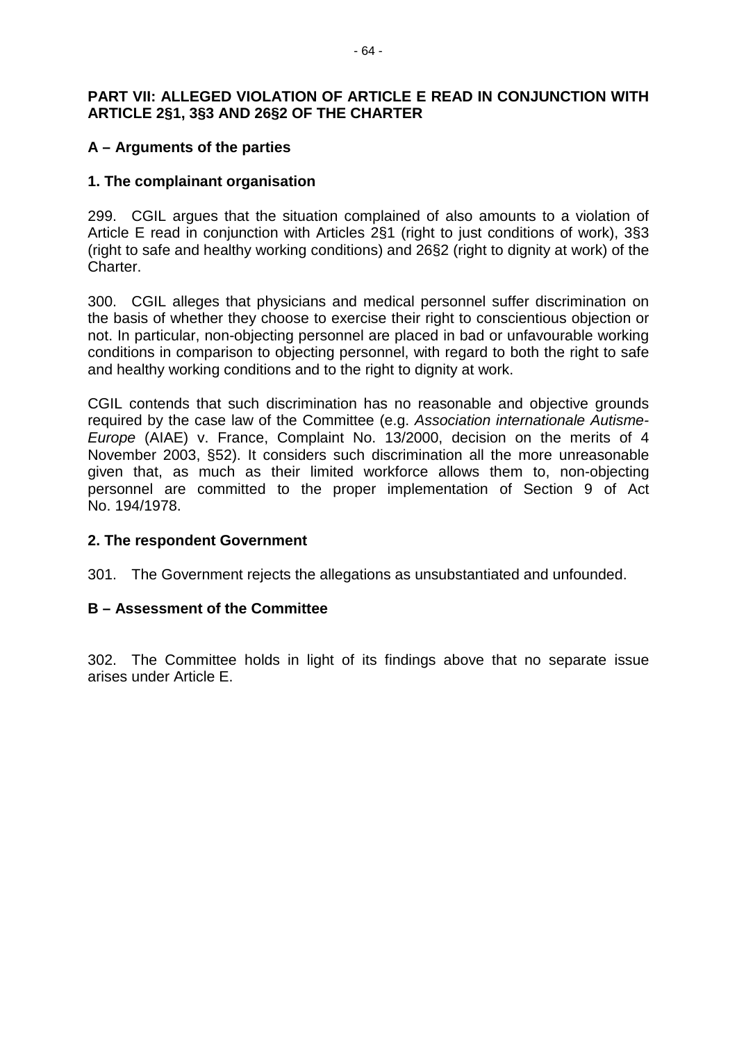**PART VII: ALLEGED VIOLATION OF ARTICLE E READ IN CONJUNCTION WITH ARTICLE 2§1, 3§3 AND 26§2 OF THE CHARTER**

**A – Arguments of the parties**

**1. The complainant organisation**

299. CGIL argues that the situation complained of also amounts to a violation of Article E read in conjunction with Articles 2§1 (right to just conditions of work), 3§3 (right to safe and healthy working conditions) and 26§2 (right to dignity at work) of the Charter.

300. CGIL alleges that physicians and medical personnel suffer discrimination on the basis of whether they choose to exercise their right to conscientious objection or not. In particular, non-objecting personnel are placed in bad or unfavourable working conditions in comparison to objecting personnel, with regard to both the right to safe and healthy working conditions and to the right to dignity at work.

CGIL contends that such discrimination has no reasonable and objective grounds required by the case law of the Committee (e.g. *Association internationale Autisme-Europe* (AIAE) v. France, Complaint No. 13/2000, decision on the merits of 4 November 2003, §52). It considers such discrimination all the more unreasonable given that, as much as their limited workforce allows them to, non-objecting personnel are committed to the proper implementation of Section 9 of Act No. 194/1978.

**2. The respondent Government**

301. The Government rejects the allegations as unsubstantiated and unfounded.

**B – Assessment of the Committee**

302. The Committee holds in light of its findings above that no separate issue arises under Article E.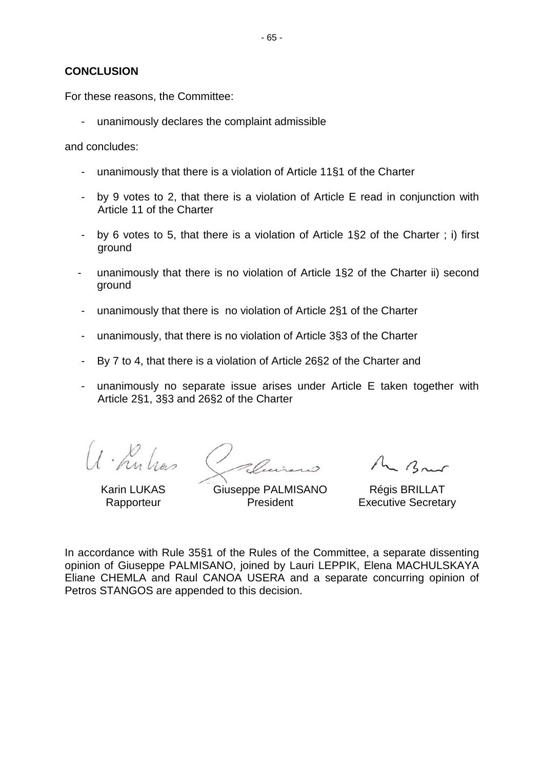**CONCLUSION**

For these reasons, the Committee:

- unanimously declares the complaint admissible

and concludes:

- unanimously that there is a violation of Article 11§1 of the Charter
- by 9 votes to 2, that there is a violation of Article E read in conjunction with Article 11 of the Charter
- by 6 votes to 5, that there is a violation of Article 1§2 of the Charter ; i) first ground
- unanimously that there is no violation of Article 1§2 of the Charter ii) second ground
- unanimously that there is no violation of Article 2§1 of the Charter
- unanimously, that there is no violation of Article 3§3 of the Charter
- By 7 to 4, that there is a violation of Article 26§2 of the Charter and
- unanimously no separate issue arises under Article E taken together with Article 2§1, 3§3 and 26§2 of the Charter

| Karin LUKAS | Giuseppe PALMISANO | Régis BRILLAT |
|---|---|---|
| Rapporteur | President | Executive Secretary |

In accordance with Rule 35§1 of the Rules of the Committee, a separate dissenting opinion of Giuseppe PALMISANO, joined by Lauri LEPPIK, Elena MACHULSKAYA Eliane CHEMLA and Raul CANOA USERA and a separate concurring opinion of Petros STANGOS are appended to this decision.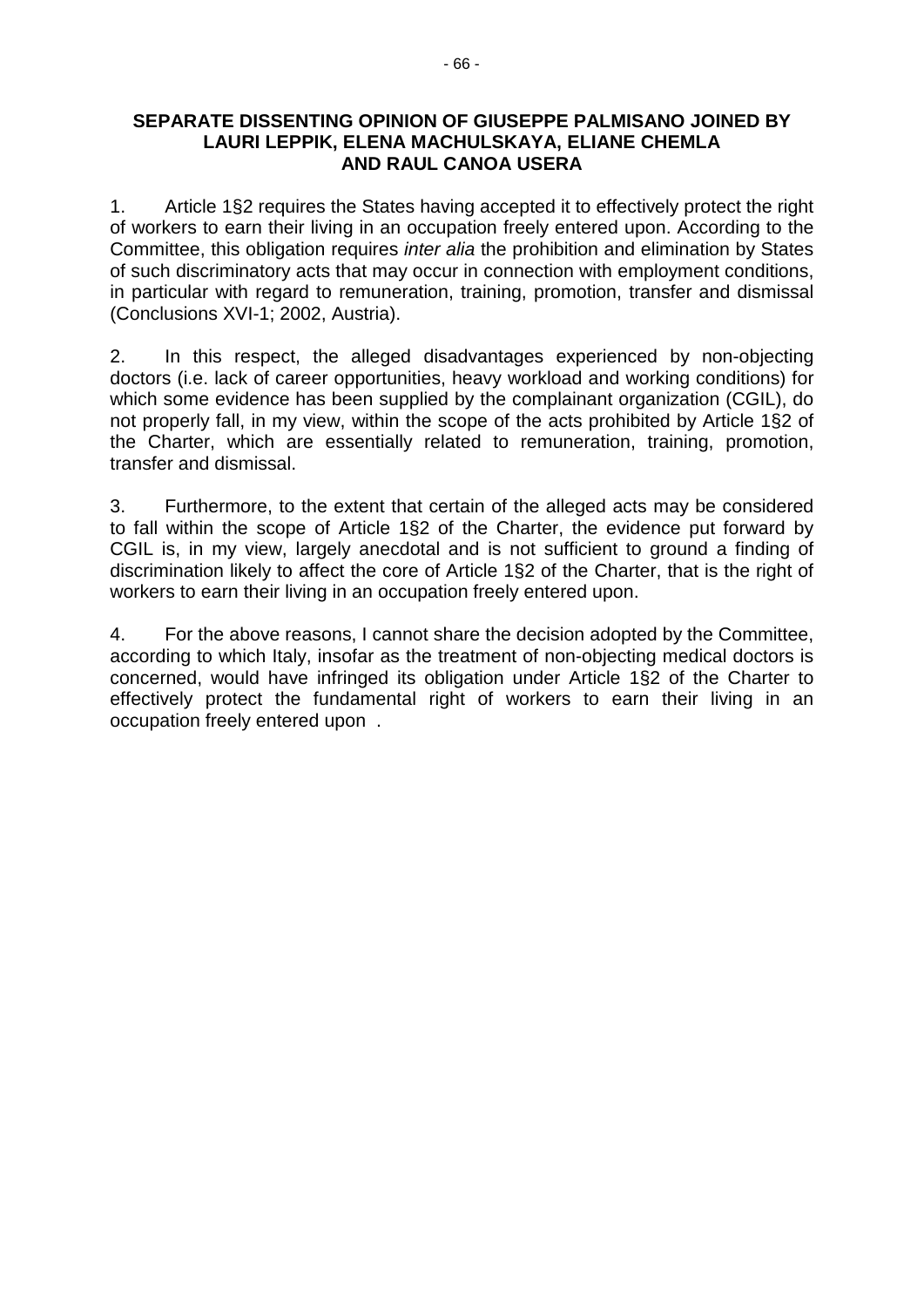## SEPARATE DISSENTING OPINION OF GIUSEPPE PALMISANO JOINED BY LAURI LEPPIK, ELENA MACHULSKAYA, ELIANE CHEMLA AND RAUL CANOA USERA

1. Article 1§2 requires the States having accepted it to effectively protect the right of workers to earn their living in an occupation freely entered upon. According to the Committee, this obligation requires *inter alia* the prohibition and elimination by States of such discriminatory acts that may occur in connection with employment conditions, in particular with regard to remuneration, training, promotion, transfer and dismissal (Conclusions XVI-1; 2002, Austria).

2. In this respect, the alleged disadvantages experienced by non-objecting doctors (i.e. lack of career opportunities, heavy workload and working conditions) for which some evidence has been supplied by the complainant organization (CGIL), do not properly fall, in my view, within the scope of the acts prohibited by Article 1§2 of the Charter, which are essentially related to remuneration, training, promotion, transfer and dismissal.

3. Furthermore, to the extent that certain of the alleged acts may be considered to fall within the scope of Article 1§2 of the Charter, the evidence put forward by CGIL is, in my view, largely anecdotal and is not sufficient to ground a finding of discrimination likely to affect the core of Article 1§2 of the Charter, that is the right of workers to earn their living in an occupation freely entered upon.

4. For the above reasons, I cannot share the decision adopted by the Committee, according to which Italy, insofar as the treatment of non-objecting medical doctors is concerned, would have infringed its obligation under Article 1§2 of the Charter to effectively protect the fundamental right of workers to earn their living in an occupation freely entered upon .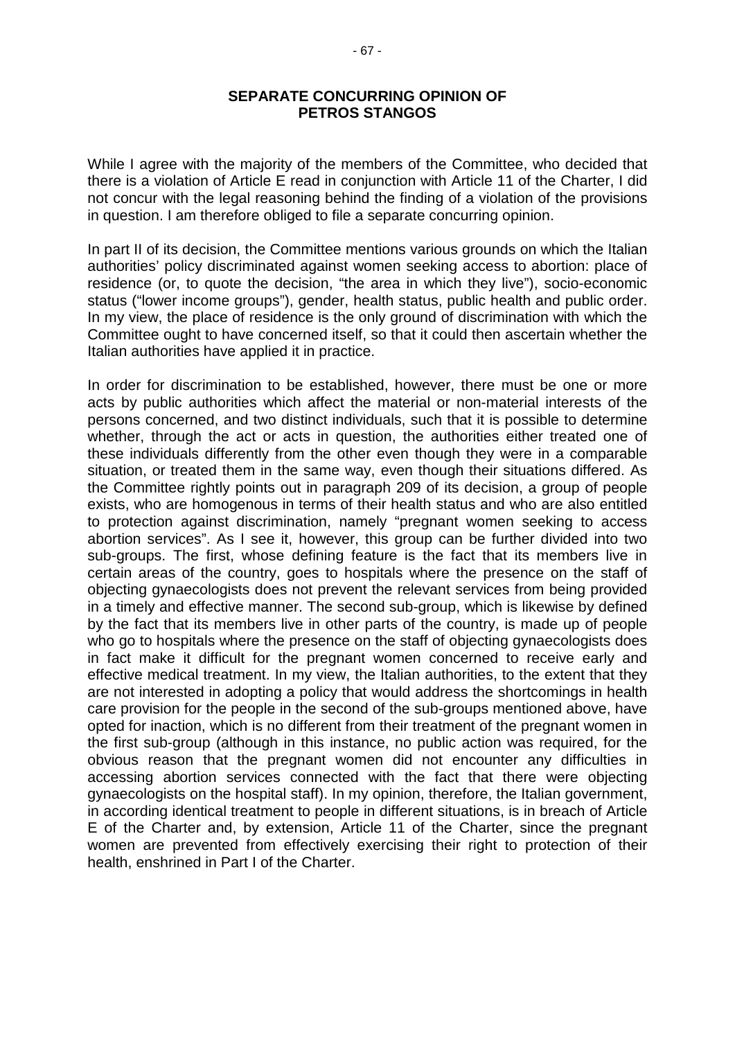## SEPARATE CONCURRING OPINION OF PETROS STANGOS

While I agree with the majority of the members of the Committee, who decided that there is a violation of Article E read in conjunction with Article 11 of the Charter, I did not concur with the legal reasoning behind the finding of a violation of the provisions in question. I am therefore obliged to file a separate concurring opinion.

In part II of its decision, the Committee mentions various grounds on which the Italian authorities' policy discriminated against women seeking access to abortion: place of residence (or, to quote the decision, "the area in which they live"), socio-economic status ("lower income groups"), gender, health status, public health and public order. In my view, the place of residence is the only ground of discrimination with which the Committee ought to have concerned itself, so that it could then ascertain whether the Italian authorities have applied it in practice.

In order for discrimination to be established, however, there must be one or more acts by public authorities which affect the material or non-material interests of the persons concerned, and two distinct individuals, such that it is possible to determine whether, through the act or acts in question, the authorities either treated one of these individuals differently from the other even though they were in a comparable situation, or treated them in the same way, even though their situations differed. As the Committee rightly points out in paragraph 209 of its decision, a group of people exists, who are homogenous in terms of their health status and who are also entitled to protection against discrimination, namely "pregnant women seeking to access abortion services". As I see it, however, this group can be further divided into two sub-groups. The first, whose defining feature is the fact that its members live in certain areas of the country, goes to hospitals where the presence on the staff of objecting gynaecologists does not prevent the relevant services from being provided in a timely and effective manner. The second sub-group, which is likewise by defined by the fact that its members live in other parts of the country, is made up of people who go to hospitals where the presence on the staff of objecting gynaecologists does in fact make it difficult for the pregnant women concerned to receive early and effective medical treatment. In my view, the Italian authorities, to the extent that they are not interested in adopting a policy that would address the shortcomings in health care provision for the people in the second of the sub-groups mentioned above, have opted for inaction, which is no different from their treatment of the pregnant women in the first sub-group (although in this instance, no public action was required, for the obvious reason that the pregnant women did not encounter any difficulties in accessing abortion services connected with the fact that there were objecting gynaecologists on the hospital staff). In my opinion, therefore, the Italian government, in according identical treatment to people in different situations, is in breach of Article E of the Charter and, by extension, Article 11 of the Charter, since the pregnant women are prevented from effectively exercising their right to protection of their health, enshrined in Part I of the Charter.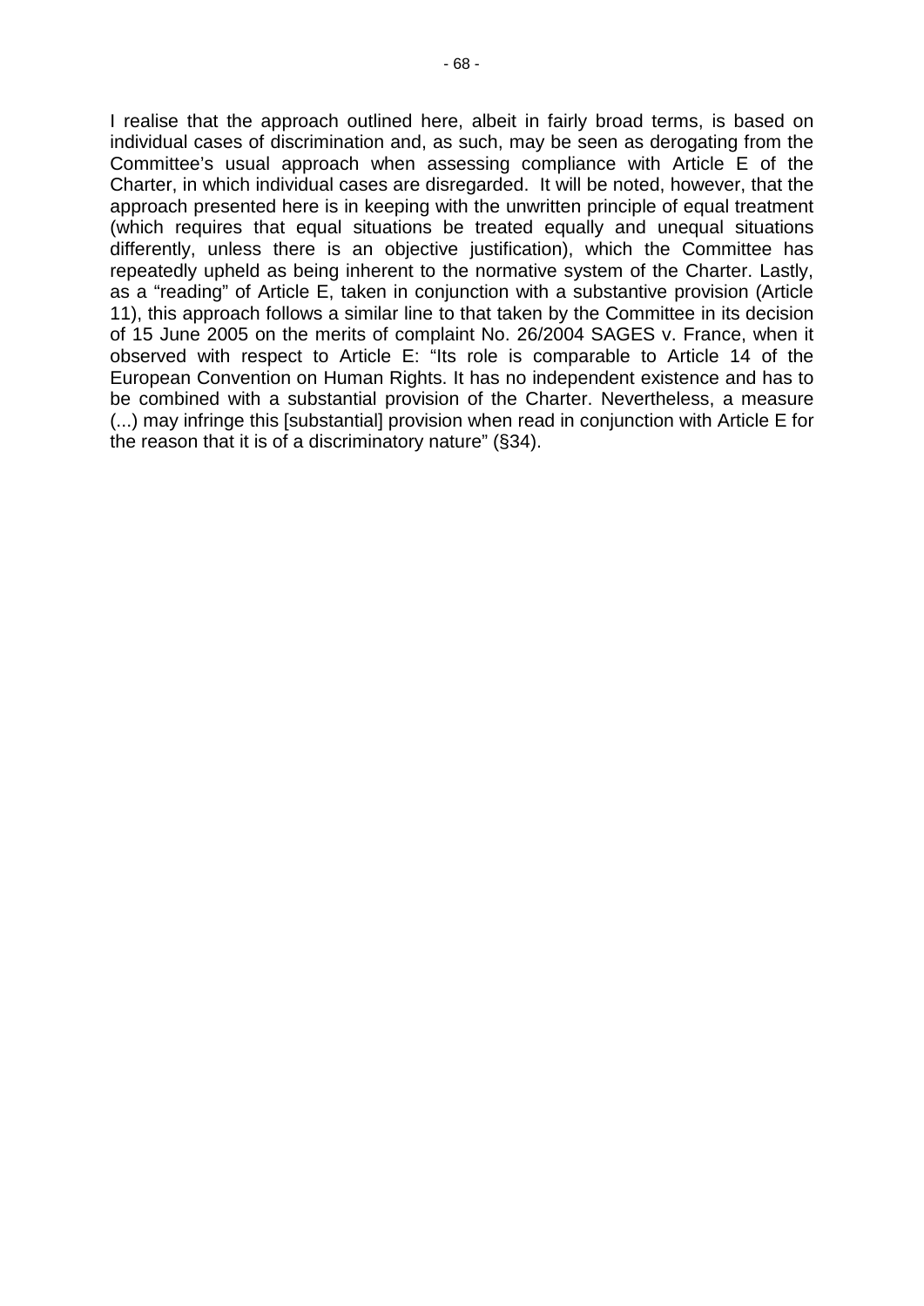I realise that the approach outlined here, albeit in fairly broad terms, is based on individual cases of discrimination and, as such, may be seen as derogating from the Committee's usual approach when assessing compliance with Article E of the Charter, in which individual cases are disregarded. It will be noted, however, that the approach presented here is in keeping with the unwritten principle of equal treatment (which requires that equal situations be treated equally and unequal situations differently, unless there is an objective justification), which the Committee has repeatedly upheld as being inherent to the normative system of the Charter. Lastly, as a "reading" of Article E, taken in conjunction with a substantive provision (Article 11), this approach follows a similar line to that taken by the Committee in its decision of 15 June 2005 on the merits of complaint No. 26/2004 SAGES v. France, when it observed with respect to Article E: "Its role is comparable to Article 14 of the European Convention on Human Rights. It has no independent existence and has to be combined with a substantial provision of the Charter. Nevertheless, a measure (...) may infringe this [substantial] provision when read in conjunction with Article E for the reason that it is of a discriminatory nature" (§34).